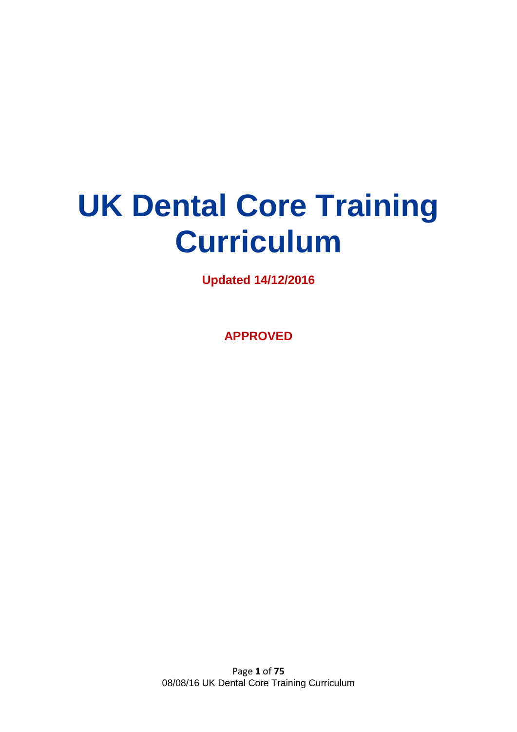# UK Dental Core Training Curriculum

**Updated 14/12/2016**

**APPROVED**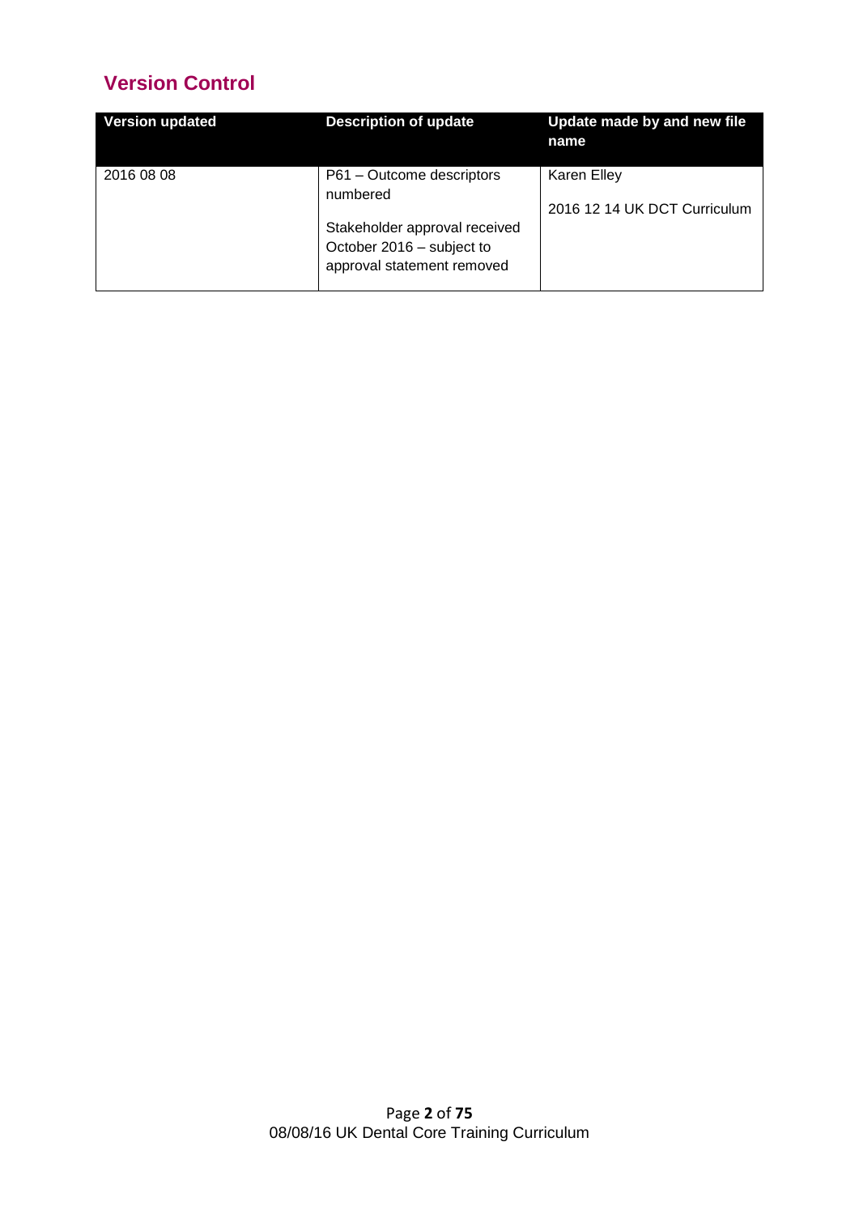## Version Control

| Version updated | Description of update | Update made by and new file name |
|---|---|---|
| 2016 08 08 | P61 – Outcome descriptors numbered<br><br>Stakeholder approval received October 2016 – subject to approval statement removed | Karen Elley<br><br>2016 12 14 UK DCT Curriculum |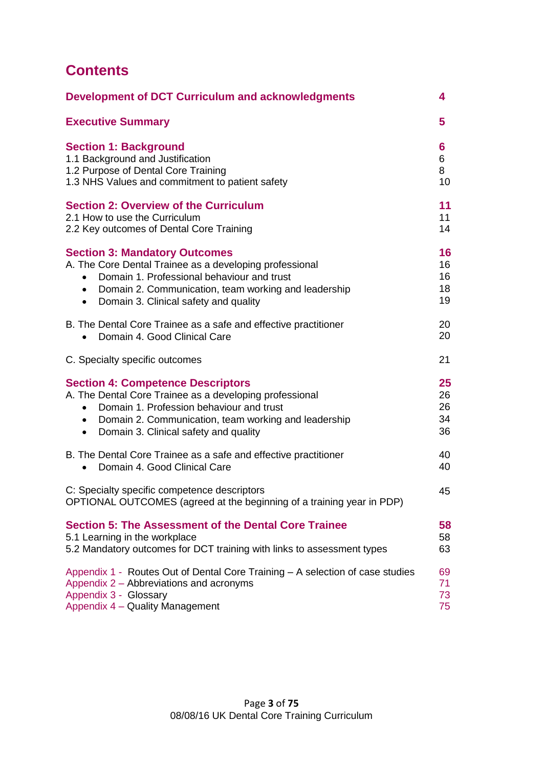# Contents

| | |
|---|---|
| **Development of DCT Curriculum and acknowledgments** | **4** |
| **Executive Summary** | **5** |
| **Section 1: Background** | **6** |
| 1.1 Background and Justification | 6 |
| 1.2 Purpose of Dental Core Training | 8 |
| 1.3 NHS Values and commitment to patient safety | 10 |
| **Section 2: Overview of the Curriculum** | **11** |
| 2.1 How to use the Curriculum | 11 |
| 2.2 Key outcomes of Dental Core Training | 14 |
| **Section 3: Mandatory Outcomes** | **16** |
| A. The Core Dental Trainee as a developing professional | 16 |
| • Domain 1. Professional behaviour and trust | 16 |
| • Domain 2. Communication, team working and leadership | 18 |
| • Domain 3. Clinical safety and quality | 19 |
| B. The Dental Core Trainee as a safe and effective practitioner | 20 |
| • Domain 4. Good Clinical Care | 20 |
| C. Specialty specific outcomes | 21 |
| **Section 4: Competence Descriptors** | **25** |
| A. The Dental Core Trainee as a developing professional | 26 |
| • Domain 1. Profession behaviour and trust | 26 |
| • Domain 2. Communication, team working and leadership | 34 |
| • Domain 3. Clinical safety and quality | 36 |
| B. The Dental Core Trainee as a safe and effective practitioner | 40 |
| • Domain 4. Good Clinical Care | 40 |
| C: Specialty specific competence descriptors<br>OPTIONAL OUTCOMES (agreed at the beginning of a training year in PDP) | 45 |
| **Section 5: The Assessment of the Dental Core Trainee** | **58** |
| 5.1 Learning in the workplace | 58 |
| 5.2 Mandatory outcomes for DCT training with links to assessment types | 63 |
| Appendix 1 - Routes Out of Dental Core Training – A selection of case studies | 69 |
| Appendix 2 – Abbreviations and acronyms | 71 |
| Appendix 3 - Glossary | 73 |
| Appendix 4 – Quality Management | 75 |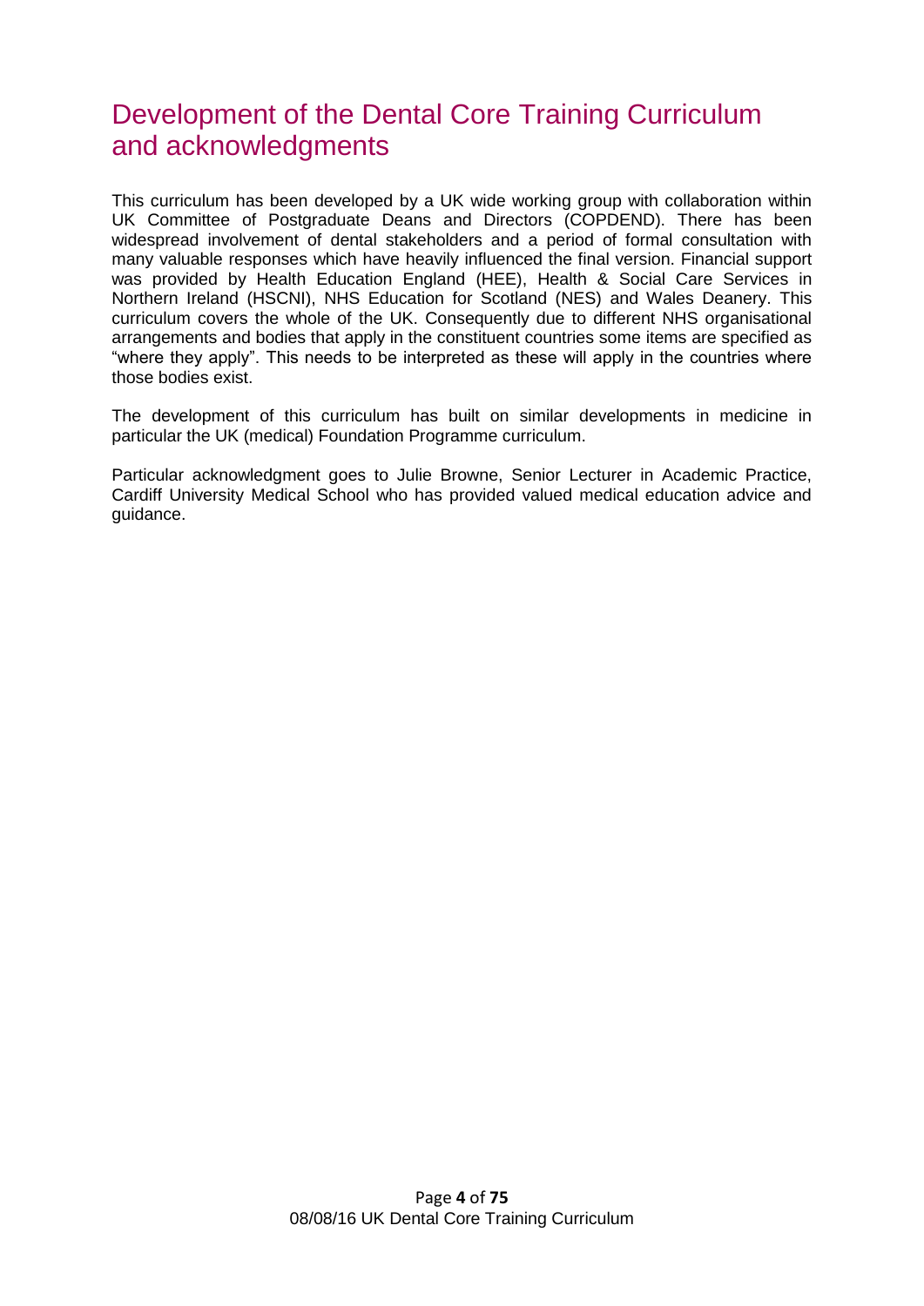# Development of the Dental Core Training Curriculum and acknowledgments

This curriculum has been developed by a UK wide working group with collaboration within UK Committee of Postgraduate Deans and Directors (COPDEND). There has been widespread involvement of dental stakeholders and a period of formal consultation with many valuable responses which have heavily influenced the final version. Financial support was provided by Health Education England (HEE), Health & Social Care Services in Northern Ireland (HSCNI), NHS Education for Scotland (NES) and Wales Deanery. This curriculum covers the whole of the UK. Consequently due to different NHS organisational arrangements and bodies that apply in the constituent countries some items are specified as "where they apply". This needs to be interpreted as these will apply in the countries where those bodies exist.

The development of this curriculum has built on similar developments in medicine in particular the UK (medical) Foundation Programme curriculum.

Particular acknowledgment goes to Julie Browne, Senior Lecturer in Academic Practice, Cardiff University Medical School who has provided valued medical education advice and guidance.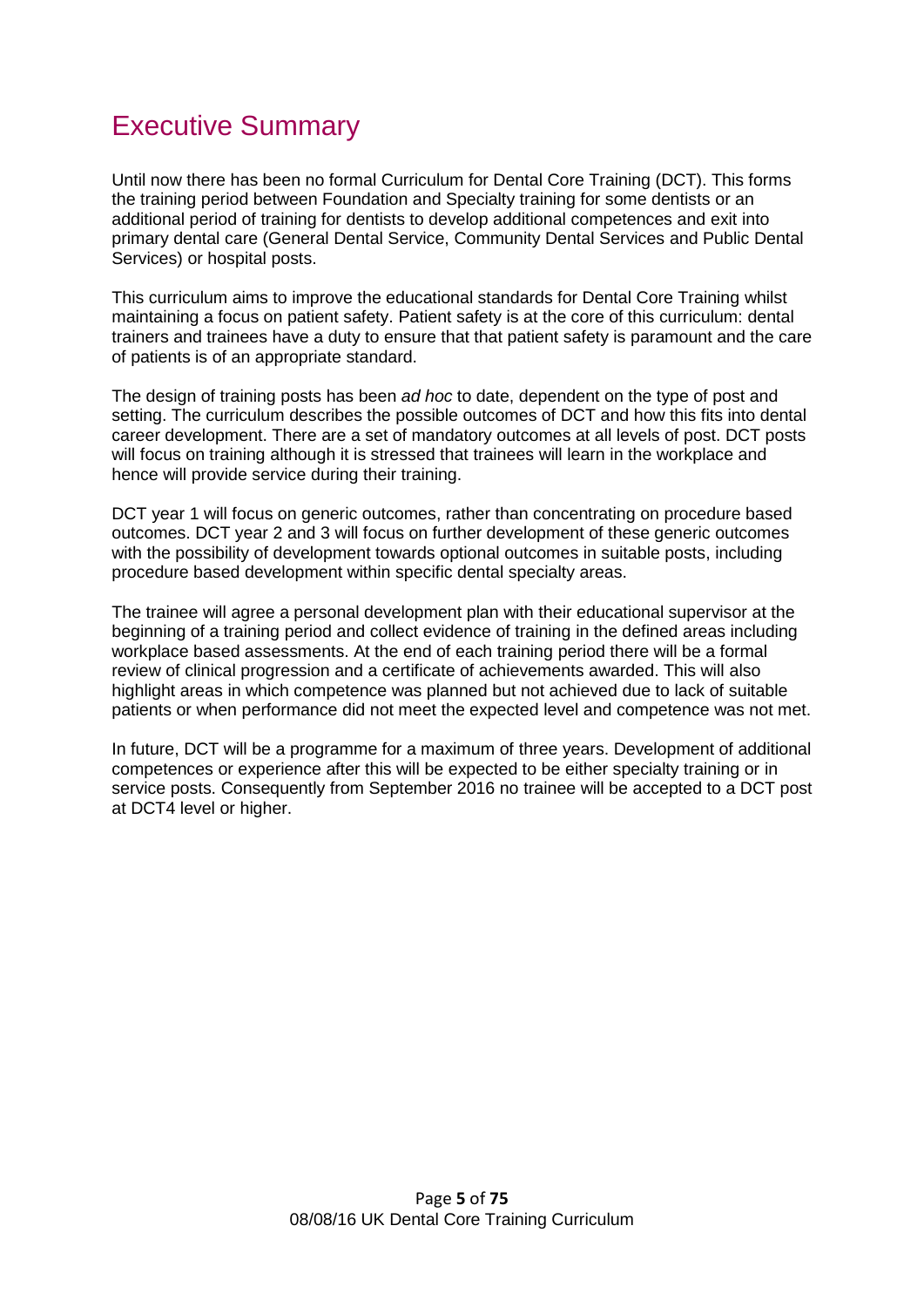# Executive Summary

Until now there has been no formal Curriculum for Dental Core Training (DCT). This forms the training period between Foundation and Specialty training for some dentists or an additional period of training for dentists to develop additional competences and exit into primary dental care (General Dental Service, Community Dental Services and Public Dental Services) or hospital posts.

This curriculum aims to improve the educational standards for Dental Core Training whilst maintaining a focus on patient safety. Patient safety is at the core of this curriculum: dental trainers and trainees have a duty to ensure that that patient safety is paramount and the care of patients is of an appropriate standard.

The design of training posts has been *ad hoc* to date, dependent on the type of post and setting. The curriculum describes the possible outcomes of DCT and how this fits into dental career development. There are a set of mandatory outcomes at all levels of post. DCT posts will focus on training although it is stressed that trainees will learn in the workplace and hence will provide service during their training.

DCT year 1 will focus on generic outcomes, rather than concentrating on procedure based outcomes. DCT year 2 and 3 will focus on further development of these generic outcomes with the possibility of development towards optional outcomes in suitable posts, including procedure based development within specific dental specialty areas.

The trainee will agree a personal development plan with their educational supervisor at the beginning of a training period and collect evidence of training in the defined areas including workplace based assessments. At the end of each training period there will be a formal review of clinical progression and a certificate of achievements awarded. This will also highlight areas in which competence was planned but not achieved due to lack of suitable patients or when performance did not meet the expected level and competence was not met.

In future, DCT will be a programme for a maximum of three years. Development of additional competences or experience after this will be expected to be either specialty training or in service posts. Consequently from September 2016 no trainee will be accepted to a DCT post at DCT4 level or higher.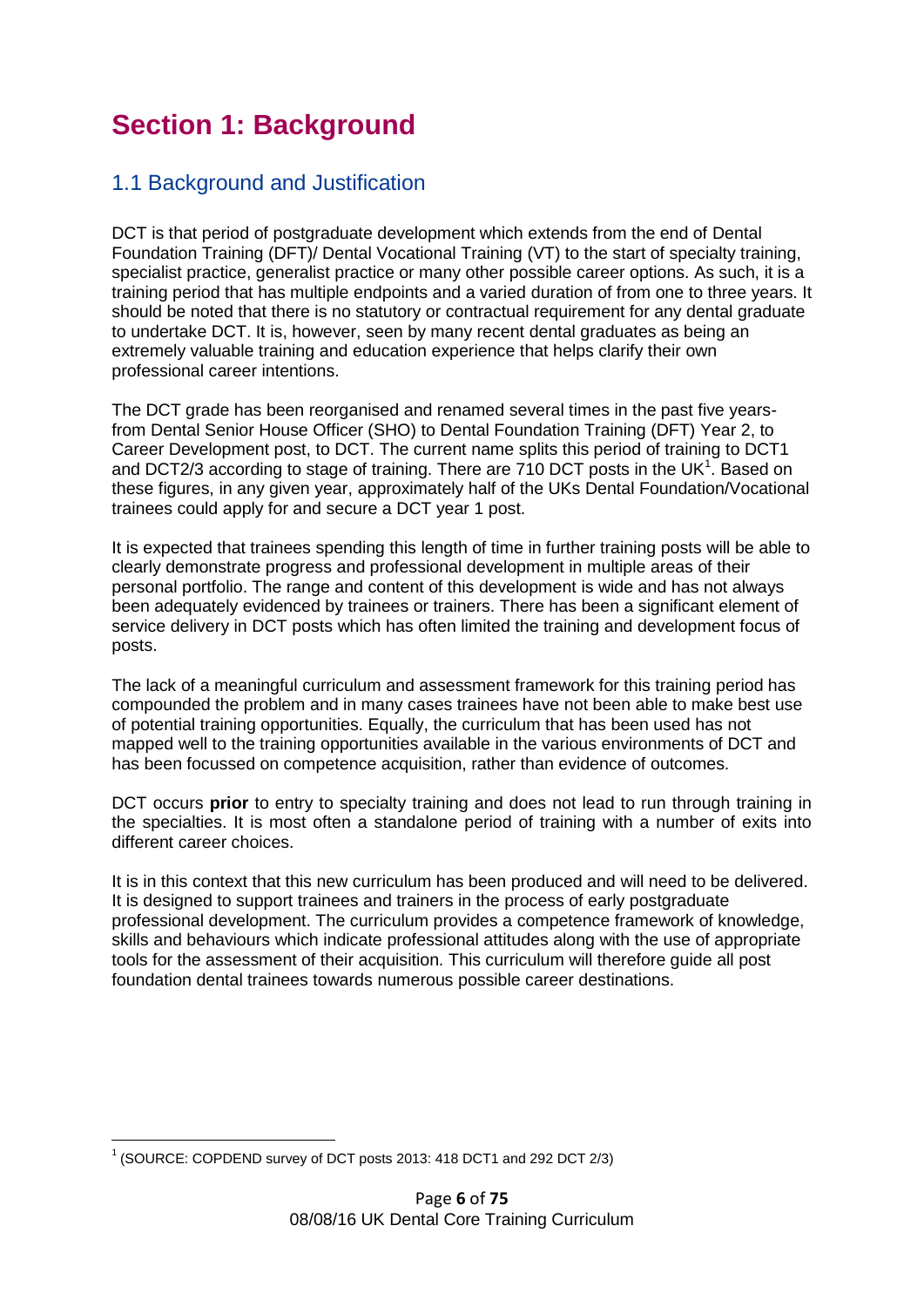# Section 1: Background

## 1.1 Background and Justification

DCT is that period of postgraduate development which extends from the end of Dental Foundation Training (DFT)/ Dental Vocational Training (VT) to the start of specialty training, specialist practice, generalist practice or many other possible career options. As such, it is a training period that has multiple endpoints and a varied duration of from one to three years. It should be noted that there is no statutory or contractual requirement for any dental graduate to undertake DCT. It is, however, seen by many recent dental graduates as being an extremely valuable training and education experience that helps clarify their own professional career intentions.

The DCT grade has been reorganised and renamed several times in the past five years- from Dental Senior House Officer (SHO) to Dental Foundation Training (DFT) Year 2, to Career Development post, to DCT. The current name splits this period of training to DCT1 and DCT2/3 according to stage of training. There are 710 DCT posts in the UK[1]. Based on these figures, in any given year, approximately half of the UKs Dental Foundation/Vocational trainees could apply for and secure a DCT year 1 post.

It is expected that trainees spending this length of time in further training posts will be able to clearly demonstrate progress and professional development in multiple areas of their personal portfolio. The range and content of this development is wide and has not always been adequately evidenced by trainees or trainers. There has been a significant element of service delivery in DCT posts which has often limited the training and development focus of posts.

The lack of a meaningful curriculum and assessment framework for this training period has compounded the problem and in many cases trainees have not been able to make best use of potential training opportunities. Equally, the curriculum that has been used has not mapped well to the training opportunities available in the various environments of DCT and has been focussed on competence acquisition, rather than evidence of outcomes.

DCT occurs **prior** to entry to specialty training and does not lead to run through training in the specialties. It is most often a standalone period of training with a number of exits into different career choices.

It is in this context that this new curriculum has been produced and will need to be delivered. It is designed to support trainees and trainers in the process of early postgraduate professional development. The curriculum provides a competence framework of knowledge, skills and behaviours which indicate professional attitudes along with the use of appropriate tools for the assessment of their acquisition. This curriculum will therefore guide all post foundation dental trainees towards numerous possible career destinations.

[1] (SOURCE: COPDEND survey of DCT posts 2013: 418 DCT1 and 292 DCT 2/3)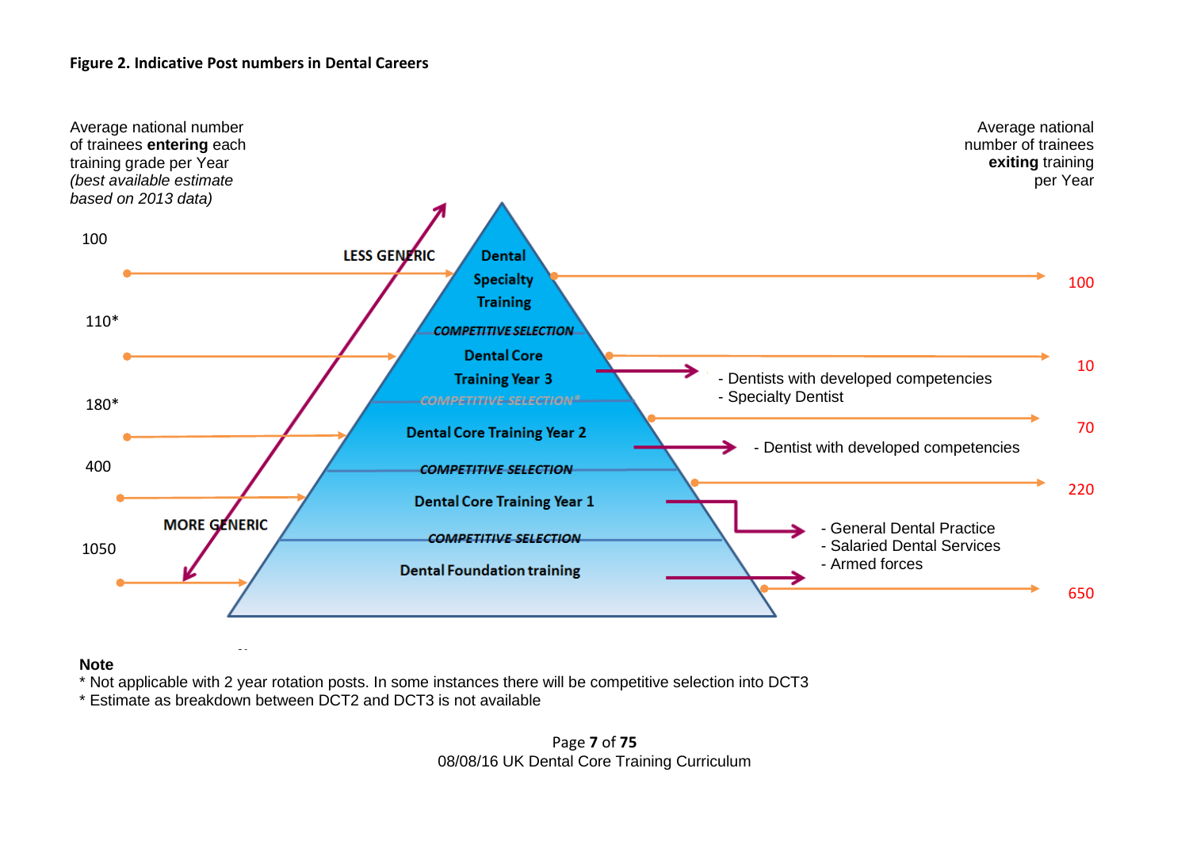**Figure 2. Indicative Post numbers in Dental Careers**

Average national number of trainees **entering** each training grade per Year *(best available estimate based on 2013 data)*

Average national number of trainees **exiting** training per Year

| Entering | Training grade | Exiting | Destination |
|---|---|---|---|
| 100 | Dental Specialty Training | 100 | |
| | COMPETITIVE SELECTION | | |
| 110* | Dental Core Training Year 3 | 10 | - Dentists with developed competencies<br>- Specialty Dentist |
| | COMPETITIVE SELECTION* | | |
| 180* | Dental Core Training Year 2 | 70 | - Dentist with developed competencies |
| | COMPETITIVE SELECTION | | |
| 400 | Dental Core Training Year 1 | 220 | - General Dental Practice<br>- Salaried Dental Services<br>- Armed forces |
| | COMPETITIVE SELECTION | | |
| 1050 | Dental Foundation training | 650 | |

LESS GENERIC ↔ MORE GENERIC

**Note**

\* Not applicable with 2 year rotation posts. In some instances there will be competitive selection into DCT3

\* Estimate as breakdown between DCT2 and DCT3 is not available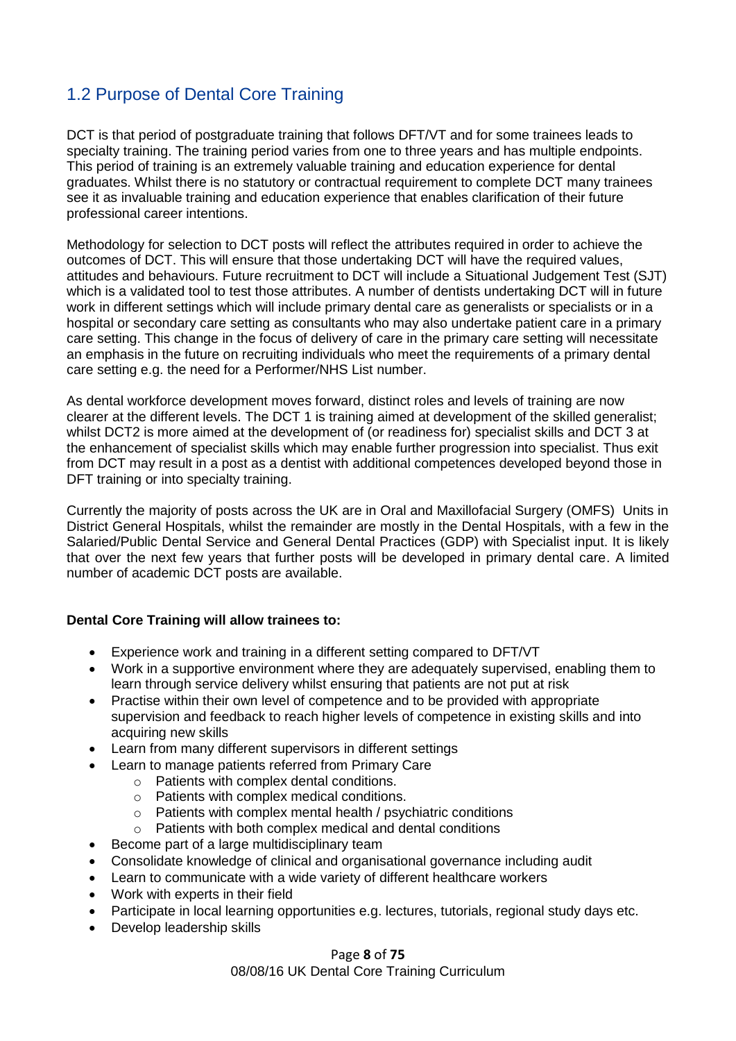## 1.2 Purpose of Dental Core Training

DCT is that period of postgraduate training that follows DFT/VT and for some trainees leads to specialty training. The training period varies from one to three years and has multiple endpoints. This period of training is an extremely valuable training and education experience for dental graduates. Whilst there is no statutory or contractual requirement to complete DCT many trainees see it as invaluable training and education experience that enables clarification of their future professional career intentions.

Methodology for selection to DCT posts will reflect the attributes required in order to achieve the outcomes of DCT. This will ensure that those undertaking DCT will have the required values, attitudes and behaviours. Future recruitment to DCT will include a Situational Judgement Test (SJT) which is a validated tool to test those attributes. A number of dentists undertaking DCT will in future work in different settings which will include primary dental care as generalists or specialists or in a hospital or secondary care setting as consultants who may also undertake patient care in a primary care setting. This change in the focus of delivery of care in the primary care setting will necessitate an emphasis in the future on recruiting individuals who meet the requirements of a primary dental care setting e.g. the need for a Performer/NHS List number.

As dental workforce development moves forward, distinct roles and levels of training are now clearer at the different levels. The DCT 1 is training aimed at development of the skilled generalist; whilst DCT2 is more aimed at the development of (or readiness for) specialist skills and DCT 3 at the enhancement of specialist skills which may enable further progression into specialist. Thus exit from DCT may result in a post as a dentist with additional competences developed beyond those in DFT training or into specialty training.

Currently the majority of posts across the UK are in Oral and Maxillofacial Surgery (OMFS) Units in District General Hospitals, whilst the remainder are mostly in the Dental Hospitals, with a few in the Salaried/Public Dental Service and General Dental Practices (GDP) with Specialist input. It is likely that over the next few years that further posts will be developed in primary dental care. A limited number of academic DCT posts are available.

**Dental Core Training will allow trainees to:**

- Experience work and training in a different setting compared to DFT/VT
- Work in a supportive environment where they are adequately supervised, enabling them to learn through service delivery whilst ensuring that patients are not put at risk
- Practise within their own level of competence and to be provided with appropriate supervision and feedback to reach higher levels of competence in existing skills and into acquiring new skills
- Learn from many different supervisors in different settings
- Learn to manage patients referred from Primary Care
  - Patients with complex dental conditions.
  - Patients with complex medical conditions.
  - Patients with complex mental health / psychiatric conditions
  - Patients with both complex medical and dental conditions
- Become part of a large multidisciplinary team
- Consolidate knowledge of clinical and organisational governance including audit
- Learn to communicate with a wide variety of different healthcare workers
- Work with experts in their field
- Participate in local learning opportunities e.g. lectures, tutorials, regional study days etc.
- Develop leadership skills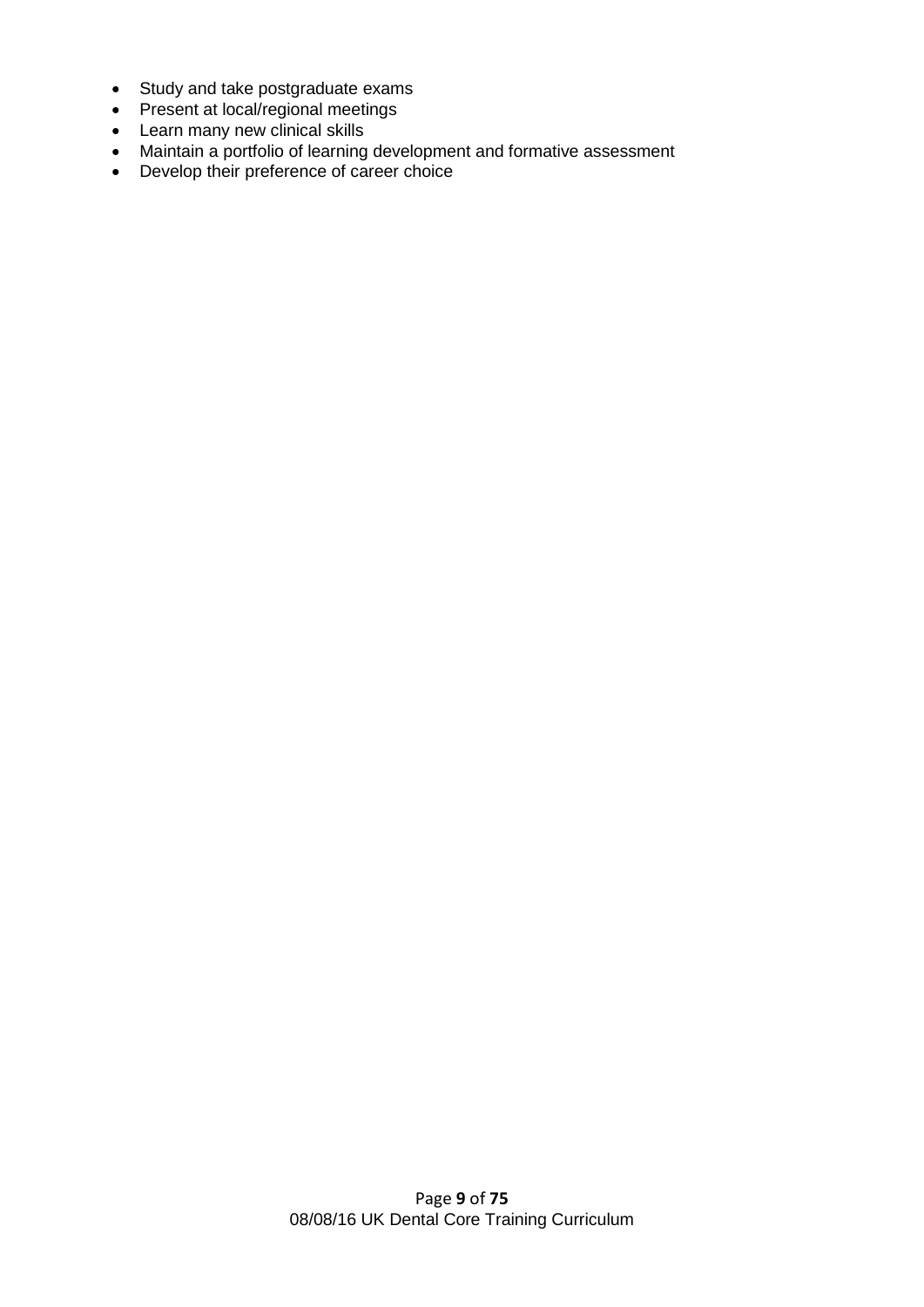- Study and take postgraduate exams
- Present at local/regional meetings
- Learn many new clinical skills
- Maintain a portfolio of learning development and formative assessment
- Develop their preference of career choice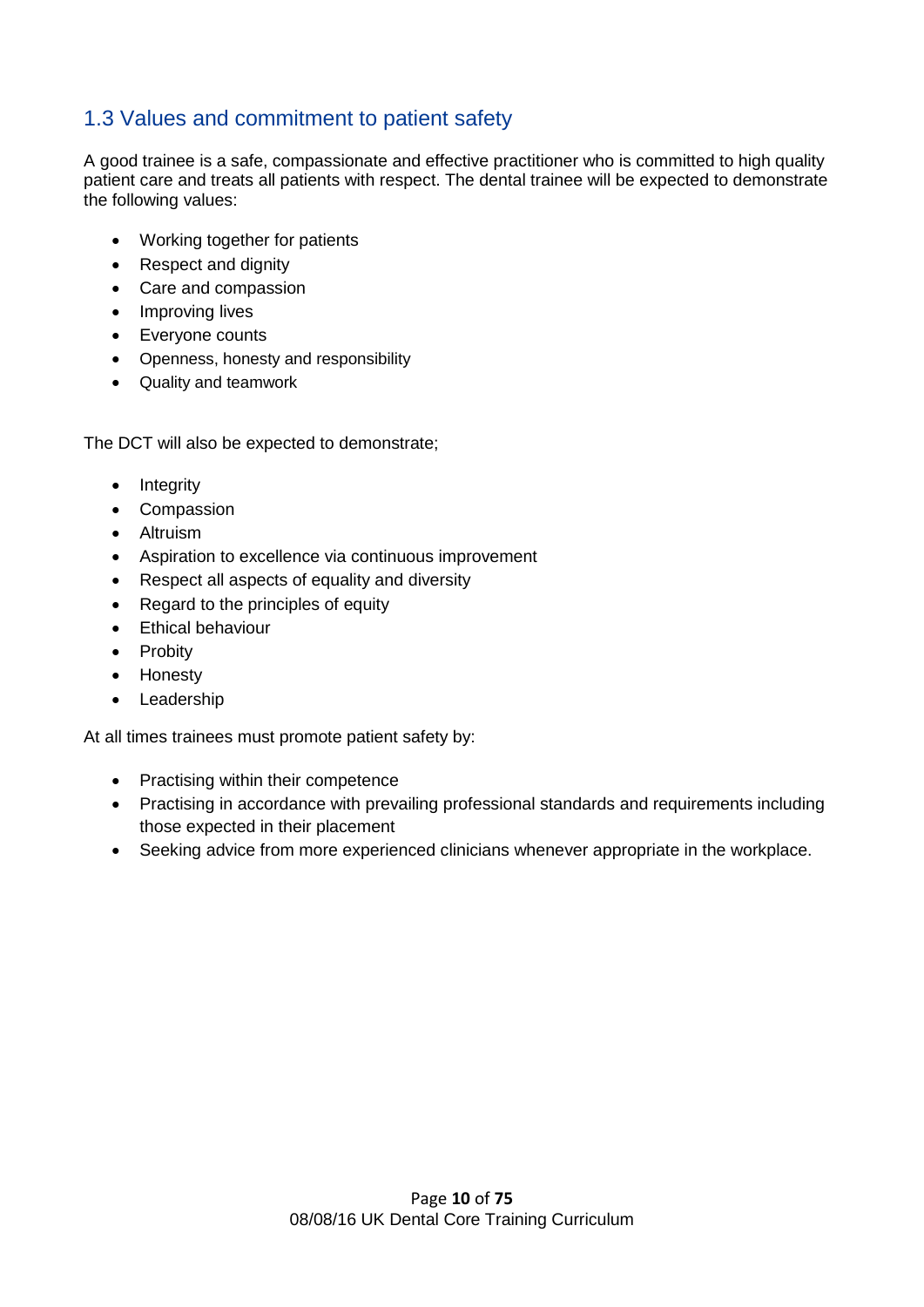## 1.3 Values and commitment to patient safety

A good trainee is a safe, compassionate and effective practitioner who is committed to high quality patient care and treats all patients with respect. The dental trainee will be expected to demonstrate the following values:

- Working together for patients
- Respect and dignity
- Care and compassion
- Improving lives
- Everyone counts
- Openness, honesty and responsibility
- Quality and teamwork

The DCT will also be expected to demonstrate;

- Integrity
- Compassion
- Altruism
- Aspiration to excellence via continuous improvement
- Respect all aspects of equality and diversity
- Regard to the principles of equity
- Ethical behaviour
- Probity
- Honesty
- Leadership

At all times trainees must promote patient safety by:

- Practising within their competence
- Practising in accordance with prevailing professional standards and requirements including those expected in their placement
- Seeking advice from more experienced clinicians whenever appropriate in the workplace.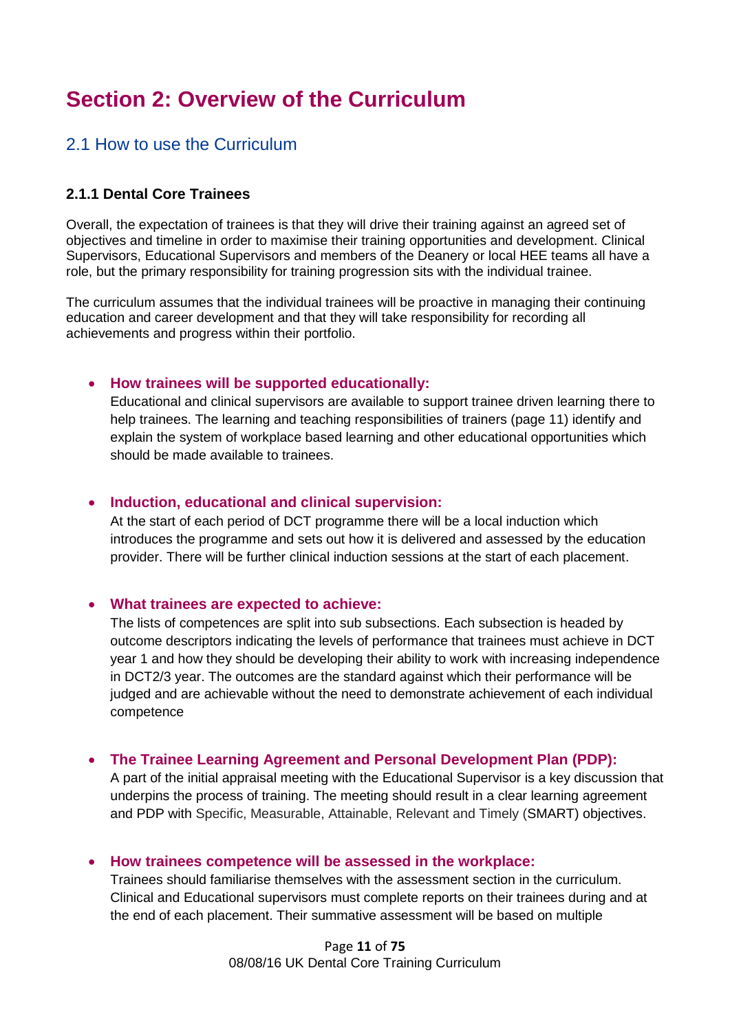# Section 2: Overview of the Curriculum

## 2.1 How to use the Curriculum

### 2.1.1 Dental Core Trainees

Overall, the expectation of trainees is that they will drive their training against an agreed set of objectives and timeline in order to maximise their training opportunities and development. Clinical Supervisors, Educational Supervisors and members of the Deanery or local HEE teams all have a role, but the primary responsibility for training progression sits with the individual trainee.

The curriculum assumes that the individual trainees will be proactive in managing their continuing education and career development and that they will take responsibility for recording all achievements and progress within their portfolio.

- **How trainees will be supported educationally:**
  Educational and clinical supervisors are available to support trainee driven learning there to help trainees. The learning and teaching responsibilities of trainers (page 11) identify and explain the system of workplace based learning and other educational opportunities which should be made available to trainees.

- **Induction, educational and clinical supervision:**
  At the start of each period of DCT programme there will be a local induction which introduces the programme and sets out how it is delivered and assessed by the education provider. There will be further clinical induction sessions at the start of each placement.

- **What trainees are expected to achieve:**
  The lists of competences are split into sub subsections. Each subsection is headed by outcome descriptors indicating the levels of performance that trainees must achieve in DCT year 1 and how they should be developing their ability to work with increasing independence in DCT2/3 year. The outcomes are the standard against which their performance will be judged and are achievable without the need to demonstrate achievement of each individual competence

- **The Trainee Learning Agreement and Personal Development Plan (PDP):**
  A part of the initial appraisal meeting with the Educational Supervisor is a key discussion that underpins the process of training. The meeting should result in a clear learning agreement and PDP with Specific, Measurable, Attainable, Relevant and Timely (SMART) objectives.

- **How trainees competence will be assessed in the workplace:**
  Trainees should familiarise themselves with the assessment section in the curriculum. Clinical and Educational supervisors must complete reports on their trainees during and at the end of each placement. Their summative assessment will be based on multiple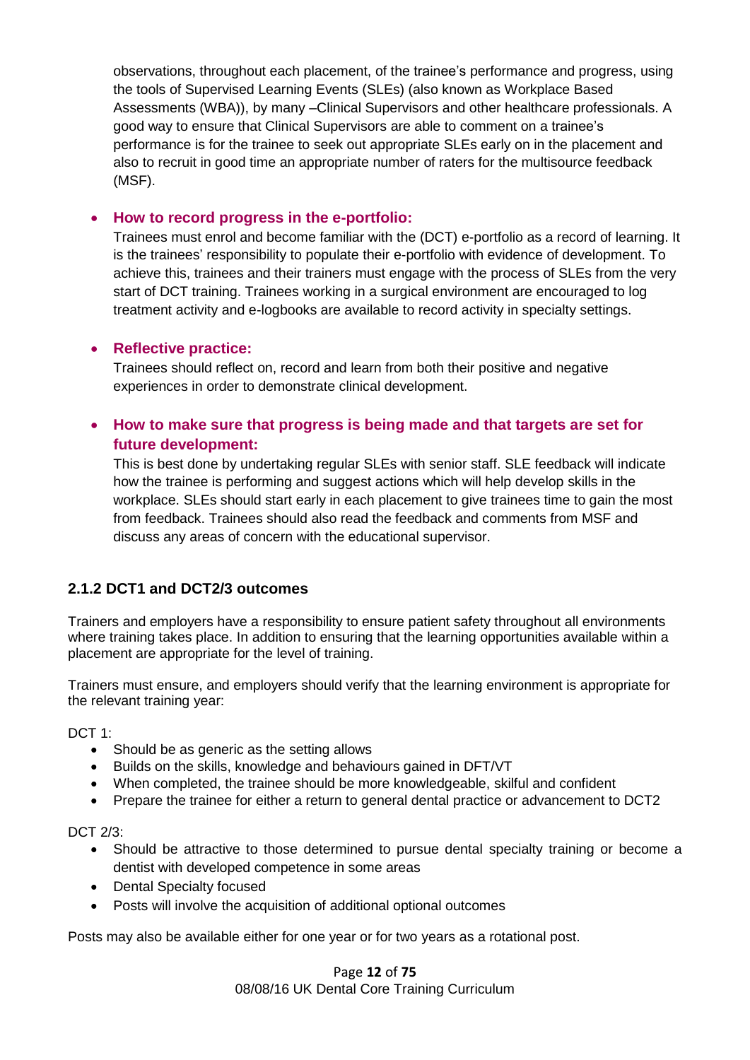observations, throughout each placement, of the trainee's performance and progress, using the tools of Supervised Learning Events (SLEs) (also known as Workplace Based Assessments (WBA)), by many –Clinical Supervisors and other healthcare professionals. A good way to ensure that Clinical Supervisors are able to comment on a trainee's performance is for the trainee to seek out appropriate SLEs early on in the placement and also to recruit in good time an appropriate number of raters for the multisource feedback (MSF).

- **How to record progress in the e-portfolio:**
  Trainees must enrol and become familiar with the (DCT) e-portfolio as a record of learning. It is the trainees' responsibility to populate their e-portfolio with evidence of development. To achieve this, trainees and their trainers must engage with the process of SLEs from the very start of DCT training. Trainees working in a surgical environment are encouraged to log treatment activity and e-logbooks are available to record activity in specialty settings.

- **Reflective practice:**
  Trainees should reflect on, record and learn from both their positive and negative experiences in order to demonstrate clinical development.

- **How to make sure that progress is being made and that targets are set for future development:**
  This is best done by undertaking regular SLEs with senior staff. SLE feedback will indicate how the trainee is performing and suggest actions which will help develop skills in the workplace. SLEs should start early in each placement to give trainees time to gain the most from feedback. Trainees should also read the feedback and comments from MSF and discuss any areas of concern with the educational supervisor.

### 2.1.2 DCT1 and DCT2/3 outcomes

Trainers and employers have a responsibility to ensure patient safety throughout all environments where training takes place. In addition to ensuring that the learning opportunities available within a placement are appropriate for the level of training.

Trainers must ensure, and employers should verify that the learning environment is appropriate for the relevant training year:

DCT 1:

- Should be as generic as the setting allows
- Builds on the skills, knowledge and behaviours gained in DFT/VT
- When completed, the trainee should be more knowledgeable, skilful and confident
- Prepare the trainee for either a return to general dental practice or advancement to DCT2

DCT 2/3:

- Should be attractive to those determined to pursue dental specialty training or become a dentist with developed competence in some areas
- Dental Specialty focused
- Posts will involve the acquisition of additional optional outcomes

Posts may also be available either for one year or for two years as a rotational post.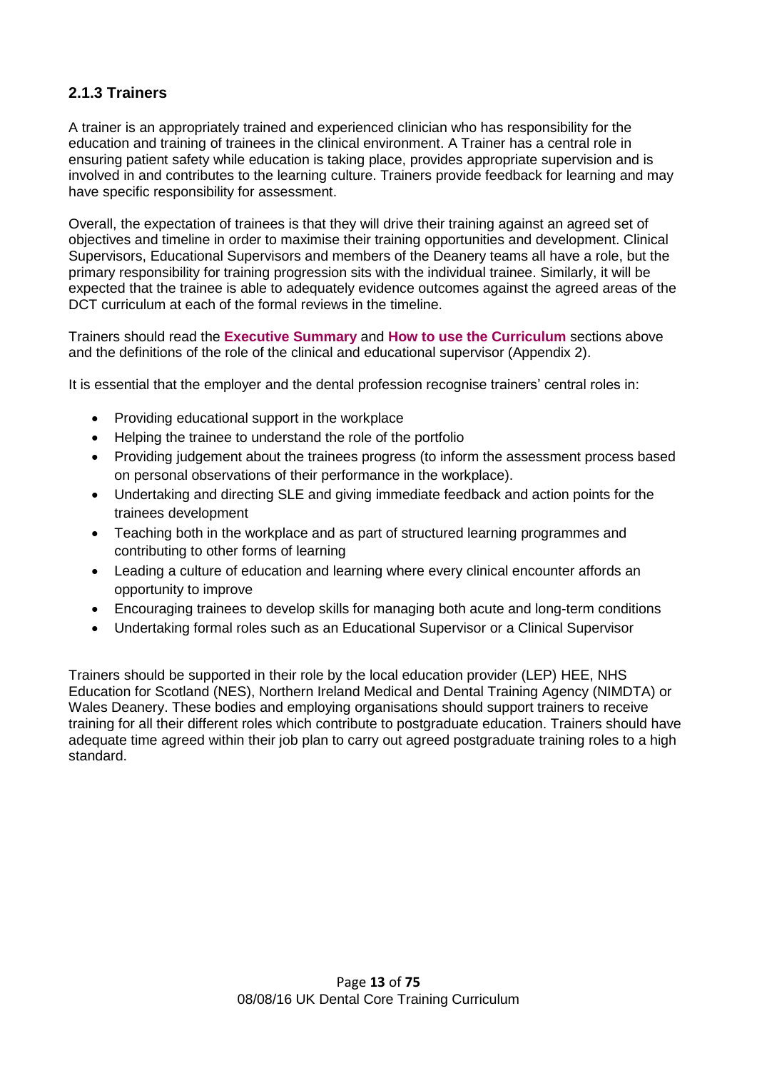### 2.1.3 Trainers

A trainer is an appropriately trained and experienced clinician who has responsibility for the education and training of trainees in the clinical environment. A Trainer has a central role in ensuring patient safety while education is taking place, provides appropriate supervision and is involved in and contributes to the learning culture. Trainers provide feedback for learning and may have specific responsibility for assessment.

Overall, the expectation of trainees is that they will drive their training against an agreed set of objectives and timeline in order to maximise their training opportunities and development. Clinical Supervisors, Educational Supervisors and members of the Deanery teams all have a role, but the primary responsibility for training progression sits with the individual trainee. Similarly, it will be expected that the trainee is able to adequately evidence outcomes against the agreed areas of the DCT curriculum at each of the formal reviews in the timeline.

Trainers should read the **Executive Summary** and **How to use the Curriculum** sections above and the definitions of the role of the clinical and educational supervisor (Appendix 2).

It is essential that the employer and the dental profession recognise trainers' central roles in:

- Providing educational support in the workplace
- Helping the trainee to understand the role of the portfolio
- Providing judgement about the trainees progress (to inform the assessment process based on personal observations of their performance in the workplace).
- Undertaking and directing SLE and giving immediate feedback and action points for the trainees development
- Teaching both in the workplace and as part of structured learning programmes and contributing to other forms of learning
- Leading a culture of education and learning where every clinical encounter affords an opportunity to improve
- Encouraging trainees to develop skills for managing both acute and long-term conditions
- Undertaking formal roles such as an Educational Supervisor or a Clinical Supervisor

Trainers should be supported in their role by the local education provider (LEP) HEE, NHS Education for Scotland (NES), Northern Ireland Medical and Dental Training Agency (NIMDTA) or Wales Deanery. These bodies and employing organisations should support trainers to receive training for all their different roles which contribute to postgraduate education. Trainers should have adequate time agreed within their job plan to carry out agreed postgraduate training roles to a high standard.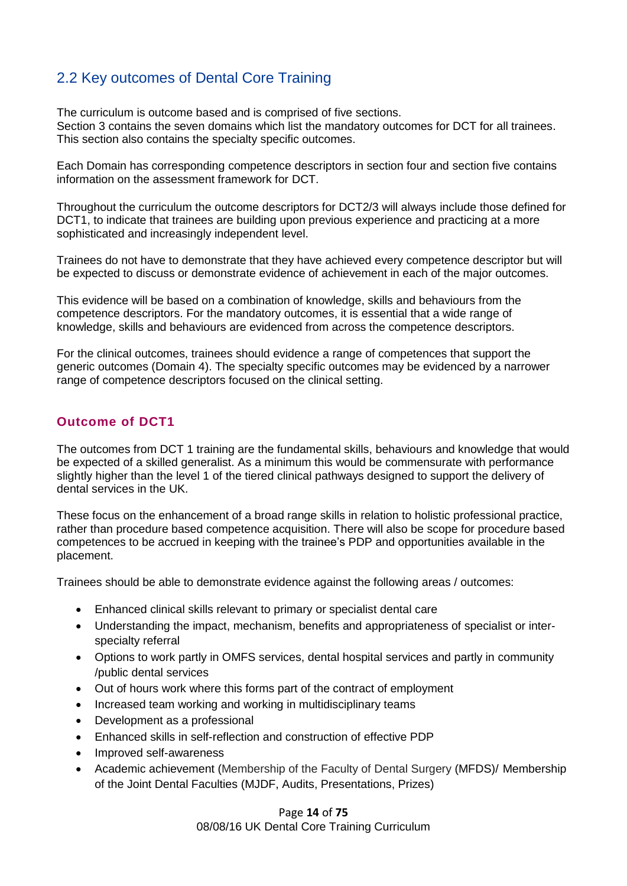## 2.2 Key outcomes of Dental Core Training

The curriculum is outcome based and is comprised of five sections.
Section 3 contains the seven domains which list the mandatory outcomes for DCT for all trainees. This section also contains the specialty specific outcomes.

Each Domain has corresponding competence descriptors in section four and section five contains information on the assessment framework for DCT.

Throughout the curriculum the outcome descriptors for DCT2/3 will always include those defined for DCT1, to indicate that trainees are building upon previous experience and practicing at a more sophisticated and increasingly independent level.

Trainees do not have to demonstrate that they have achieved every competence descriptor but will be expected to discuss or demonstrate evidence of achievement in each of the major outcomes.

This evidence will be based on a combination of knowledge, skills and behaviours from the competence descriptors. For the mandatory outcomes, it is essential that a wide range of knowledge, skills and behaviours are evidenced from across the competence descriptors.

For the clinical outcomes, trainees should evidence a range of competences that support the generic outcomes (Domain 4). The specialty specific outcomes may be evidenced by a narrower range of competence descriptors focused on the clinical setting.

### Outcome of DCT1

The outcomes from DCT 1 training are the fundamental skills, behaviours and knowledge that would be expected of a skilled generalist. As a minimum this would be commensurate with performance slightly higher than the level 1 of the tiered clinical pathways designed to support the delivery of dental services in the UK.

These focus on the enhancement of a broad range skills in relation to holistic professional practice, rather than procedure based competence acquisition. There will also be scope for procedure based competences to be accrued in keeping with the trainee's PDP and opportunities available in the placement.

Trainees should be able to demonstrate evidence against the following areas / outcomes:

- Enhanced clinical skills relevant to primary or specialist dental care
- Understanding the impact, mechanism, benefits and appropriateness of specialist or inter-specialty referral
- Options to work partly in OMFS services, dental hospital services and partly in community /public dental services
- Out of hours work where this forms part of the contract of employment
- Increased team working and working in multidisciplinary teams
- Development as a professional
- Enhanced skills in self-reflection and construction of effective PDP
- Improved self-awareness
- Academic achievement (Membership of the Faculty of Dental Surgery (MFDS)/ Membership of the Joint Dental Faculties (MJDF, Audits, Presentations, Prizes)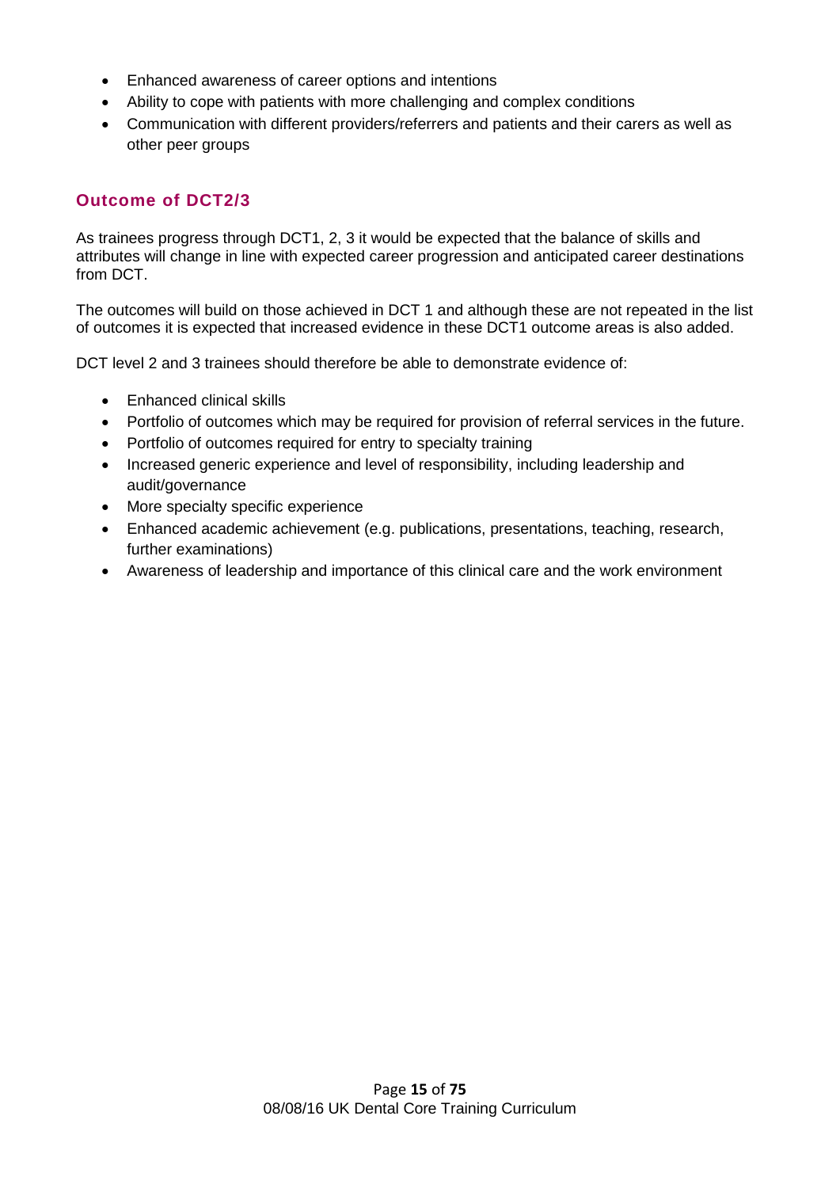- Enhanced awareness of career options and intentions
- Ability to cope with patients with more challenging and complex conditions
- Communication with different providers/referrers and patients and their carers as well as other peer groups

### Outcome of DCT2/3

As trainees progress through DCT1, 2, 3 it would be expected that the balance of skills and attributes will change in line with expected career progression and anticipated career destinations from DCT.

The outcomes will build on those achieved in DCT 1 and although these are not repeated in the list of outcomes it is expected that increased evidence in these DCT1 outcome areas is also added.

DCT level 2 and 3 trainees should therefore be able to demonstrate evidence of:

- Enhanced clinical skills
- Portfolio of outcomes which may be required for provision of referral services in the future.
- Portfolio of outcomes required for entry to specialty training
- Increased generic experience and level of responsibility, including leadership and audit/governance
- More specialty specific experience
- Enhanced academic achievement (e.g. publications, presentations, teaching, research, further examinations)
- Awareness of leadership and importance of this clinical care and the work environment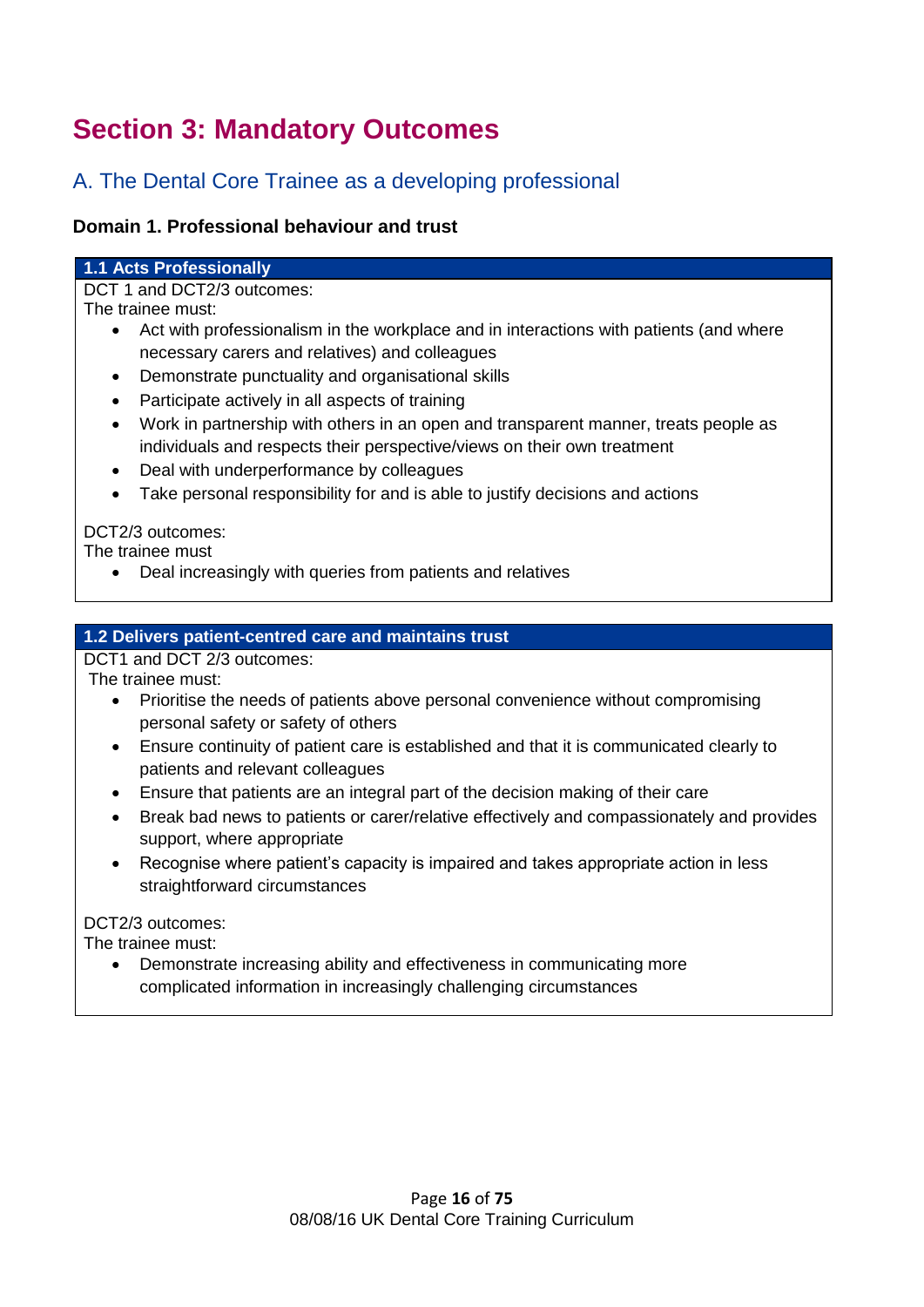# Section 3: Mandatory Outcomes

## A. The Dental Core Trainee as a developing professional

### Domain 1. Professional behaviour and trust

**1.1 Acts Professionally**

DCT 1 and DCT2/3 outcomes:
The trainee must:

- Act with professionalism in the workplace and in interactions with patients (and where necessary carers and relatives) and colleagues
- Demonstrate punctuality and organisational skills
- Participate actively in all aspects of training
- Work in partnership with others in an open and transparent manner, treats people as individuals and respects their perspective/views on their own treatment
- Deal with underperformance by colleagues
- Take personal responsibility for and is able to justify decisions and actions

DCT2/3 outcomes:
The trainee must

- Deal increasingly with queries from patients and relatives

**1.2 Delivers patient-centred care and maintains trust**

DCT1 and DCT 2/3 outcomes:
The trainee must:

- Prioritise the needs of patients above personal convenience without compromising personal safety or safety of others
- Ensure continuity of patient care is established and that it is communicated clearly to patients and relevant colleagues
- Ensure that patients are an integral part of the decision making of their care
- Break bad news to patients or carer/relative effectively and compassionately and provides support, where appropriate
- Recognise where patient's capacity is impaired and takes appropriate action in less straightforward circumstances

DCT2/3 outcomes:
The trainee must:

- Demonstrate increasing ability and effectiveness in communicating more complicated information in increasingly challenging circumstances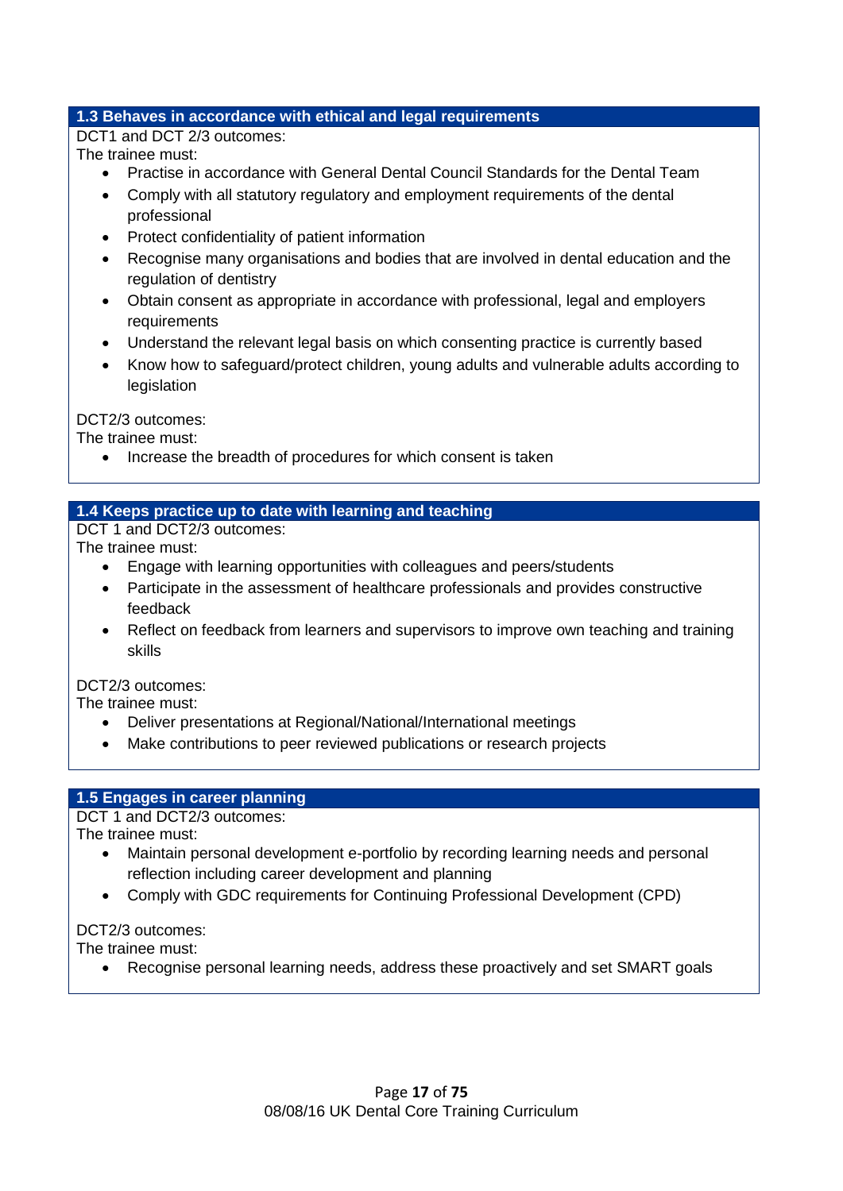### 1.3 Behaves in accordance with ethical and legal requirements

DCT1 and DCT 2/3 outcomes:
The trainee must:

- Practise in accordance with General Dental Council Standards for the Dental Team
- Comply with all statutory regulatory and employment requirements of the dental professional
- Protect confidentiality of patient information
- Recognise many organisations and bodies that are involved in dental education and the regulation of dentistry
- Obtain consent as appropriate in accordance with professional, legal and employers requirements
- Understand the relevant legal basis on which consenting practice is currently based
- Know how to safeguard/protect children, young adults and vulnerable adults according to legislation

DCT2/3 outcomes:
The trainee must:

- Increase the breadth of procedures for which consent is taken

### 1.4 Keeps practice up to date with learning and teaching

DCT 1 and DCT2/3 outcomes:
The trainee must:

- Engage with learning opportunities with colleagues and peers/students
- Participate in the assessment of healthcare professionals and provides constructive feedback
- Reflect on feedback from learners and supervisors to improve own teaching and training skills

DCT2/3 outcomes:
The trainee must:

- Deliver presentations at Regional/National/International meetings
- Make contributions to peer reviewed publications or research projects

### 1.5 Engages in career planning

DCT 1 and DCT2/3 outcomes:
The trainee must:

- Maintain personal development e-portfolio by recording learning needs and personal reflection including career development and planning
- Comply with GDC requirements for Continuing Professional Development (CPD)

DCT2/3 outcomes:
The trainee must:

- Recognise personal learning needs, address these proactively and set SMART goals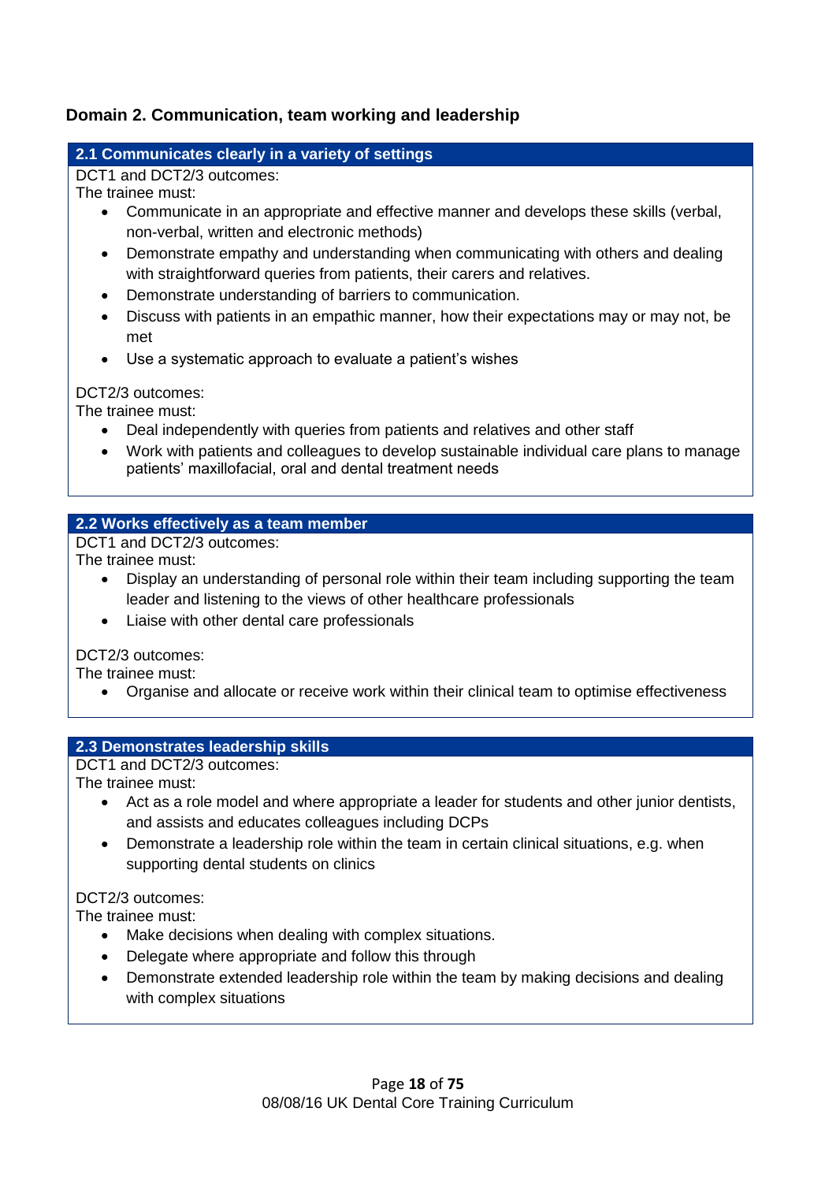## Domain 2. Communication, team working and leadership

### 2.1 Communicates clearly in a variety of settings

DCT1 and DCT2/3 outcomes:
The trainee must:

- Communicate in an appropriate and effective manner and develops these skills (verbal, non-verbal, written and electronic methods)
- Demonstrate empathy and understanding when communicating with others and dealing with straightforward queries from patients, their carers and relatives.
- Demonstrate understanding of barriers to communication.
- Discuss with patients in an empathic manner, how their expectations may or may not, be met
- Use a systematic approach to evaluate a patient's wishes

DCT2/3 outcomes:
The trainee must:

- Deal independently with queries from patients and relatives and other staff
- Work with patients and colleagues to develop sustainable individual care plans to manage patients' maxillofacial, oral and dental treatment needs

### 2.2 Works effectively as a team member

DCT1 and DCT2/3 outcomes:
The trainee must:

- Display an understanding of personal role within their team including supporting the team leader and listening to the views of other healthcare professionals
- Liaise with other dental care professionals

DCT2/3 outcomes:
The trainee must:

- Organise and allocate or receive work within their clinical team to optimise effectiveness

### 2.3 Demonstrates leadership skills

DCT1 and DCT2/3 outcomes:
The trainee must:

- Act as a role model and where appropriate a leader for students and other junior dentists, and assists and educates colleagues including DCPs
- Demonstrate a leadership role within the team in certain clinical situations, e.g. when supporting dental students on clinics

DCT2/3 outcomes:
The trainee must:

- Make decisions when dealing with complex situations.
- Delegate where appropriate and follow this through
- Demonstrate extended leadership role within the team by making decisions and dealing with complex situations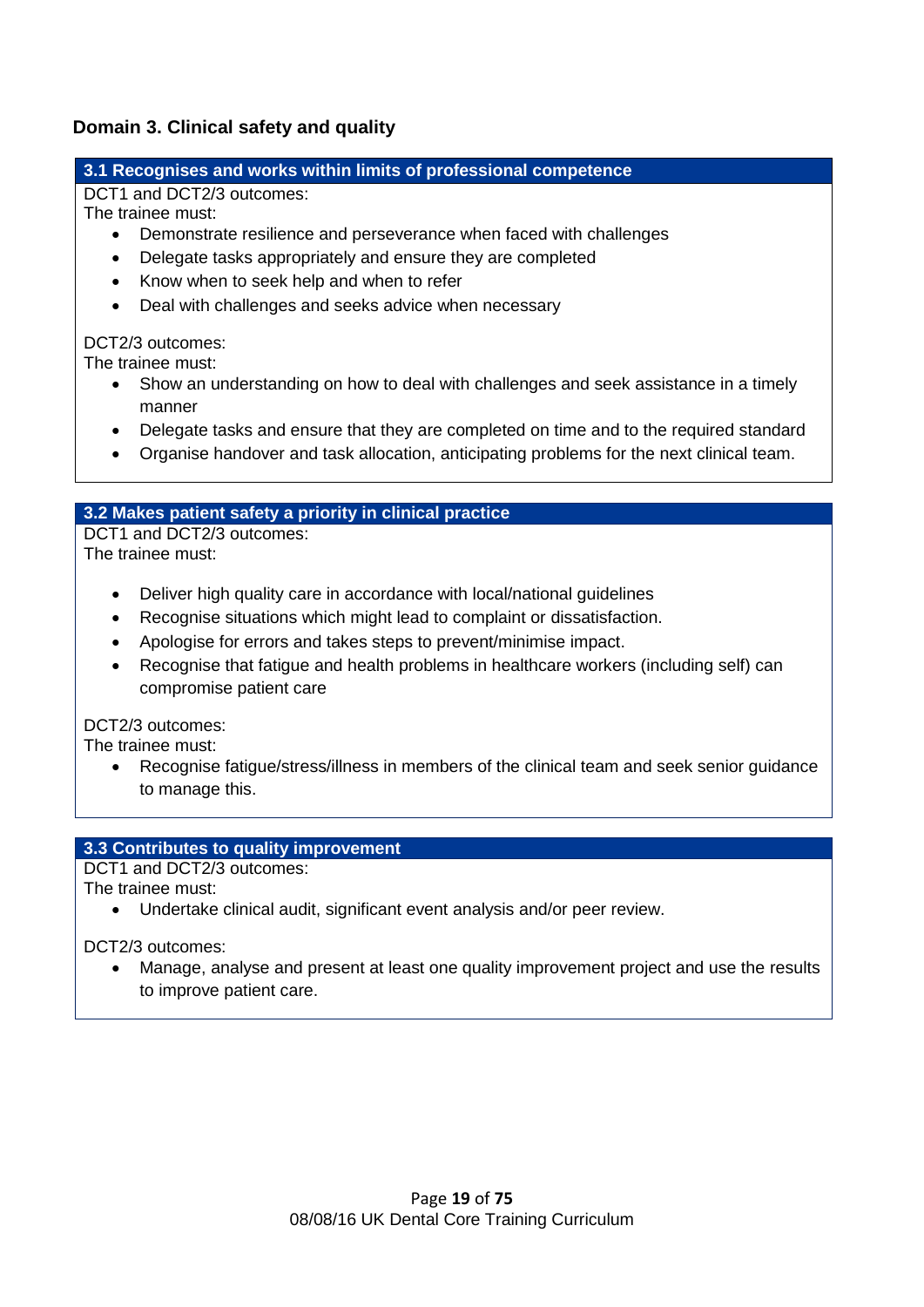## Domain 3. Clinical safety and quality

### 3.1 Recognises and works within limits of professional competence

DCT1 and DCT2/3 outcomes:
The trainee must:

- Demonstrate resilience and perseverance when faced with challenges
- Delegate tasks appropriately and ensure they are completed
- Know when to seek help and when to refer
- Deal with challenges and seeks advice when necessary

DCT2/3 outcomes:
The trainee must:

- Show an understanding on how to deal with challenges and seek assistance in a timely manner
- Delegate tasks and ensure that they are completed on time and to the required standard
- Organise handover and task allocation, anticipating problems for the next clinical team.

### 3.2 Makes patient safety a priority in clinical practice

DCT1 and DCT2/3 outcomes:
The trainee must:

- Deliver high quality care in accordance with local/national guidelines
- Recognise situations which might lead to complaint or dissatisfaction.
- Apologise for errors and takes steps to prevent/minimise impact.
- Recognise that fatigue and health problems in healthcare workers (including self) can compromise patient care

DCT2/3 outcomes:
The trainee must:

- Recognise fatigue/stress/illness in members of the clinical team and seek senior guidance to manage this.

### 3.3 Contributes to quality improvement

DCT1 and DCT2/3 outcomes:
The trainee must:

- Undertake clinical audit, significant event analysis and/or peer review.

DCT2/3 outcomes:

- Manage, analyse and present at least one quality improvement project and use the results to improve patient care.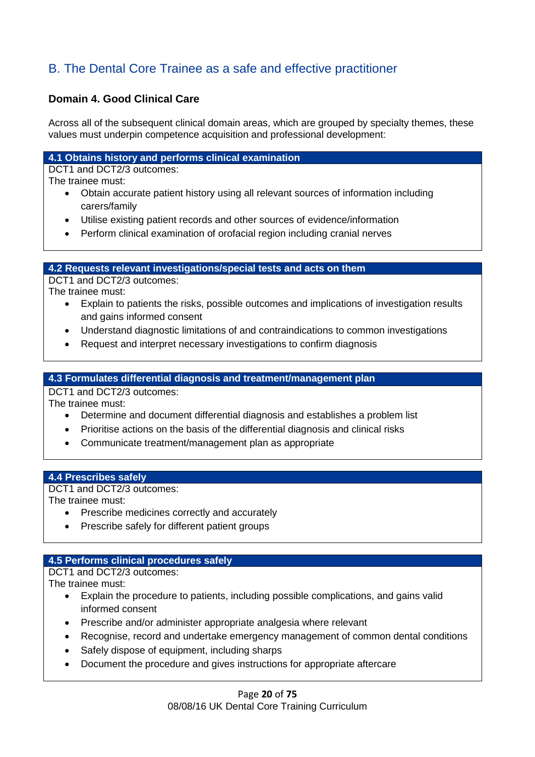## B. The Dental Core Trainee as a safe and effective practitioner

### Domain 4. Good Clinical Care

Across all of the subsequent clinical domain areas, which are grouped by specialty themes, these values must underpin competence acquisition and professional development:

#### 4.1 Obtains history and performs clinical examination

DCT1 and DCT2/3 outcomes:
The trainee must:

- Obtain accurate patient history using all relevant sources of information including carers/family
- Utilise existing patient records and other sources of evidence/information
- Perform clinical examination of orofacial region including cranial nerves

#### 4.2 Requests relevant investigations/special tests and acts on them

DCT1 and DCT2/3 outcomes:
The trainee must:

- Explain to patients the risks, possible outcomes and implications of investigation results and gains informed consent
- Understand diagnostic limitations of and contraindications to common investigations
- Request and interpret necessary investigations to confirm diagnosis

#### 4.3 Formulates differential diagnosis and treatment/management plan

DCT1 and DCT2/3 outcomes:
The trainee must:

- Determine and document differential diagnosis and establishes a problem list
- Prioritise actions on the basis of the differential diagnosis and clinical risks
- Communicate treatment/management plan as appropriate

#### 4.4 Prescribes safely

DCT1 and DCT2/3 outcomes:
The trainee must:

- Prescribe medicines correctly and accurately
- Prescribe safely for different patient groups

#### 4.5 Performs clinical procedures safely

DCT1 and DCT2/3 outcomes:
The trainee must:

- Explain the procedure to patients, including possible complications, and gains valid informed consent
- Prescribe and/or administer appropriate analgesia where relevant
- Recognise, record and undertake emergency management of common dental conditions
- Safely dispose of equipment, including sharps
- Document the procedure and gives instructions for appropriate aftercare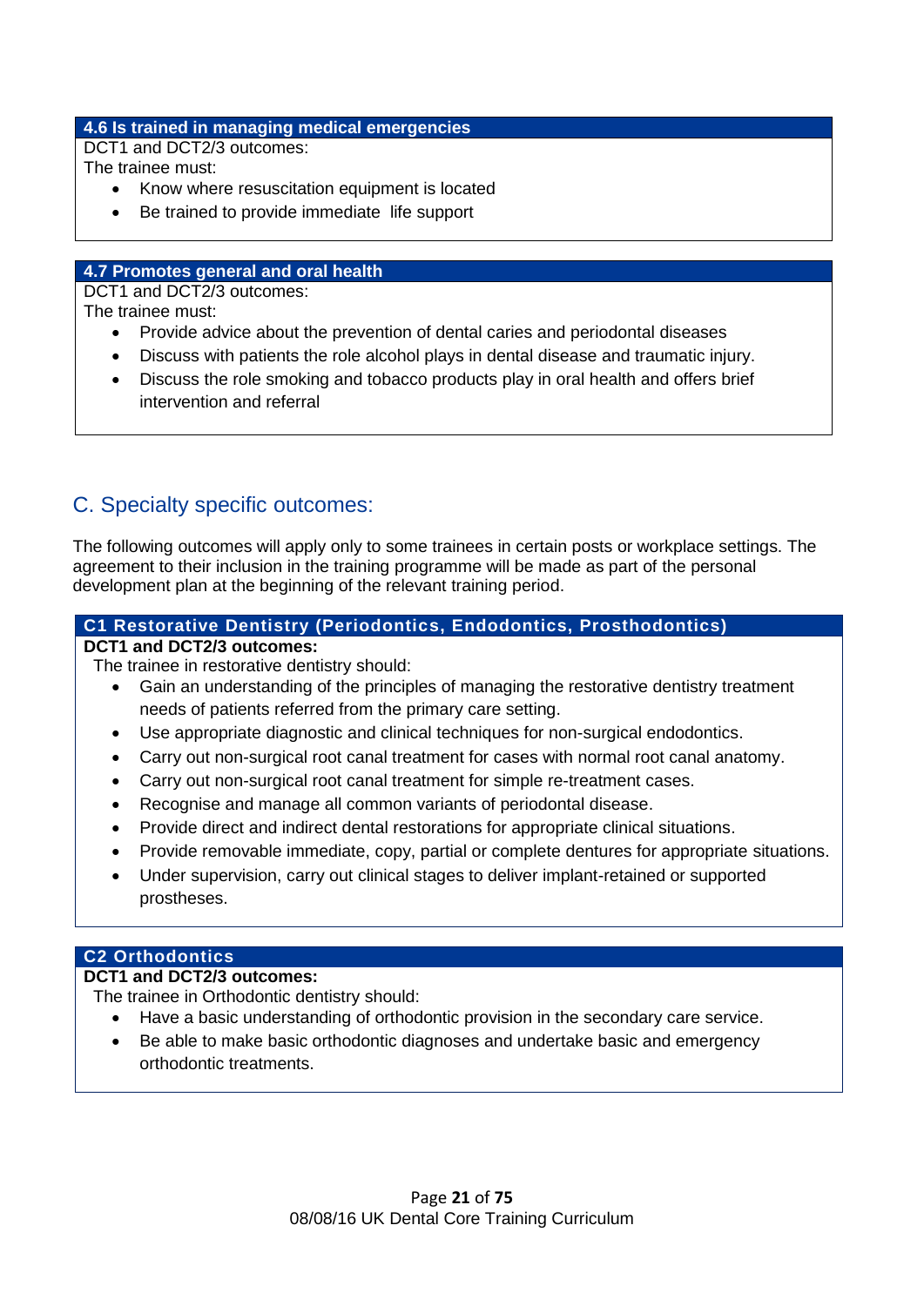#### 4.6 Is trained in managing medical emergencies

DCT1 and DCT2/3 outcomes:
The trainee must:

- Know where resuscitation equipment is located
- Be trained to provide immediate life support

#### 4.7 Promotes general and oral health

DCT1 and DCT2/3 outcomes:
The trainee must:

- Provide advice about the prevention of dental caries and periodontal diseases
- Discuss with patients the role alcohol plays in dental disease and traumatic injury.
- Discuss the role smoking and tobacco products play in oral health and offers brief intervention and referral

## C. Specialty specific outcomes:

The following outcomes will apply only to some trainees in certain posts or workplace settings. The agreement to their inclusion in the training programme will be made as part of the personal development plan at the beginning of the relevant training period.

#### C1 Restorative Dentistry (Periodontics, Endodontics, Prosthodontics)

**DCT1 and DCT2/3 outcomes:**
The trainee in restorative dentistry should:

- Gain an understanding of the principles of managing the restorative dentistry treatment needs of patients referred from the primary care setting.
- Use appropriate diagnostic and clinical techniques for non-surgical endodontics.
- Carry out non-surgical root canal treatment for cases with normal root canal anatomy.
- Carry out non-surgical root canal treatment for simple re-treatment cases.
- Recognise and manage all common variants of periodontal disease.
- Provide direct and indirect dental restorations for appropriate clinical situations.
- Provide removable immediate, copy, partial or complete dentures for appropriate situations.
- Under supervision, carry out clinical stages to deliver implant-retained or supported prostheses.

#### C2 Orthodontics

**DCT1 and DCT2/3 outcomes:**
The trainee in Orthodontic dentistry should:

- Have a basic understanding of orthodontic provision in the secondary care service.
- Be able to make basic orthodontic diagnoses and undertake basic and emergency orthodontic treatments.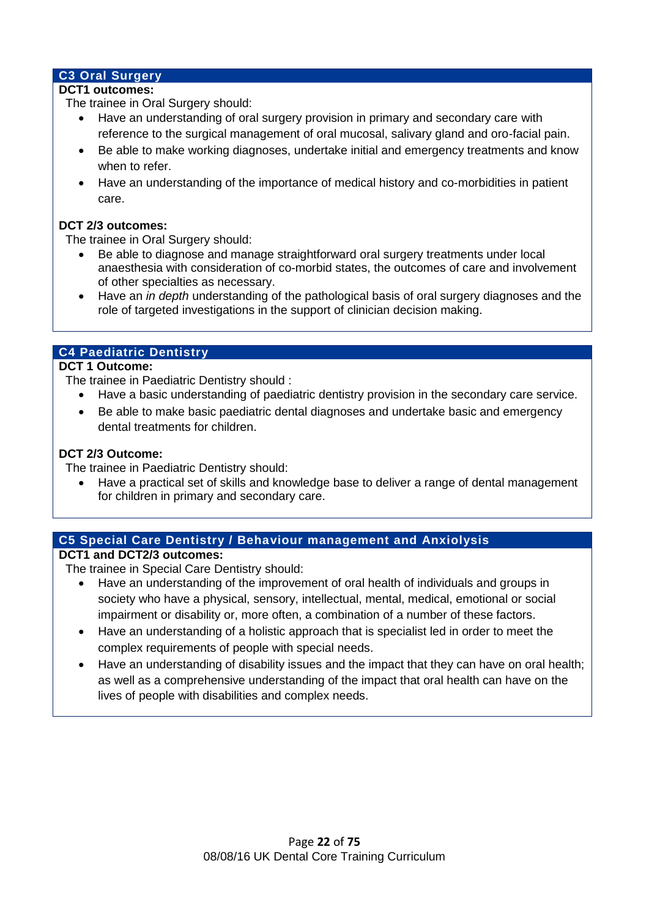## C3 Oral Surgery

**DCT1 outcomes:**

The trainee in Oral Surgery should:

- Have an understanding of oral surgery provision in primary and secondary care with reference to the surgical management of oral mucosal, salivary gland and oro-facial pain.
- Be able to make working diagnoses, undertake initial and emergency treatments and know when to refer.
- Have an understanding of the importance of medical history and co-morbidities in patient care.

**DCT 2/3 outcomes:**

The trainee in Oral Surgery should:

- Be able to diagnose and manage straightforward oral surgery treatments under local anaesthesia with consideration of co-morbid states, the outcomes of care and involvement of other specialties as necessary.
- Have an *in depth* understanding of the pathological basis of oral surgery diagnoses and the role of targeted investigations in the support of clinician decision making.

## C4 Paediatric Dentistry

**DCT 1 Outcome:**

The trainee in Paediatric Dentistry should :

- Have a basic understanding of paediatric dentistry provision in the secondary care service.
- Be able to make basic paediatric dental diagnoses and undertake basic and emergency dental treatments for children.

**DCT 2/3 Outcome:**

The trainee in Paediatric Dentistry should:

- Have a practical set of skills and knowledge base to deliver a range of dental management for children in primary and secondary care.

## C5 Special Care Dentistry / Behaviour management and Anxiolysis

**DCT1 and DCT2/3 outcomes:**

The trainee in Special Care Dentistry should:

- Have an understanding of the improvement of oral health of individuals and groups in society who have a physical, sensory, intellectual, mental, medical, emotional or social impairment or disability or, more often, a combination of a number of these factors.
- Have an understanding of a holistic approach that is specialist led in order to meet the complex requirements of people with special needs.
- Have an understanding of disability issues and the impact that they can have on oral health; as well as a comprehensive understanding of the impact that oral health can have on the lives of people with disabilities and complex needs.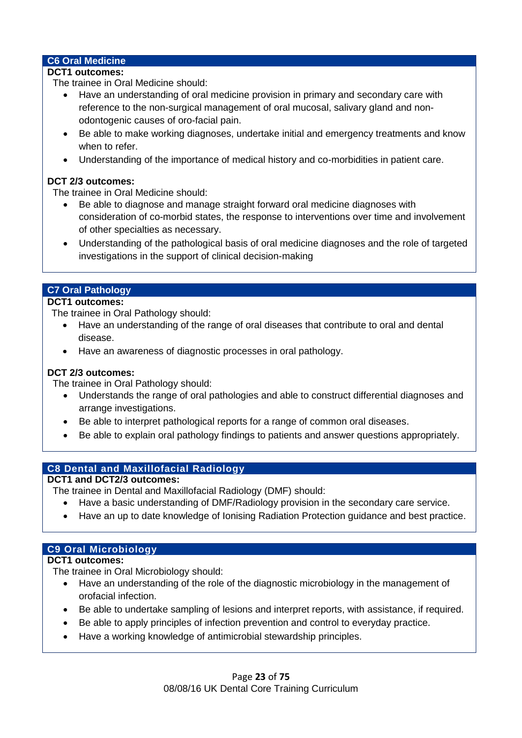## C6 Oral Medicine

**DCT1 outcomes:**

The trainee in Oral Medicine should:

- Have an understanding of oral medicine provision in primary and secondary care with reference to the non-surgical management of oral mucosal, salivary gland and non-odontogenic causes of oro-facial pain.
- Be able to make working diagnoses, undertake initial and emergency treatments and know when to refer.
- Understanding of the importance of medical history and co-morbidities in patient care.

**DCT 2/3 outcomes:**

The trainee in Oral Medicine should:

- Be able to diagnose and manage straight forward oral medicine diagnoses with consideration of co-morbid states, the response to interventions over time and involvement of other specialties as necessary.
- Understanding of the pathological basis of oral medicine diagnoses and the role of targeted investigations in the support of clinical decision-making

## C7 Oral Pathology

**DCT1 outcomes:**

The trainee in Oral Pathology should:

- Have an understanding of the range of oral diseases that contribute to oral and dental disease.
- Have an awareness of diagnostic processes in oral pathology.

**DCT 2/3 outcomes:**

The trainee in Oral Pathology should:

- Understands the range of oral pathologies and able to construct differential diagnoses and arrange investigations.
- Be able to interpret pathological reports for a range of common oral diseases.
- Be able to explain oral pathology findings to patients and answer questions appropriately.

## C8 Dental and Maxillofacial Radiology

**DCT1 and DCT2/3 outcomes:**

The trainee in Dental and Maxillofacial Radiology (DMF) should:

- Have a basic understanding of DMF/Radiology provision in the secondary care service.
- Have an up to date knowledge of Ionising Radiation Protection guidance and best practice.

## C9 Oral Microbiology

**DCT1 outcomes:**

The trainee in Oral Microbiology should:

- Have an understanding of the role of the diagnostic microbiology in the management of orofacial infection.
- Be able to undertake sampling of lesions and interpret reports, with assistance, if required.
- Be able to apply principles of infection prevention and control to everyday practice.
- Have a working knowledge of antimicrobial stewardship principles.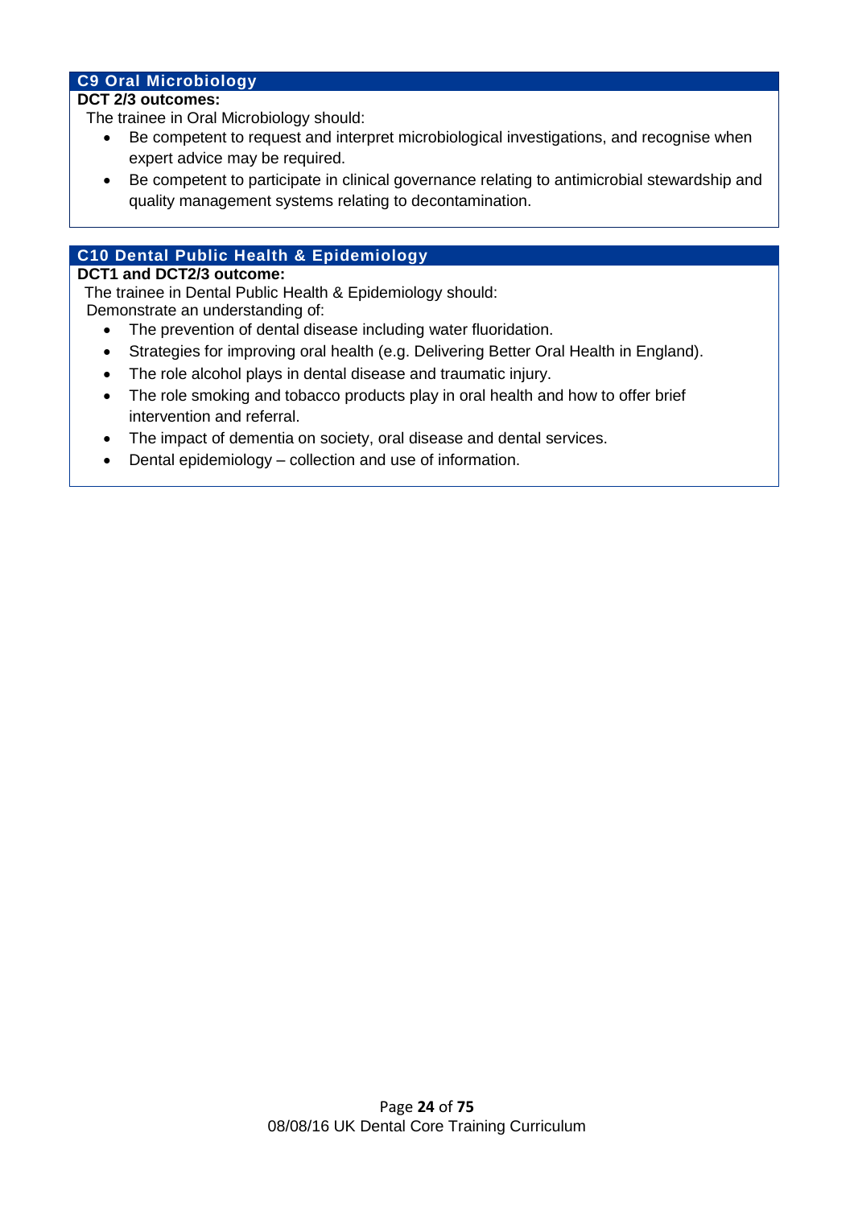## C9 Oral Microbiology

**DCT 2/3 outcomes:**

The trainee in Oral Microbiology should:

- Be competent to request and interpret microbiological investigations, and recognise when expert advice may be required.
- Be competent to participate in clinical governance relating to antimicrobial stewardship and quality management systems relating to decontamination.

## C10 Dental Public Health & Epidemiology

**DCT1 and DCT2/3 outcome:**

The trainee in Dental Public Health & Epidemiology should:

Demonstrate an understanding of:

- The prevention of dental disease including water fluoridation.
- Strategies for improving oral health (e.g. Delivering Better Oral Health in England).
- The role alcohol plays in dental disease and traumatic injury.
- The role smoking and tobacco products play in oral health and how to offer brief intervention and referral.
- The impact of dementia on society, oral disease and dental services.
- Dental epidemiology – collection and use of information.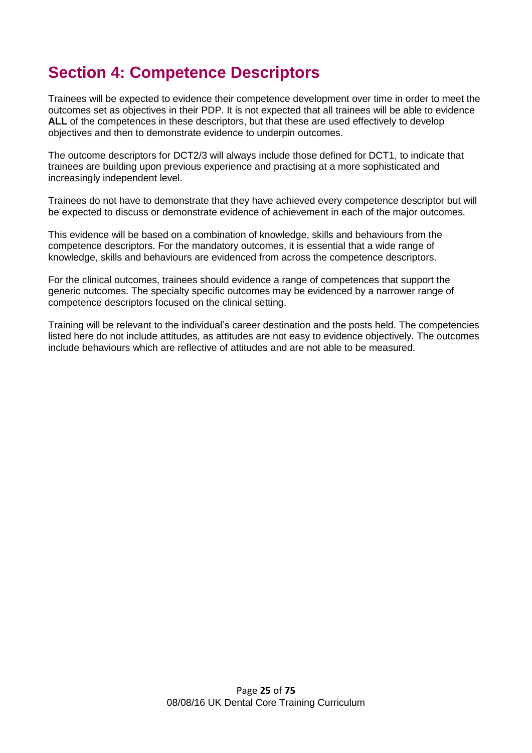# Section 4: Competence Descriptors

Trainees will be expected to evidence their competence development over time in order to meet the outcomes set as objectives in their PDP. It is not expected that all trainees will be able to evidence **ALL** of the competences in these descriptors, but that these are used effectively to develop objectives and then to demonstrate evidence to underpin outcomes.

The outcome descriptors for DCT2/3 will always include those defined for DCT1, to indicate that trainees are building upon previous experience and practising at a more sophisticated and increasingly independent level.

Trainees do not have to demonstrate that they have achieved every competence descriptor but will be expected to discuss or demonstrate evidence of achievement in each of the major outcomes.

This evidence will be based on a combination of knowledge, skills and behaviours from the competence descriptors. For the mandatory outcomes, it is essential that a wide range of knowledge, skills and behaviours are evidenced from across the competence descriptors.

For the clinical outcomes, trainees should evidence a range of competences that support the generic outcomes. The specialty specific outcomes may be evidenced by a narrower range of competence descriptors focused on the clinical setting.

Training will be relevant to the individual's career destination and the posts held. The competencies listed here do not include attitudes, as attitudes are not easy to evidence objectively. The outcomes include behaviours which are reflective of attitudes and are not able to be measured.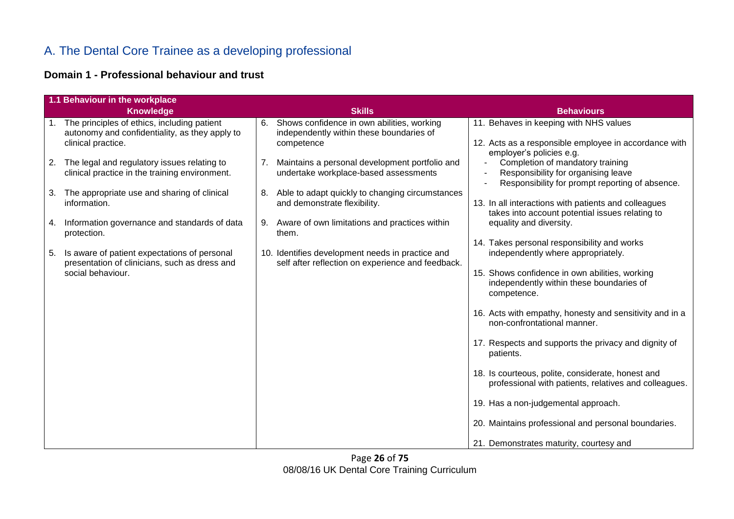# A. The Dental Core Trainee as a developing professional

## Domain 1 - Professional behaviour and trust

| 1.1 Behaviour in the workplace | | |
|---|---|---|
| **Knowledge** | **Skills** | **Behaviours** |
| 1. The principles of ethics, including patient autonomy and confidentiality, as they apply to clinical practice.<br><br>2. The legal and regulatory issues relating to clinical practice in the training environment.<br><br>3. The appropriate use and sharing of clinical information.<br><br>4. Information governance and standards of data protection.<br><br>5. Is aware of patient expectations of personal presentation of clinicians, such as dress and social behaviour. | 6. Shows confidence in own abilities, working independently within these boundaries of competence<br><br>7. Maintains a personal development portfolio and undertake workplace-based assessments<br><br>8. Able to adapt quickly to changing circumstances and demonstrate flexibility.<br><br>9. Aware of own limitations and practices within them.<br><br>10. Identifies development needs in practice and self after reflection on experience and feedback. | 11. Behaves in keeping with NHS values<br><br>12. Acts as a responsible employee in accordance with employer's policies e.g.<br>- Completion of mandatory training<br>- Responsibility for organising leave<br>- Responsibility for prompt reporting of absence.<br><br>13. In all interactions with patients and colleagues takes into account potential issues relating to equality and diversity.<br><br>14. Takes personal responsibility and works independently where appropriately.<br><br>15. Shows confidence in own abilities, working independently within these boundaries of competence.<br><br>16. Acts with empathy, honesty and sensitivity and in a non-confrontational manner.<br><br>17. Respects and supports the privacy and dignity of patients.<br><br>18. Is courteous, polite, considerate, honest and professional with patients, relatives and colleagues.<br><br>19. Has a non-judgemental approach.<br><br>20. Maintains professional and personal boundaries.<br><br>21. Demonstrates maturity, courtesy and |

08/08/16 UK Dental Core Training Curriculum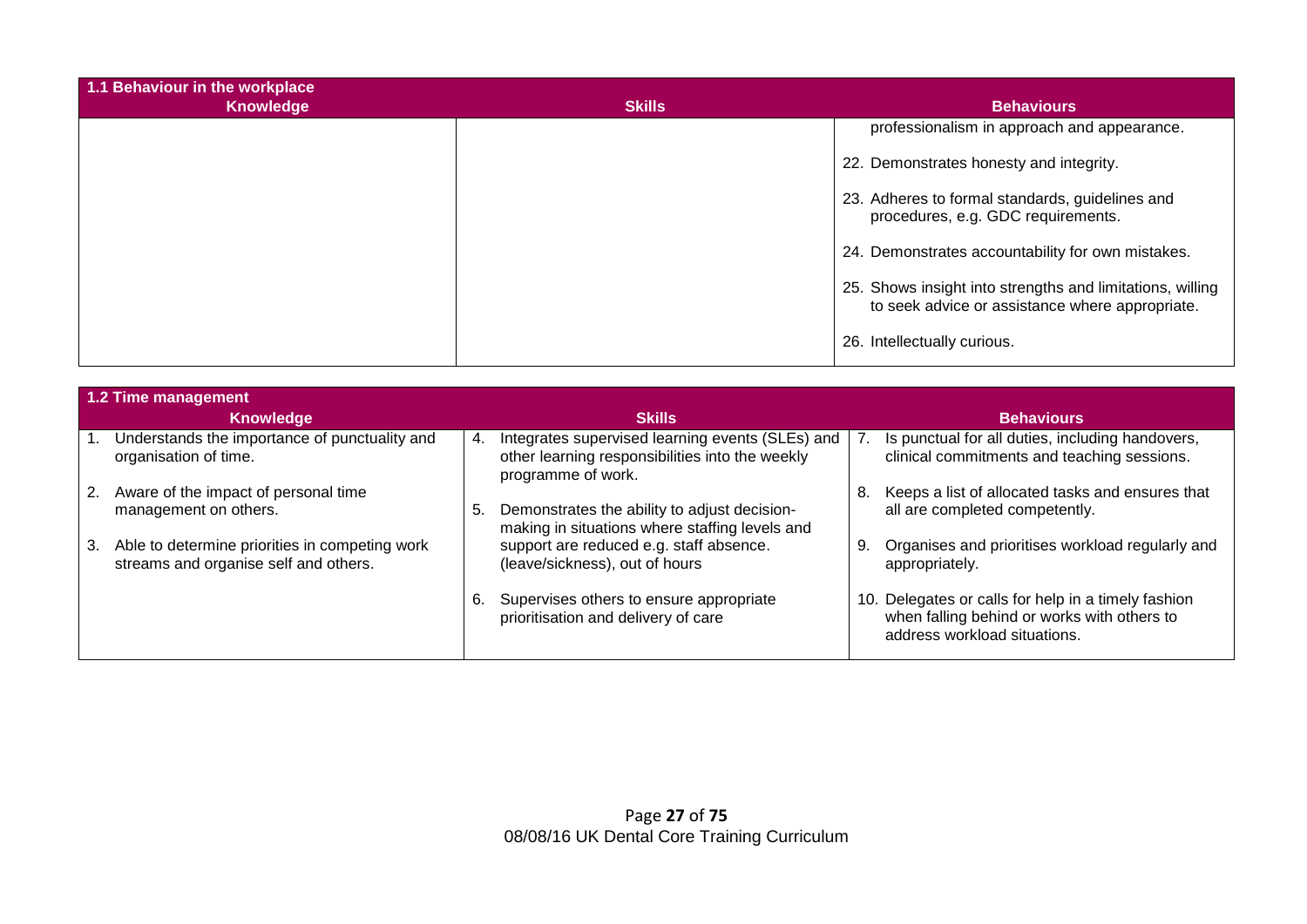| 1.1 Behaviour in the workplace | | |
|---|---|---|
| **Knowledge** | **Skills** | **Behaviours** |
| | | professionalism in approach and appearance.<br><br>22. Demonstrates honesty and integrity.<br><br>23. Adheres to formal standards, guidelines and procedures, e.g. GDC requirements.<br><br>24. Demonstrates accountability for own mistakes.<br><br>25. Shows insight into strengths and limitations, willing to seek advice or assistance where appropriate.<br><br>26. Intellectually curious. |

| 1.2 Time management | | |
|---|---|---|
| **Knowledge** | **Skills** | **Behaviours** |
| 1. Understands the importance of punctuality and organisation of time.<br><br>2. Aware of the impact of personal time management on others.<br><br>3. Able to determine priorities in competing work streams and organise self and others. | 4. Integrates supervised learning events (SLEs) and other learning responsibilities into the weekly programme of work.<br><br>5. Demonstrates the ability to adjust decision-making in situations where staffing levels and support are reduced e.g. staff absence. (leave/sickness), out of hours<br><br>6. Supervises others to ensure appropriate prioritisation and delivery of care | 7. Is punctual for all duties, including handovers, clinical commitments and teaching sessions.<br><br>8. Keeps a list of allocated tasks and ensures that all are completed competently.<br><br>9. Organises and prioritises workload regularly and appropriately.<br><br>10. Delegates or calls for help in a timely fashion when falling behind or works with others to address workload situations. |

08/08/16 UK Dental Core Training Curriculum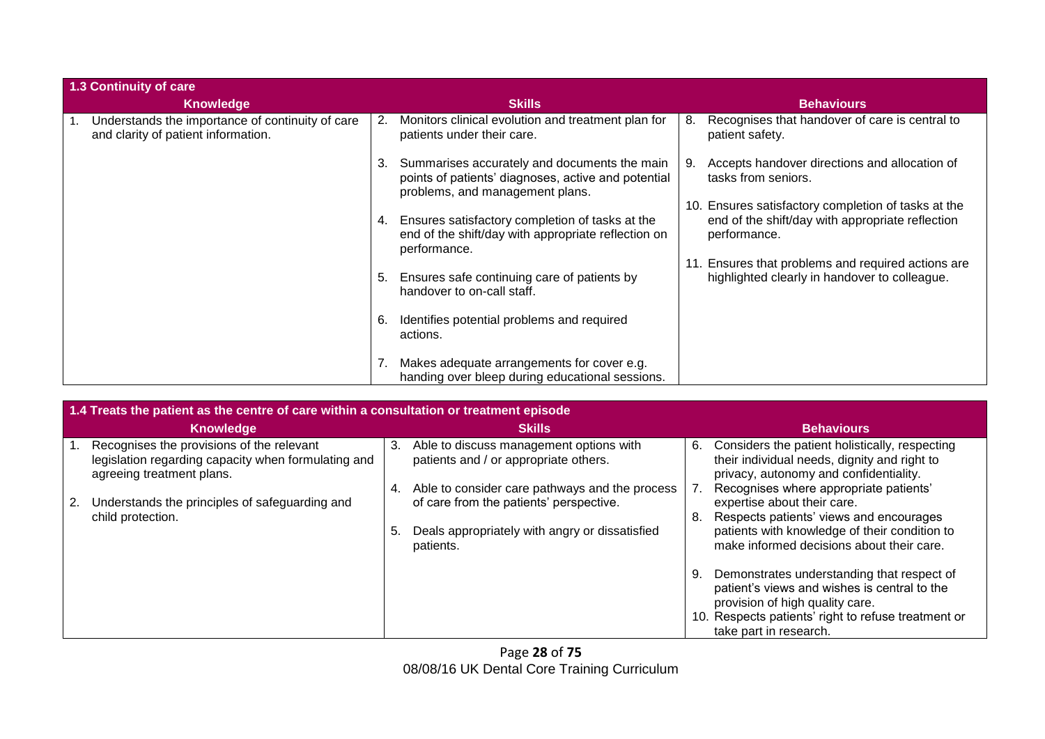| 1.3 Continuity of care | | |
|---|---|---|
| **Knowledge** | **Skills** | **Behaviours** |
| 1. Understands the importance of continuity of care and clarity of patient information. | 2. Monitors clinical evolution and treatment plan for patients under their care.<br><br>3. Summarises accurately and documents the main points of patients' diagnoses, active and potential problems, and management plans.<br><br>4. Ensures satisfactory completion of tasks at the end of the shift/day with appropriate reflection on performance.<br><br>5. Ensures safe continuing care of patients by handover to on-call staff.<br><br>6. Identifies potential problems and required actions.<br><br>7. Makes adequate arrangements for cover e.g. handing over bleep during educational sessions. | 8. Recognises that handover of care is central to patient safety.<br><br>9. Accepts handover directions and allocation of tasks from seniors.<br><br>10. Ensures satisfactory completion of tasks at the end of the shift/day with appropriate reflection performance.<br><br>11. Ensures that problems and required actions are highlighted clearly in handover to colleague. |

| 1.4 Treats the patient as the centre of care within a consultation or treatment episode | | |
|---|---|---|
| **Knowledge** | **Skills** | **Behaviours** |
| 1. Recognises the provisions of the relevant legislation regarding capacity when formulating and agreeing treatment plans.<br><br>2. Understands the principles of safeguarding and child protection. | 3. Able to discuss management options with patients and / or appropriate others.<br><br>4. Able to consider care pathways and the process of care from the patients' perspective.<br><br>5. Deals appropriately with angry or dissatisfied patients. | 6. Considers the patient holistically, respecting their individual needs, dignity and right to privacy, autonomy and confidentiality.<br>7. Recognises where appropriate patients' expertise about their care.<br>8. Respects patients' views and encourages patients with knowledge of their condition to make informed decisions about their care.<br><br>9. Demonstrates understanding that respect of patient's views and wishes is central to the provision of high quality care.<br>10. Respects patients' right to refuse treatment or take part in research. |

08/08/16 UK Dental Core Training Curriculum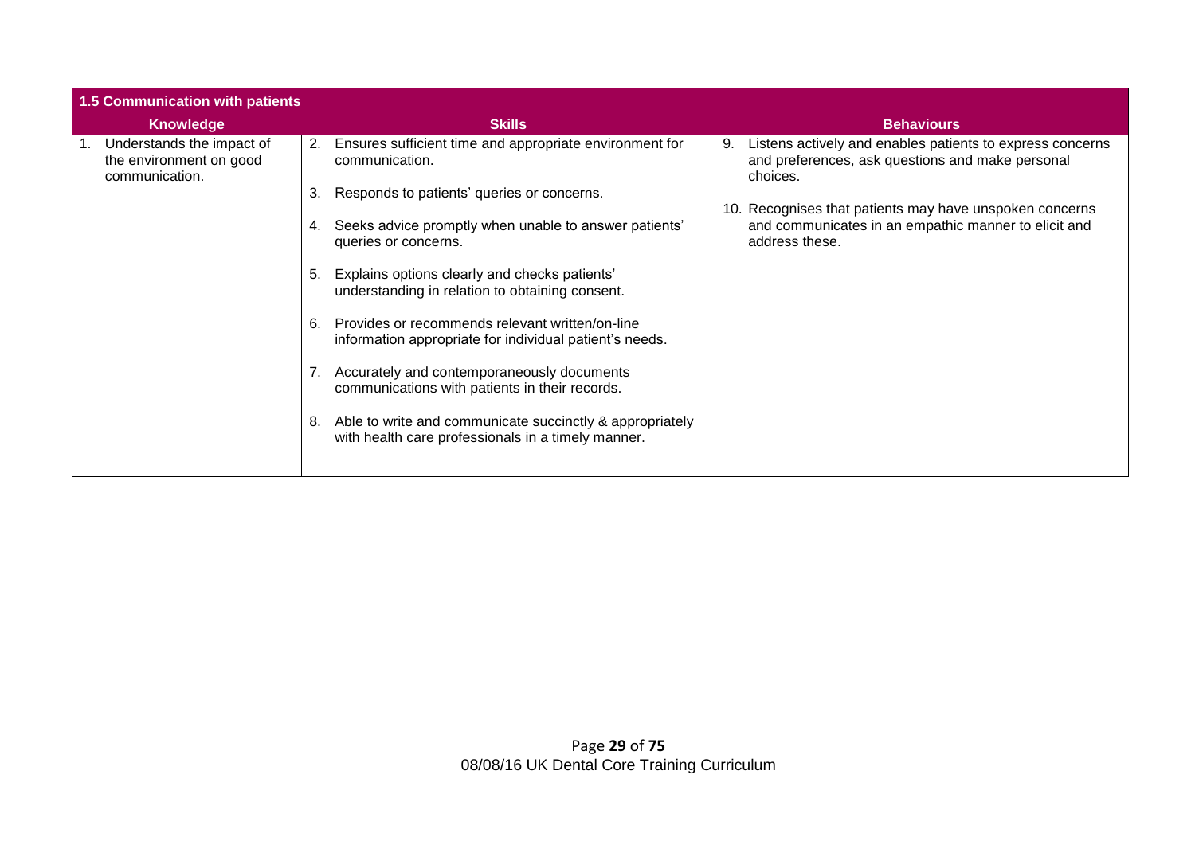| 1.5 Communication with patients | | |
|---|---|---|
| **Knowledge** | **Skills** | **Behaviours** |
| 1. Understands the impact of the environment on good communication. | 2. Ensures sufficient time and appropriate environment for communication.<br><br>3. Responds to patients' queries or concerns.<br><br>4. Seeks advice promptly when unable to answer patients' queries or concerns.<br><br>5. Explains options clearly and checks patients' understanding in relation to obtaining consent.<br><br>6. Provides or recommends relevant written/on-line information appropriate for individual patient's needs.<br><br>7. Accurately and contemporaneously documents communications with patients in their records.<br><br>8. Able to write and communicate succinctly & appropriately with health care professionals in a timely manner. | 9. Listens actively and enables patients to express concerns and preferences, ask questions and make personal choices.<br><br>10. Recognises that patients may have unspoken concerns and communicates in an empathic manner to elicit and address these. |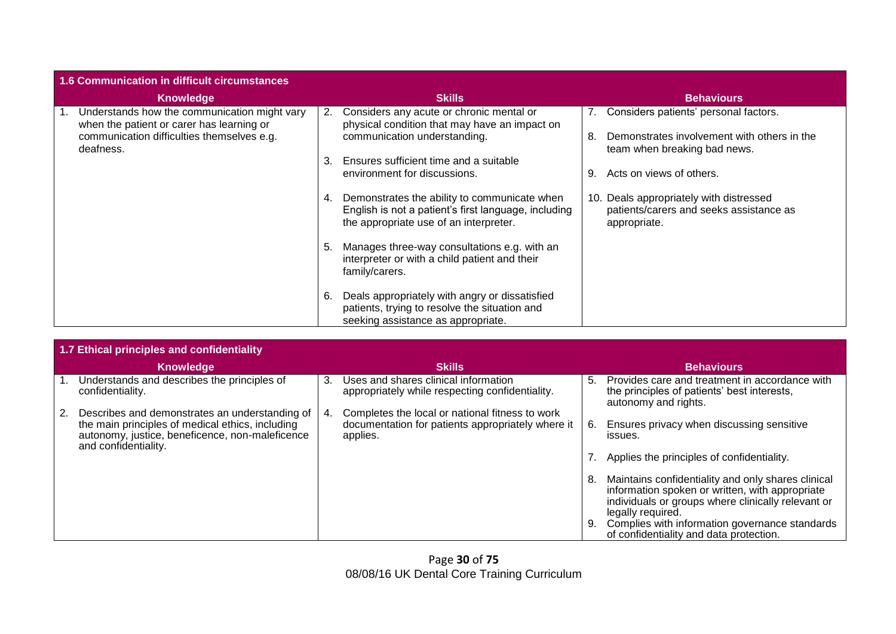| 1.6 Communication in difficult circumstances | | |
|---|---|---|
| **Knowledge** | **Skills** | **Behaviours** |
| 1. Understands how the communication might vary when the patient or carer has learning or communication difficulties themselves e.g. deafness. | 2. Considers any acute or chronic mental or physical condition that may have an impact on communication understanding.<br><br>3. Ensures sufficient time and a suitable environment for discussions.<br><br>4. Demonstrates the ability to communicate when English is not a patient's first language, including the appropriate use of an interpreter.<br><br>5. Manages three-way consultations e.g. with an interpreter or with a child patient and their family/carers.<br><br>6. Deals appropriately with angry or dissatisfied patients, trying to resolve the situation and seeking assistance as appropriate. | 7. Considers patients' personal factors.<br><br>8. Demonstrates involvement with others in the team when breaking bad news.<br><br>9. Acts on views of others.<br><br>10. Deals appropriately with distressed patients/carers and seeks assistance as appropriate. |

| 1.7 Ethical principles and confidentiality | | |
|---|---|---|
| **Knowledge** | **Skills** | **Behaviours** |
| 1. Understands and describes the principles of confidentiality.<br><br>2. Describes and demonstrates an understanding of the main principles of medical ethics, including autonomy, justice, beneficence, non-maleficence and confidentiality. | 3. Uses and shares clinical information appropriately while respecting confidentiality.<br><br>4. Completes the local or national fitness to work documentation for patients appropriately where it applies. | 5. Provides care and treatment in accordance with the principles of patients' best interests, autonomy and rights.<br><br>6. Ensures privacy when discussing sensitive issues.<br><br>7. Applies the principles of confidentiality.<br><br>8. Maintains confidentiality and only shares clinical information spoken or written, with appropriate individuals or groups where clinically relevant or legally required.<br><br>9. Complies with information governance standards of confidentiality and data protection. |

08/08/16 UK Dental Core Training Curriculum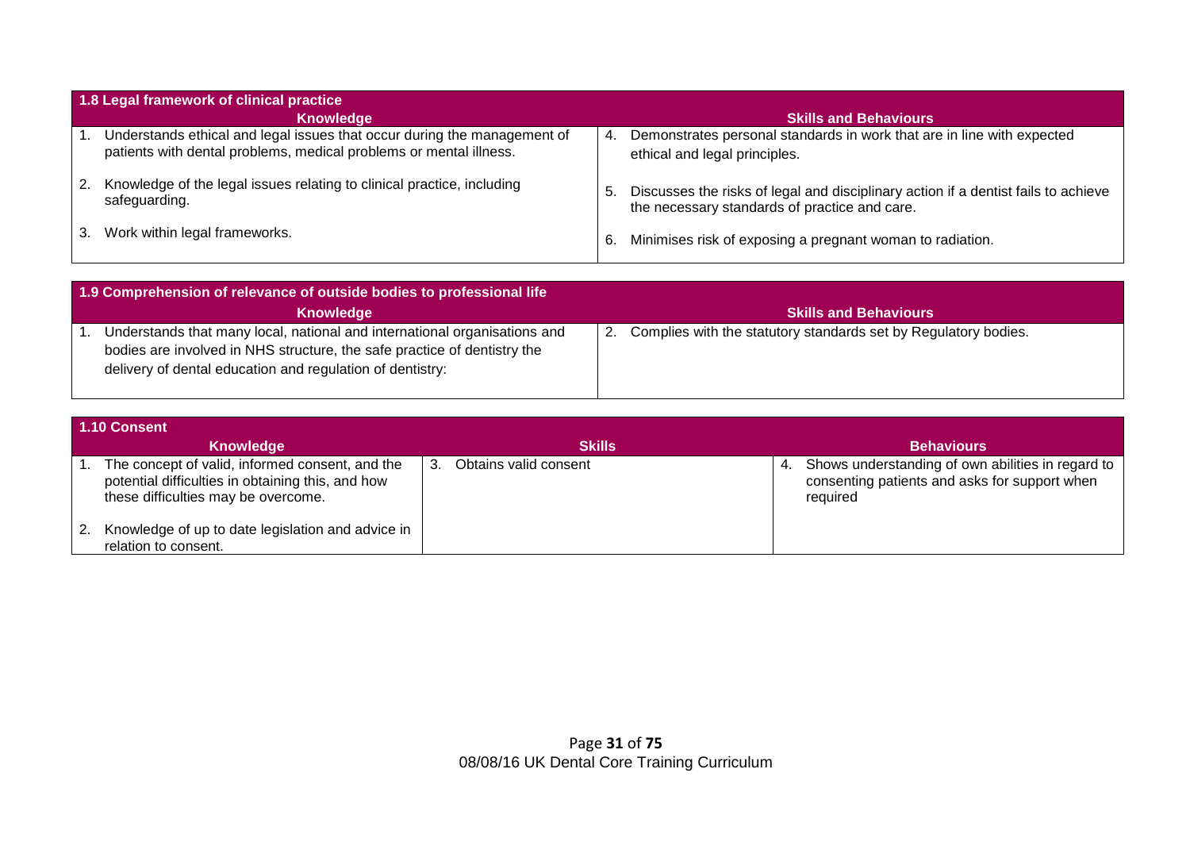| 1.8 Legal framework of clinical practice | |
|---|---|
| **Knowledge** | **Skills and Behaviours** |
| 1. Understands ethical and legal issues that occur during the management of patients with dental problems, medical problems or mental illness.<br><br>2. Knowledge of the legal issues relating to clinical practice, including safeguarding.<br><br>3. Work within legal frameworks. | 4. Demonstrates personal standards in work that are in line with expected ethical and legal principles.<br><br>5. Discusses the risks of legal and disciplinary action if a dentist fails to achieve the necessary standards of practice and care.<br><br>6. Minimises risk of exposing a pregnant woman to radiation. |

| 1.9 Comprehension of relevance of outside bodies to professional life | |
|---|---|
| **Knowledge** | **Skills and Behaviours** |
| 1. Understands that many local, national and international organisations and bodies are involved in NHS structure, the safe practice of dentistry the delivery of dental education and regulation of dentistry: | 2. Complies with the statutory standards set by Regulatory bodies. |

| 1.10 Consent | | |
|---|---|---|
| **Knowledge** | **Skills** | **Behaviours** |
| 1. The concept of valid, informed consent, and the potential difficulties in obtaining this, and how these difficulties may be overcome.<br><br>2. Knowledge of up to date legislation and advice in relation to consent. | 3. Obtains valid consent | 4. Shows understanding of own abilities in regard to consenting patients and asks for support when required |

08/08/16 UK Dental Core Training Curriculum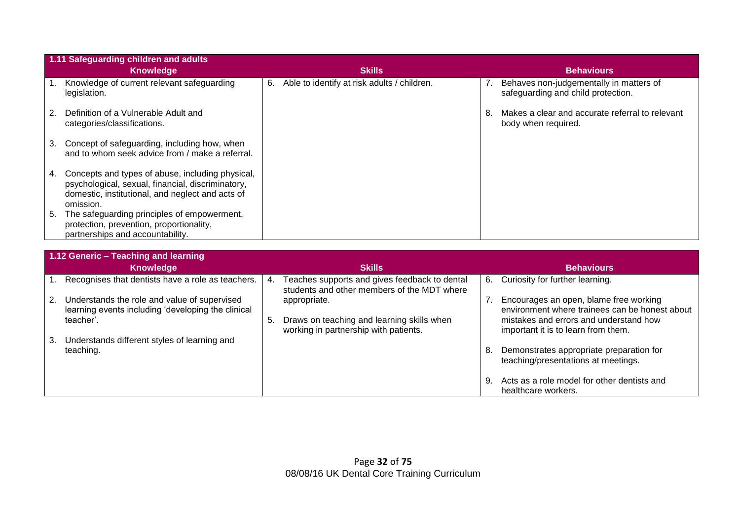| 1.11 Safeguarding children and adults | | |
|---|---|---|
| **Knowledge** | **Skills** | **Behaviours** |
| 1. Knowledge of current relevant safeguarding legislation.<br><br>2. Definition of a Vulnerable Adult and categories/classifications.<br><br>3. Concept of safeguarding, including how, when and to whom seek advice from / make a referral.<br><br>4. Concepts and types of abuse, including physical, psychological, sexual, financial, discriminatory, domestic, institutional, and neglect and acts of omission.<br>5. The safeguarding principles of empowerment, protection, prevention, proportionality, partnerships and accountability. | 6. Able to identify at risk adults / children. | 7. Behaves non-judgementally in matters of safeguarding and child protection.<br><br>8. Makes a clear and accurate referral to relevant body when required. |

| 1.12 Generic – Teaching and learning | | |
|---|---|---|
| **Knowledge** | **Skills** | **Behaviours** |
| 1. Recognises that dentists have a role as teachers.<br><br>2. Understands the role and value of supervised learning events including 'developing the clinical teacher'.<br><br>3. Understands different styles of learning and teaching. | 4. Teaches supports and gives feedback to dental students and other members of the MDT where appropriate.<br><br>5. Draws on teaching and learning skills when working in partnership with patients. | 6. Curiosity for further learning.<br><br>7. Encourages an open, blame free working environment where trainees can be honest about mistakes and errors and understand how important it is to learn from them.<br><br>8. Demonstrates appropriate preparation for teaching/presentations at meetings.<br><br>9. Acts as a role model for other dentists and healthcare workers. |

08/08/16 UK Dental Core Training Curriculum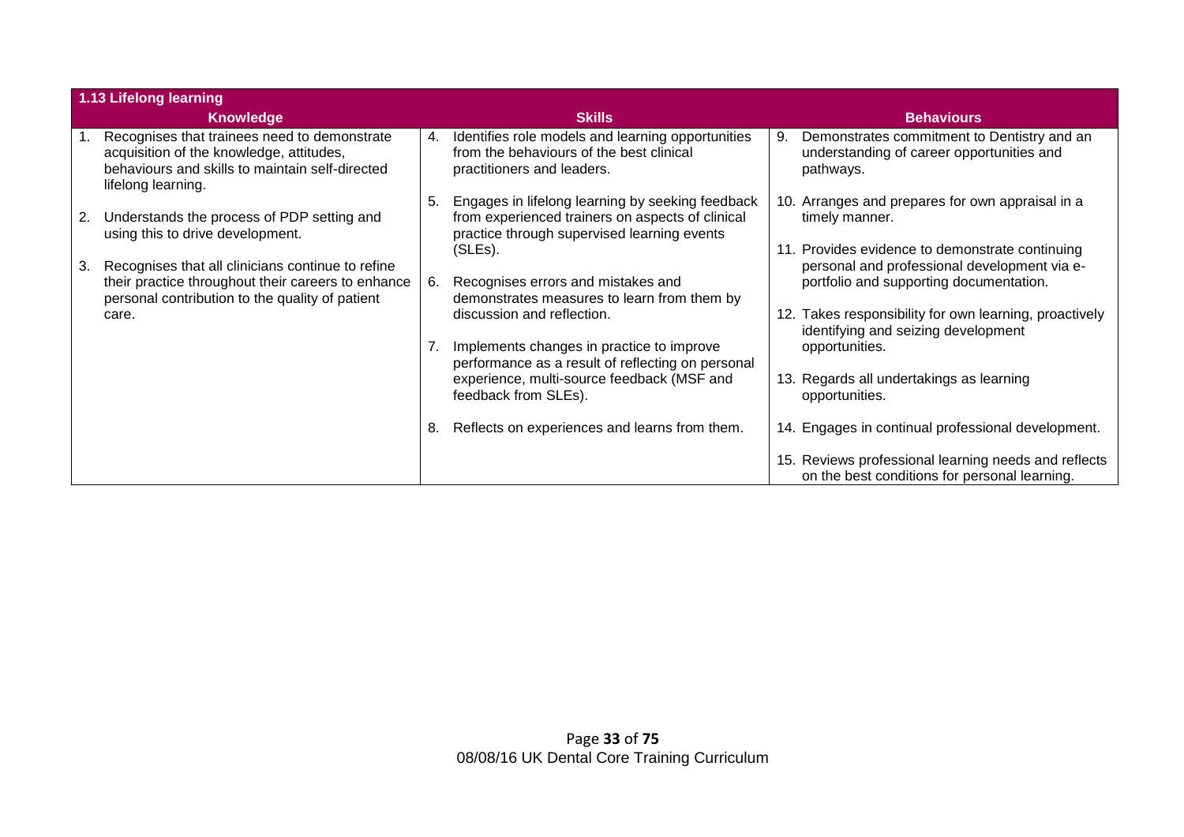| 1.13 Lifelong learning | | |
|---|---|---|
| **Knowledge** | **Skills** | **Behaviours** |
| 1. Recognises that trainees need to demonstrate acquisition of the knowledge, attitudes, behaviours and skills to maintain self-directed lifelong learning.<br><br>2. Understands the process of PDP setting and using this to drive development.<br><br>3. Recognises that all clinicians continue to refine their practice throughout their careers to enhance personal contribution to the quality of patient care. | 4. Identifies role models and learning opportunities from the behaviours of the best clinical practitioners and leaders.<br><br>5. Engages in lifelong learning by seeking feedback from experienced trainers on aspects of clinical practice through supervised learning events (SLEs).<br><br>6. Recognises errors and mistakes and demonstrates measures to learn from them by discussion and reflection.<br><br>7. Implements changes in practice to improve performance as a result of reflecting on personal experience, multi-source feedback (MSF and feedback from SLEs).<br><br>8. Reflects on experiences and learns from them. | 9. Demonstrates commitment to Dentistry and an understanding of career opportunities and pathways.<br><br>10. Arranges and prepares for own appraisal in a timely manner.<br><br>11. Provides evidence to demonstrate continuing personal and professional development via e-portfolio and supporting documentation.<br><br>12. Takes responsibility for own learning, proactively identifying and seizing development opportunities.<br><br>13. Regards all undertakings as learning opportunities.<br><br>14. Engages in continual professional development.<br><br>15. Reviews professional learning needs and reflects on the best conditions for personal learning. |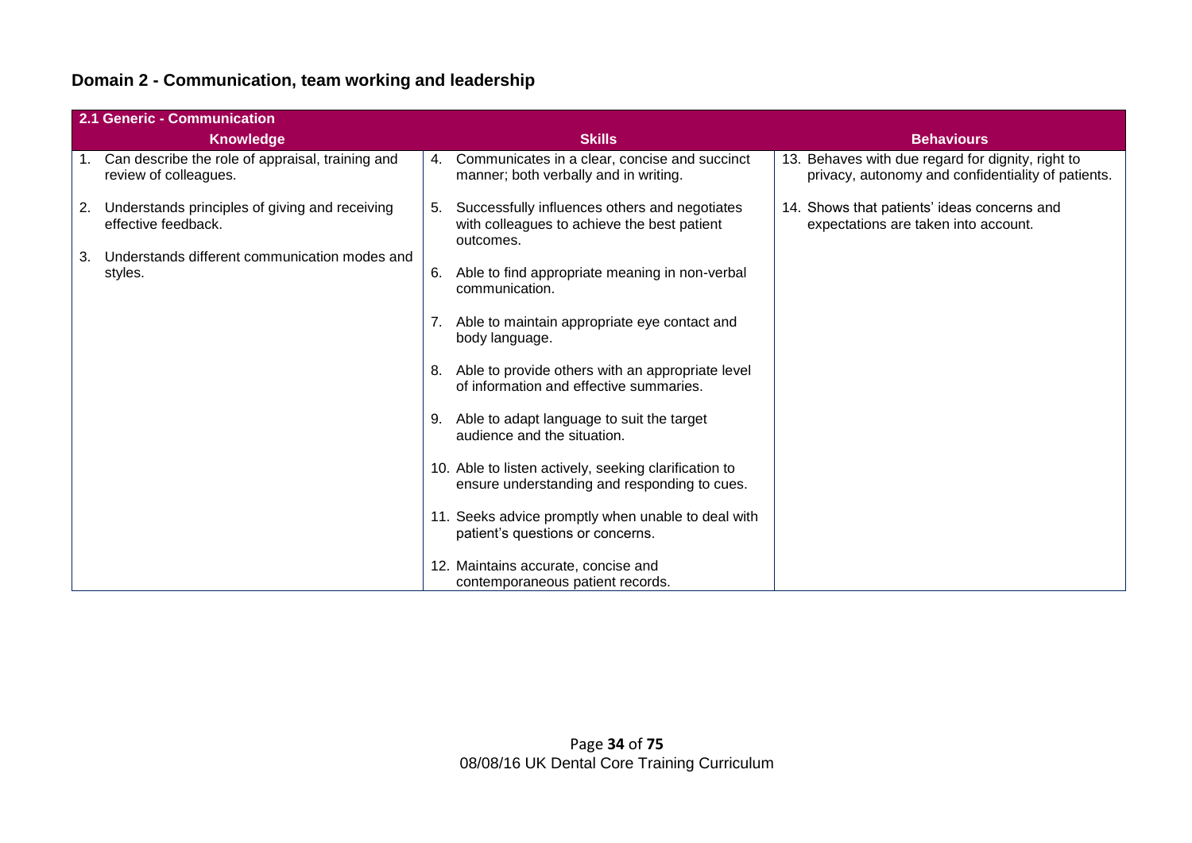## Domain 2 - Communication, team working and leadership

| 2.1 Generic - Communication | | |
|---|---|---|
| **Knowledge** | **Skills** | **Behaviours** |
| 1. Can describe the role of appraisal, training and review of colleagues.<br><br>2. Understands principles of giving and receiving effective feedback.<br><br>3. Understands different communication modes and styles. | 4. Communicates in a clear, concise and succinct manner; both verbally and in writing.<br><br>5. Successfully influences others and negotiates with colleagues to achieve the best patient outcomes.<br><br>6. Able to find appropriate meaning in non-verbal communication.<br><br>7. Able to maintain appropriate eye contact and body language.<br><br>8. Able to provide others with an appropriate level of information and effective summaries.<br><br>9. Able to adapt language to suit the target audience and the situation.<br><br>10. Able to listen actively, seeking clarification to ensure understanding and responding to cues.<br><br>11. Seeks advice promptly when unable to deal with patient's questions or concerns.<br><br>12. Maintains accurate, concise and contemporaneous patient records. | 13. Behaves with due regard for dignity, right to privacy, autonomy and confidentiality of patients.<br><br>14. Shows that patients' ideas concerns and expectations are taken into account. |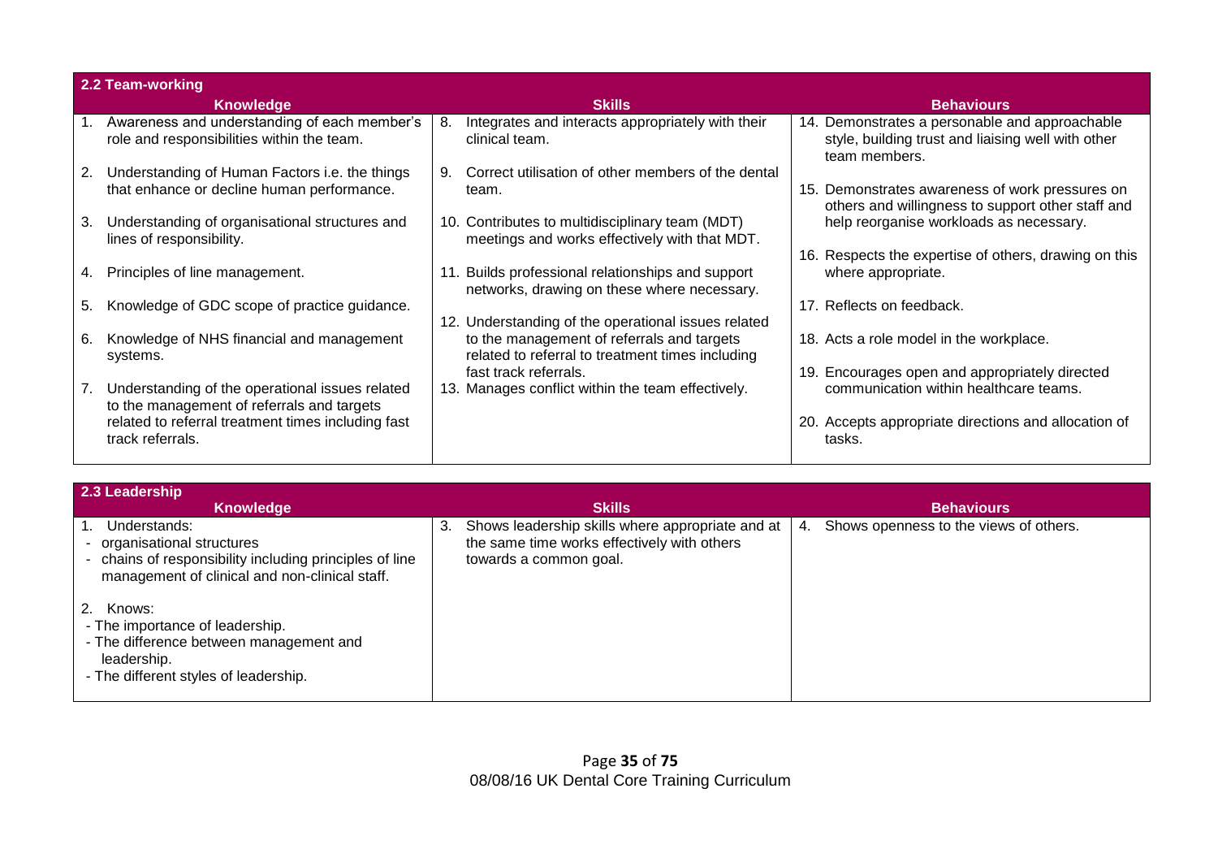### 2.2 Team-working

| Knowledge | Skills | Behaviours |
| --- | --- | --- |
| 1. Awareness and understanding of each member's role and responsibilities within the team.<br><br>2. Understanding of Human Factors i.e. the things that enhance or decline human performance.<br><br>3. Understanding of organisational structures and lines of responsibility.<br><br>4. Principles of line management.<br><br>5. Knowledge of GDC scope of practice guidance.<br><br>6. Knowledge of NHS financial and management systems.<br><br>7. Understanding of the operational issues related to the management of referrals and targets related to referral treatment times including fast track referrals. | 8. Integrates and interacts appropriately with their clinical team.<br><br>9. Correct utilisation of other members of the dental team.<br><br>10. Contributes to multidisciplinary team (MDT) meetings and works effectively with that MDT.<br><br>11. Builds professional relationships and support networks, drawing on these where necessary.<br><br>12. Understanding of the operational issues related to the management of referrals and targets related to referral to treatment times including fast track referrals.<br><br>13. Manages conflict within the team effectively. | 14. Demonstrates a personable and approachable style, building trust and liaising well with other team members.<br><br>15. Demonstrates awareness of work pressures on others and willingness to support other staff and help reorganise workloads as necessary.<br><br>16. Respects the expertise of others, drawing on this where appropriate.<br><br>17. Reflects on feedback.<br><br>18. Acts a role model in the workplace.<br><br>19. Encourages open and appropriately directed communication within healthcare teams.<br><br>20. Accepts appropriate directions and allocation of tasks. |

### 2.3 Leadership

| Knowledge | Skills | Behaviours |
| --- | --- | --- |
| 1. Understands:<br>- organisational structures<br>- chains of responsibility including principles of line management of clinical and non-clinical staff.<br><br>2. Knows:<br>- The importance of leadership.<br>- The difference between management and leadership.<br>- The different styles of leadership. | 3. Shows leadership skills where appropriate and at the same time works effectively with others towards a common goal. | 4. Shows openness to the views of others. |

08/08/16 UK Dental Core Training Curriculum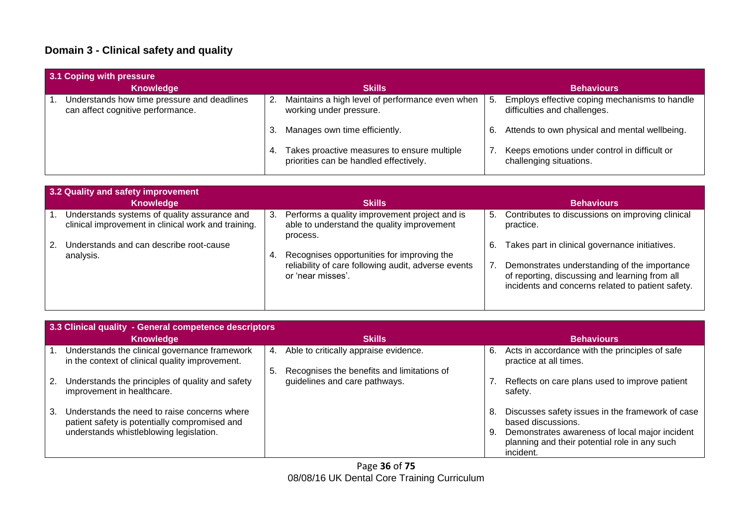## Domain 3 - Clinical safety and quality

| 3.1 Coping with pressure | | |
|---|---|---|
| **Knowledge** | **Skills** | **Behaviours** |
| 1. Understands how time pressure and deadlines can affect cognitive performance. | 2. Maintains a high level of performance even when working under pressure.<br><br>3. Manages own time efficiently.<br><br>4. Takes proactive measures to ensure multiple priorities can be handled effectively. | 5. Employs effective coping mechanisms to handle difficulties and challenges.<br><br>6. Attends to own physical and mental wellbeing.<br><br>7. Keeps emotions under control in difficult or challenging situations. |

| 3.2 Quality and safety improvement | | |
|---|---|---|
| **Knowledge** | **Skills** | **Behaviours** |
| 1. Understands systems of quality assurance and clinical improvement in clinical work and training.<br><br>2. Understands and can describe root-cause analysis. | 3. Performs a quality improvement project and is able to understand the quality improvement process.<br><br>4. Recognises opportunities for improving the reliability of care following audit, adverse events or 'near misses'. | 5. Contributes to discussions on improving clinical practice.<br><br>6. Takes part in clinical governance initiatives.<br><br>7. Demonstrates understanding of the importance of reporting, discussing and learning from all incidents and concerns related to patient safety. |

| 3.3 Clinical quality - General competence descriptors | | |
|---|---|---|
| **Knowledge** | **Skills** | **Behaviours** |
| 1. Understands the clinical governance framework in the context of clinical quality improvement.<br><br>2. Understands the principles of quality and safety improvement in healthcare.<br><br>3. Understands the need to raise concerns where patient safety is potentially compromised and understands whistleblowing legislation. | 4. Able to critically appraise evidence.<br><br>5. Recognises the benefits and limitations of guidelines and care pathways. | 6. Acts in accordance with the principles of safe practice at all times.<br><br>7. Reflects on care plans used to improve patient safety.<br><br>8. Discusses safety issues in the framework of case based discussions.<br><br>9. Demonstrates awareness of local major incident planning and their potential role in any such incident. |

08/08/16 UK Dental Core Training Curriculum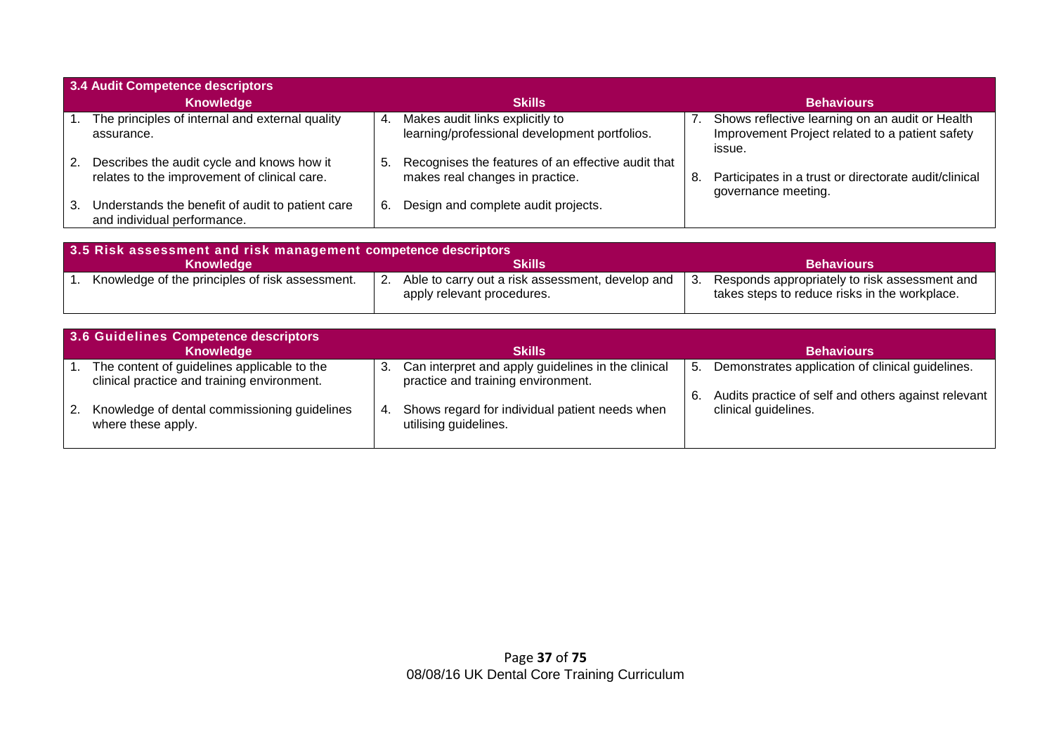**3.4 Audit Competence descriptors**

| Knowledge | Skills | Behaviours |
|---|---|---|
| 1. The principles of internal and external quality assurance.<br><br>2. Describes the audit cycle and knows how it relates to the improvement of clinical care.<br><br>3. Understands the benefit of audit to patient care and individual performance. | 4. Makes audit links explicitly to learning/professional development portfolios.<br><br>5. Recognises the features of an effective audit that makes real changes in practice.<br><br>6. Design and complete audit projects. | 7. Shows reflective learning on an audit or Health Improvement Project related to a patient safety issue.<br><br>8. Participates in a trust or directorate audit/clinical governance meeting. |

**3.5 Risk assessment and risk management competence descriptors**

| Knowledge | Skills | Behaviours |
|---|---|---|
| 1. Knowledge of the principles of risk assessment. | 2. Able to carry out a risk assessment, develop and apply relevant procedures. | 3. Responds appropriately to risk assessment and takes steps to reduce risks in the workplace. |

**3.6 Guidelines Competence descriptors**

| Knowledge | Skills | Behaviours |
|---|---|---|
| 1. The content of guidelines applicable to the clinical practice and training environment.<br><br>2. Knowledge of dental commissioning guidelines where these apply. | 3. Can interpret and apply guidelines in the clinical practice and training environment.<br><br>4. Shows regard for individual patient needs when utilising guidelines. | 5. Demonstrates application of clinical guidelines.<br><br>6. Audits practice of self and others against relevant clinical guidelines. |

08/08/16 UK Dental Core Training Curriculum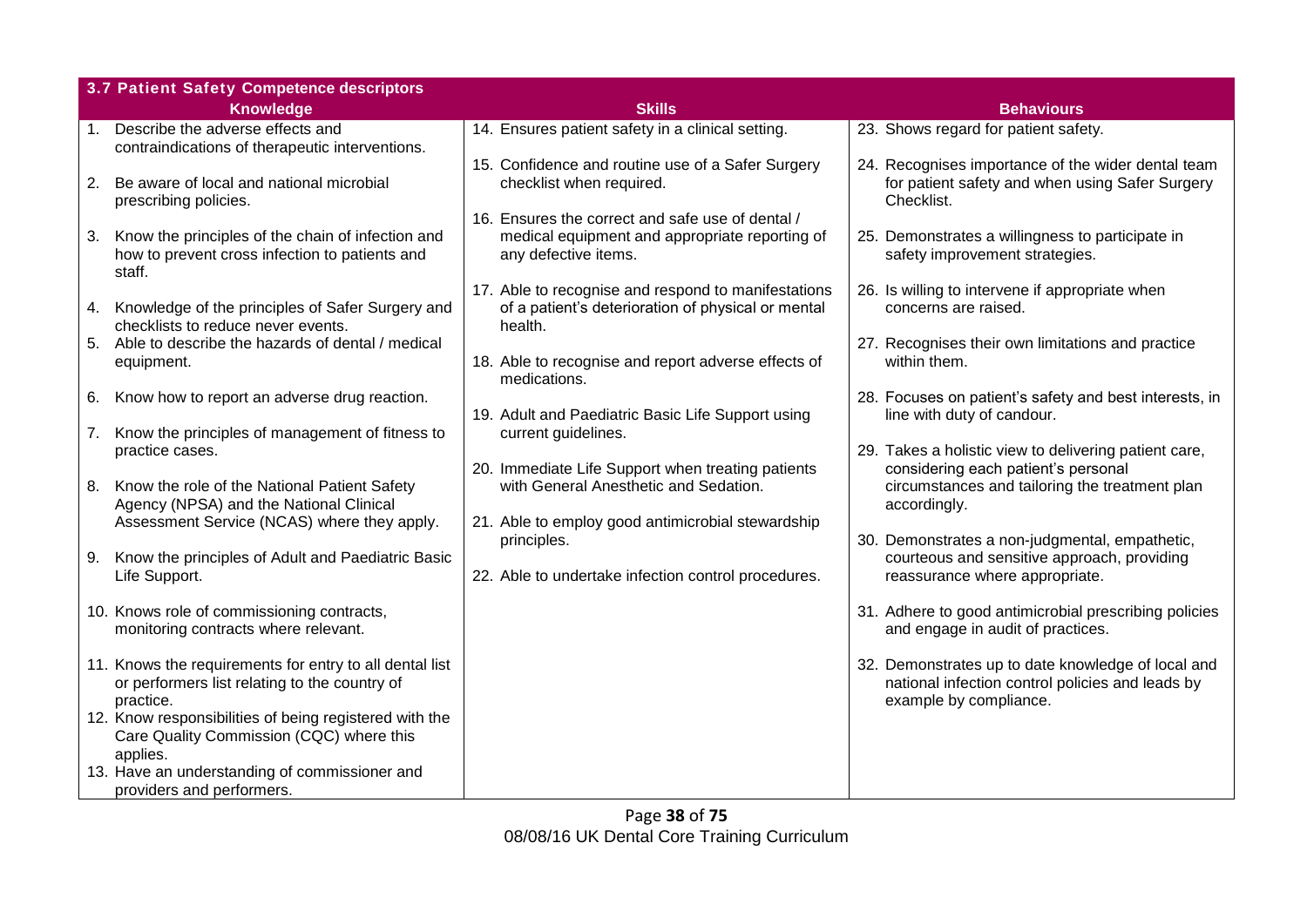| 3.7 Patient Safety Competence descriptors | | |
|---|---|---|
| **Knowledge** | **Skills** | **Behaviours** |
| 1. Describe the adverse effects and contraindications of therapeutic interventions.<br><br>2. Be aware of local and national microbial prescribing policies.<br><br>3. Know the principles of the chain of infection and how to prevent cross infection to patients and staff.<br><br>4. Knowledge of the principles of Safer Surgery and checklists to reduce never events.<br><br>5. Able to describe the hazards of dental / medical equipment.<br><br>6. Know how to report an adverse drug reaction.<br><br>7. Know the principles of management of fitness to practice cases.<br><br>8. Know the role of the National Patient Safety Agency (NPSA) and the National Clinical Assessment Service (NCAS) where they apply.<br><br>9. Know the principles of Adult and Paediatric Basic Life Support.<br><br>10. Knows role of commissioning contracts, monitoring contracts where relevant.<br><br>11. Knows the requirements for entry to all dental list or performers list relating to the country of practice.<br><br>12. Know responsibilities of being registered with the Care Quality Commission (CQC) where this applies.<br><br>13. Have an understanding of commissioner and providers and performers. | 14. Ensures patient safety in a clinical setting.<br><br>15. Confidence and routine use of a Safer Surgery checklist when required.<br><br>16. Ensures the correct and safe use of dental / medical equipment and appropriate reporting of any defective items.<br><br>17. Able to recognise and respond to manifestations of a patient's deterioration of physical or mental health.<br><br>18. Able to recognise and report adverse effects of medications.<br><br>19. Adult and Paediatric Basic Life Support using current guidelines.<br><br>20. Immediate Life Support when treating patients with General Anesthetic and Sedation.<br><br>21. Able to employ good antimicrobial stewardship principles.<br><br>22. Able to undertake infection control procedures. | 23. Shows regard for patient safety.<br><br>24. Recognises importance of the wider dental team for patient safety and when using Safer Surgery Checklist.<br><br>25. Demonstrates a willingness to participate in safety improvement strategies.<br><br>26. Is willing to intervene if appropriate when concerns are raised.<br><br>27. Recognises their own limitations and practice within them.<br><br>28. Focuses on patient's safety and best interests, in line with duty of candour.<br><br>29. Takes a holistic view to delivering patient care, considering each patient's personal circumstances and tailoring the treatment plan accordingly.<br><br>30. Demonstrates a non-judgmental, empathetic, courteous and sensitive approach, providing reassurance where appropriate.<br><br>31. Adhere to good antimicrobial prescribing policies and engage in audit of practices.<br><br>32. Demonstrates up to date knowledge of local and national infection control policies and leads by example by compliance. |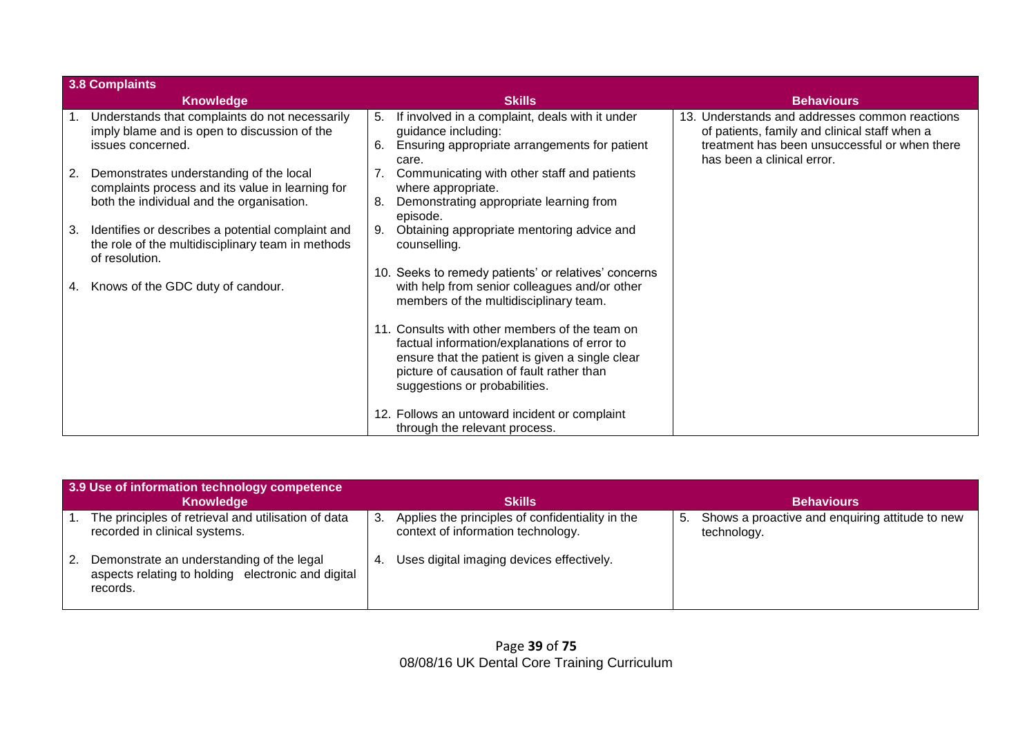| 3.8 Complaints | | |
|---|---|---|
| **Knowledge** | **Skills** | **Behaviours** |
| 1. Understands that complaints do not necessarily imply blame and is open to discussion of the issues concerned.<br><br>2. Demonstrates understanding of the local complaints process and its value in learning for both the individual and the organisation.<br><br>3. Identifies or describes a potential complaint and the role of the multidisciplinary team in methods of resolution.<br><br>4. Knows of the GDC duty of candour. | 5. If involved in a complaint, deals with it under guidance including:<br>6. Ensuring appropriate arrangements for patient care.<br>7. Communicating with other staff and patients where appropriate.<br>8. Demonstrating appropriate learning from episode.<br>9. Obtaining appropriate mentoring advice and counselling.<br><br>10. Seeks to remedy patients' or relatives' concerns with help from senior colleagues and/or other members of the multidisciplinary team.<br><br>11. Consults with other members of the team on factual information/explanations of error to ensure that the patient is given a single clear picture of causation of fault rather than suggestions or probabilities.<br><br>12. Follows an untoward incident or complaint through the relevant process. | 13. Understands and addresses common reactions of patients, family and clinical staff when a treatment has been unsuccessful or when there has been a clinical error. |

| 3.9 Use of information technology competence | | |
|---|---|---|
| **Knowledge** | **Skills** | **Behaviours** |
| 1. The principles of retrieval and utilisation of data recorded in clinical systems.<br><br>2. Demonstrate an understanding of the legal aspects relating to holding electronic and digital records. | 3. Applies the principles of confidentiality in the context of information technology.<br><br>4. Uses digital imaging devices effectively. | 5. Shows a proactive and enquiring attitude to new technology. |

08/08/16 UK Dental Core Training Curriculum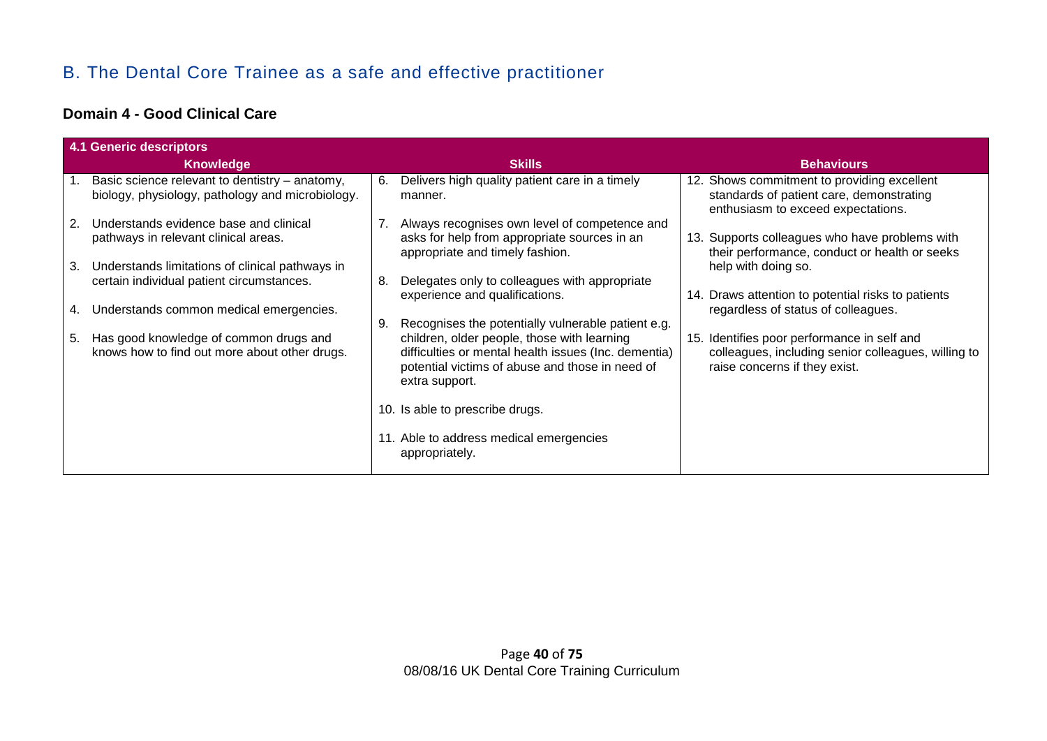# B. The Dental Core Trainee as a safe and effective practitioner

## Domain 4 - Good Clinical Care

| 4.1 Generic descriptors | | |
|---|---|---|
| **Knowledge** | **Skills** | **Behaviours** |
| 1. Basic science relevant to dentistry – anatomy, biology, physiology, pathology and microbiology.<br><br>2. Understands evidence base and clinical pathways in relevant clinical areas.<br><br>3. Understands limitations of clinical pathways in certain individual patient circumstances.<br><br>4. Understands common medical emergencies.<br><br>5. Has good knowledge of common drugs and knows how to find out more about other drugs. | 6. Delivers high quality patient care in a timely manner.<br><br>7. Always recognises own level of competence and asks for help from appropriate sources in an appropriate and timely fashion.<br><br>8. Delegates only to colleagues with appropriate experience and qualifications.<br><br>9. Recognises the potentially vulnerable patient e.g. children, older people, those with learning difficulties or mental health issues (Inc. dementia) potential victims of abuse and those in need of extra support.<br><br>10. Is able to prescribe drugs.<br><br>11. Able to address medical emergencies appropriately. | 12. Shows commitment to providing excellent standards of patient care, demonstrating enthusiasm to exceed expectations.<br><br>13. Supports colleagues who have problems with their performance, conduct or health or seeks help with doing so.<br><br>14. Draws attention to potential risks to patients regardless of status of colleagues.<br><br>15. Identifies poor performance in self and colleagues, including senior colleagues, willing to raise concerns if they exist. |

08/08/16 UK Dental Core Training Curriculum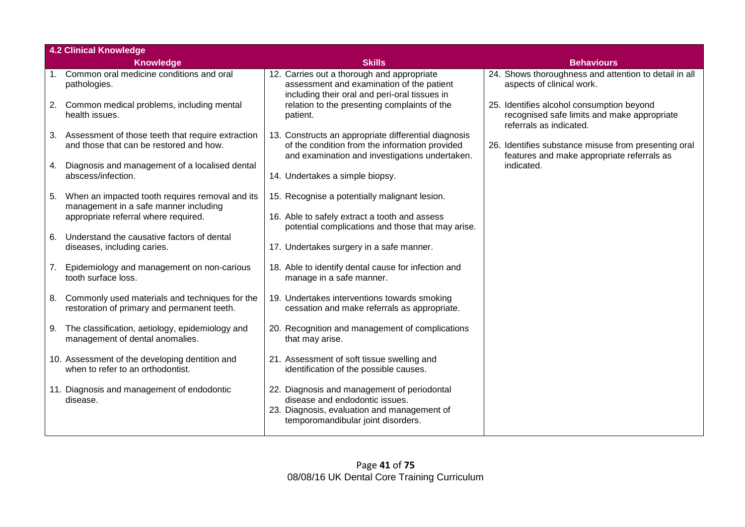| 4.2 Clinical Knowledge | | |
|---|---|---|
| **Knowledge** | **Skills** | **Behaviours** |
| 1. Common oral medicine conditions and oral pathologies.<br><br>2. Common medical problems, including mental health issues.<br><br>3. Assessment of those teeth that require extraction and those that can be restored and how.<br><br>4. Diagnosis and management of a localised dental abscess/infection.<br><br>5. When an impacted tooth requires removal and its management in a safe manner including appropriate referral where required.<br><br>6. Understand the causative factors of dental diseases, including caries.<br><br>7. Epidemiology and management on non-carious tooth surface loss.<br><br>8. Commonly used materials and techniques for the restoration of primary and permanent teeth.<br><br>9. The classification, aetiology, epidemiology and management of dental anomalies.<br><br>10. Assessment of the developing dentition and when to refer to an orthodontist.<br><br>11. Diagnosis and management of endodontic disease. | 12. Carries out a thorough and appropriate assessment and examination of the patient including their oral and peri-oral tissues in relation to the presenting complaints of the patient.<br><br>13. Constructs an appropriate differential diagnosis of the condition from the information provided and examination and investigations undertaken.<br><br>14. Undertakes a simple biopsy.<br><br>15. Recognise a potentially malignant lesion.<br><br>16. Able to safely extract a tooth and assess potential complications and those that may arise.<br><br>17. Undertakes surgery in a safe manner.<br><br>18. Able to identify dental cause for infection and manage in a safe manner.<br><br>19. Undertakes interventions towards smoking cessation and make referrals as appropriate.<br><br>20. Recognition and management of complications that may arise.<br><br>21. Assessment of soft tissue swelling and identification of the possible causes.<br><br>22. Diagnosis and management of periodontal disease and endodontic issues.<br>23. Diagnosis, evaluation and management of temporomandibular joint disorders. | 24. Shows thoroughness and attention to detail in all aspects of clinical work.<br><br>25. Identifies alcohol consumption beyond recognised safe limits and make appropriate referrals as indicated.<br><br>26. Identifies substance misuse from presenting oral features and make appropriate referrals as indicated. |

08/08/16 UK Dental Core Training Curriculum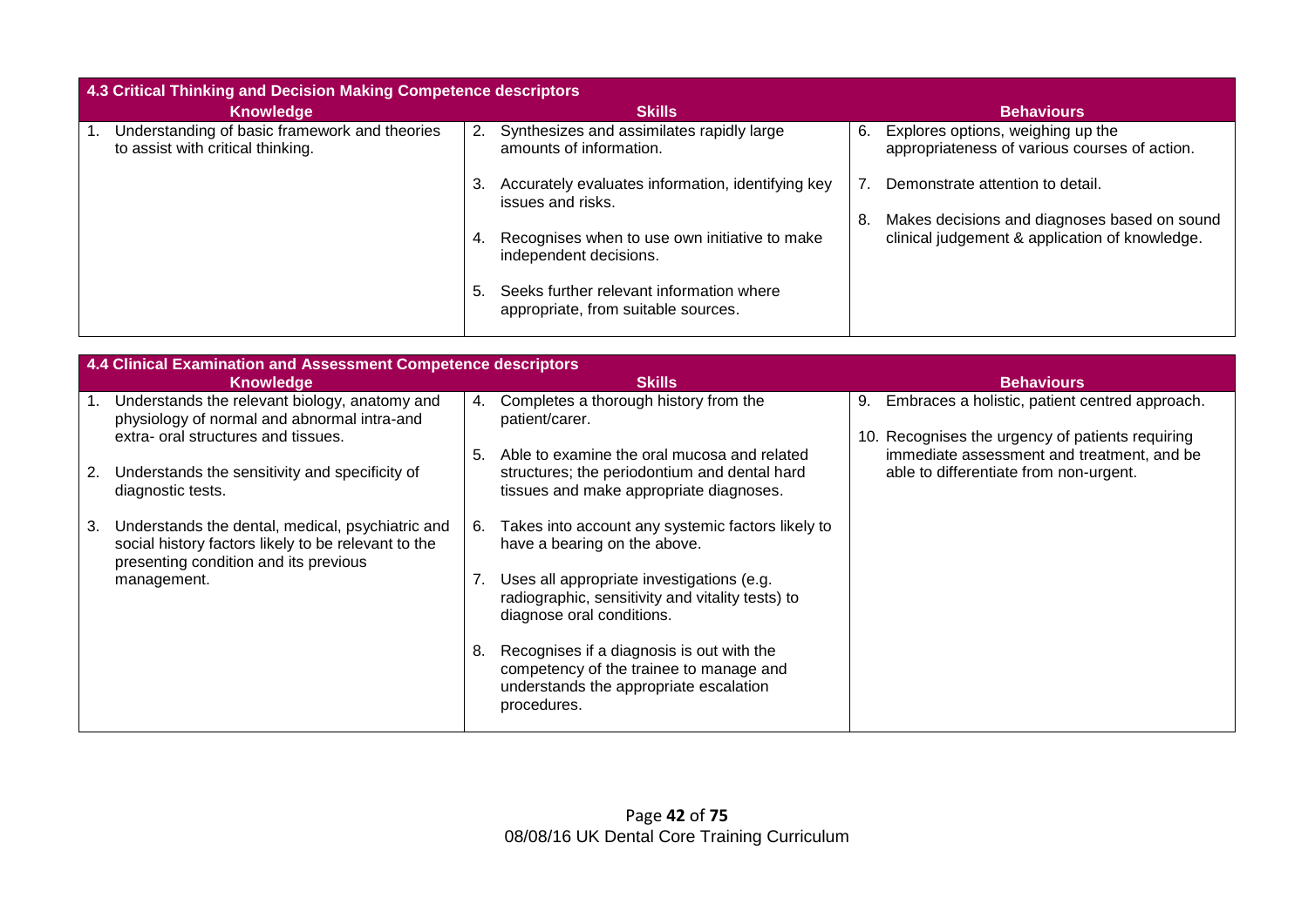| 4.3 Critical Thinking and Decision Making Competence descriptors | | |
|---|---|---|
| **Knowledge** | **Skills** | **Behaviours** |
| 1. Understanding of basic framework and theories to assist with critical thinking. | 2. Synthesizes and assimilates rapidly large amounts of information.<br><br>3. Accurately evaluates information, identifying key issues and risks.<br><br>4. Recognises when to use own initiative to make independent decisions.<br><br>5. Seeks further relevant information where appropriate, from suitable sources. | 6. Explores options, weighing up the appropriateness of various courses of action.<br><br>7. Demonstrate attention to detail.<br><br>8. Makes decisions and diagnoses based on sound clinical judgement & application of knowledge. |

| 4.4 Clinical Examination and Assessment Competence descriptors | | |
|---|---|---|
| **Knowledge** | **Skills** | **Behaviours** |
| 1. Understands the relevant biology, anatomy and physiology of normal and abnormal intra-and extra- oral structures and tissues.<br><br>2. Understands the sensitivity and specificity of diagnostic tests.<br><br>3. Understands the dental, medical, psychiatric and social history factors likely to be relevant to the presenting condition and its previous management. | 4. Completes a thorough history from the patient/carer.<br><br>5. Able to examine the oral mucosa and related structures; the periodontium and dental hard tissues and make appropriate diagnoses.<br><br>6. Takes into account any systemic factors likely to have a bearing on the above.<br><br>7. Uses all appropriate investigations (e.g. radiographic, sensitivity and vitality tests) to diagnose oral conditions.<br><br>8. Recognises if a diagnosis is out with the competency of the trainee to manage and understands the appropriate escalation procedures. | 9. Embraces a holistic, patient centred approach.<br><br>10. Recognises the urgency of patients requiring immediate assessment and treatment, and be able to differentiate from non-urgent. |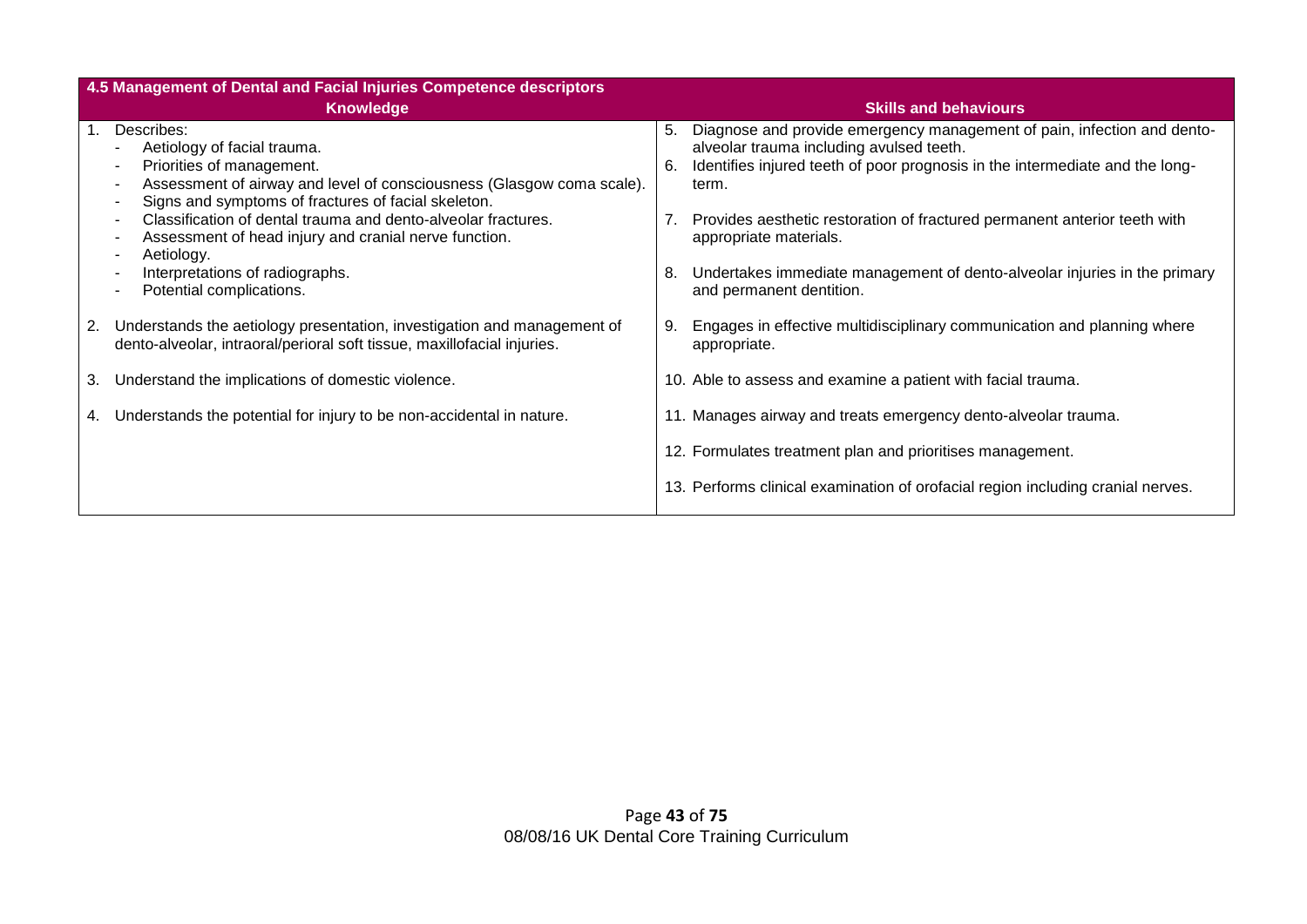| 4.5 Management of Dental and Facial Injuries Competence descriptors | |
|---|---|
| **Knowledge** | **Skills and behaviours** |
| 1. Describes:<br>- Aetiology of facial trauma.<br>- Priorities of management.<br>- Assessment of airway and level of consciousness (Glasgow coma scale).<br>- Signs and symptoms of fractures of facial skeleton.<br>- Classification of dental trauma and dento-alveolar fractures.<br>- Assessment of head injury and cranial nerve function.<br>- Aetiology.<br>- Interpretations of radiographs.<br>- Potential complications.<br><br>2. Understands the aetiology presentation, investigation and management of dento-alveolar, intraoral/perioral soft tissue, maxillofacial injuries.<br><br>3. Understand the implications of domestic violence.<br><br>4. Understands the potential for injury to be non-accidental in nature. | 5. Diagnose and provide emergency management of pain, infection and dento-alveolar trauma including avulsed teeth.<br>6. Identifies injured teeth of poor prognosis in the intermediate and the long-term.<br><br>7. Provides aesthetic restoration of fractured permanent anterior teeth with appropriate materials.<br><br>8. Undertakes immediate management of dento-alveolar injuries in the primary and permanent dentition.<br><br>9. Engages in effective multidisciplinary communication and planning where appropriate.<br><br>10. Able to assess and examine a patient with facial trauma.<br><br>11. Manages airway and treats emergency dento-alveolar trauma.<br><br>12. Formulates treatment plan and prioritises management.<br><br>13. Performs clinical examination of orofacial region including cranial nerves. |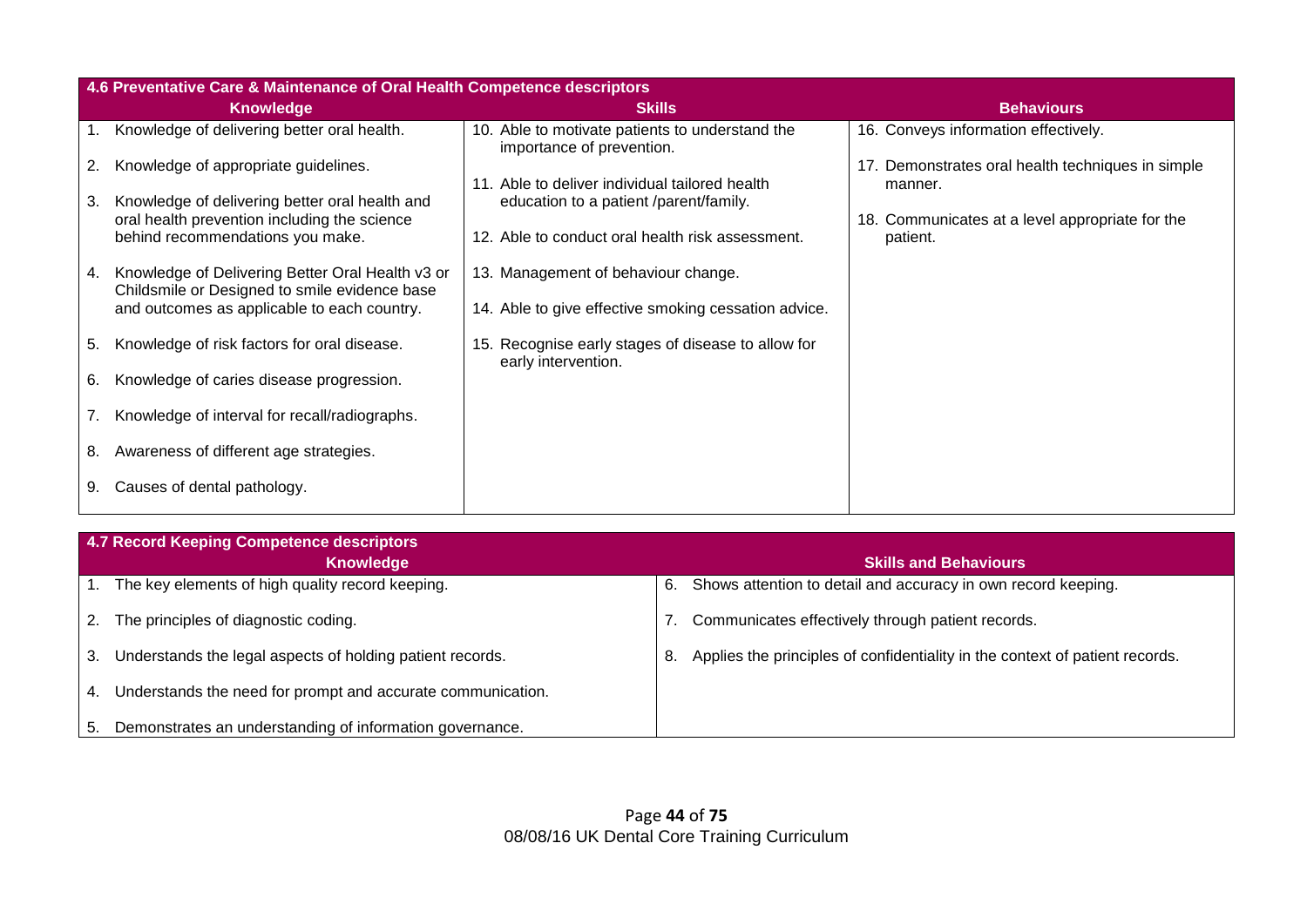| 4.6 Preventative Care & Maintenance of Oral Health Competence descriptors | | |
|---|---|---|
| **Knowledge** | **Skills** | **Behaviours** |
| 1. Knowledge of delivering better oral health. | 10. Able to motivate patients to understand the importance of prevention. | 16. Conveys information effectively. |
| 2. Knowledge of appropriate guidelines. | 11. Able to deliver individual tailored health education to a patient /parent/family. | 17. Demonstrates oral health techniques in simple manner. |
| 3. Knowledge of delivering better oral health and oral health prevention including the science behind recommendations you make. | 12. Able to conduct oral health risk assessment. | 18. Communicates at a level appropriate for the patient. |
| 4. Knowledge of Delivering Better Oral Health v3 or Childsmile or Designed to smile evidence base and outcomes as applicable to each country. | 13. Management of behaviour change. | |
| 5. Knowledge of risk factors for oral disease. | 14. Able to give effective smoking cessation advice. | |
| 6. Knowledge of caries disease progression. | 15. Recognise early stages of disease to allow for early intervention. | |
| 7. Knowledge of interval for recall/radiographs. | | |
| 8. Awareness of different age strategies. | | |
| 9. Causes of dental pathology. | | |

| 4.7 Record Keeping Competence descriptors | |
|---|---|
| **Knowledge** | **Skills and Behaviours** |
| 1. The key elements of high quality record keeping. | 6. Shows attention to detail and accuracy in own record keeping. |
| 2. The principles of diagnostic coding. | 7. Communicates effectively through patient records. |
| 3. Understands the legal aspects of holding patient records. | 8. Applies the principles of confidentiality in the context of patient records. |
| 4. Understands the need for prompt and accurate communication. | |
| 5. Demonstrates an understanding of information governance. | |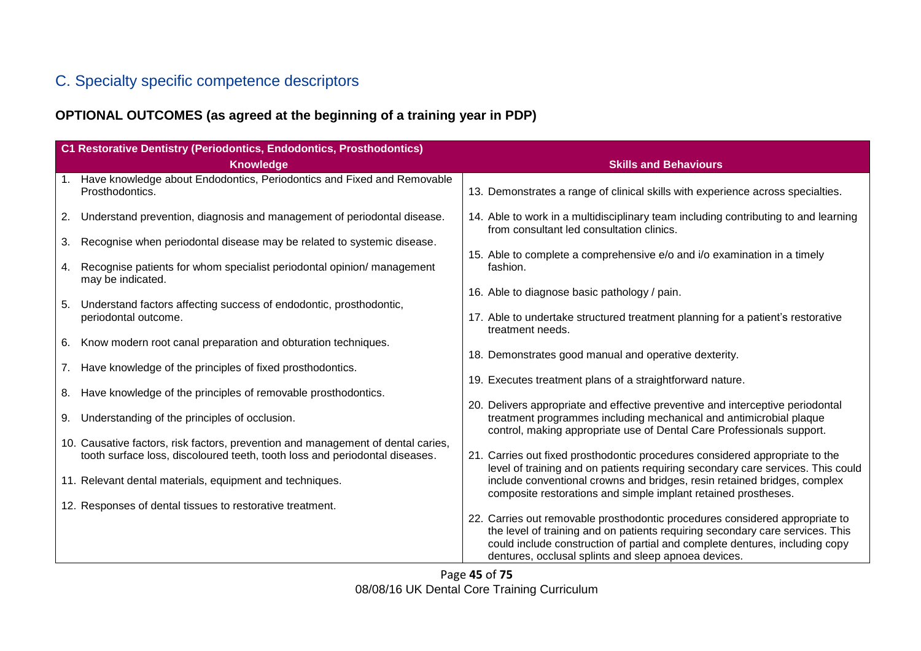## C. Specialty specific competence descriptors

**OPTIONAL OUTCOMES (as agreed at the beginning of a training year in PDP)**

| **C1 Restorative Dentistry (Periodontics, Endodontics, Prosthodontics)** | |
|---|---|
| **Knowledge** | **Skills and Behaviours** |
| 1. Have knowledge about Endodontics, Periodontics and Fixed and Removable Prosthodontics.<br><br>2. Understand prevention, diagnosis and management of periodontal disease.<br><br>3. Recognise when periodontal disease may be related to systemic disease.<br><br>4. Recognise patients for whom specialist periodontal opinion/ management may be indicated.<br><br>5. Understand factors affecting success of endodontic, prosthodontic, periodontal outcome.<br><br>6. Know modern root canal preparation and obturation techniques.<br><br>7. Have knowledge of the principles of fixed prosthodontics.<br><br>8. Have knowledge of the principles of removable prosthodontics.<br><br>9. Understanding of the principles of occlusion.<br><br>10. Causative factors, risk factors, prevention and management of dental caries, tooth surface loss, discoloured teeth, tooth loss and periodontal diseases.<br><br>11. Relevant dental materials, equipment and techniques.<br><br>12. Responses of dental tissues to restorative treatment. | 13. Demonstrates a range of clinical skills with experience across specialties.<br><br>14. Able to work in a multidisciplinary team including contributing to and learning from consultant led consultation clinics.<br><br>15. Able to complete a comprehensive e/o and i/o examination in a timely fashion.<br><br>16. Able to diagnose basic pathology / pain.<br><br>17. Able to undertake structured treatment planning for a patient's restorative treatment needs.<br><br>18. Demonstrates good manual and operative dexterity.<br><br>19. Executes treatment plans of a straightforward nature.<br><br>20. Delivers appropriate and effective preventive and interceptive periodontal treatment programmes including mechanical and antimicrobial plaque control, making appropriate use of Dental Care Professionals support.<br><br>21. Carries out fixed prosthodontic procedures considered appropriate to the level of training and on patients requiring secondary care services. This could include conventional crowns and bridges, resin retained bridges, complex composite restorations and simple implant retained prostheses.<br><br>22. Carries out removable prosthodontic procedures considered appropriate to the level of training and on patients requiring secondary care services. This could include construction of partial and complete dentures, including copy dentures, occlusal splints and sleep apnoea devices. |

08/08/16 UK Dental Core Training Curriculum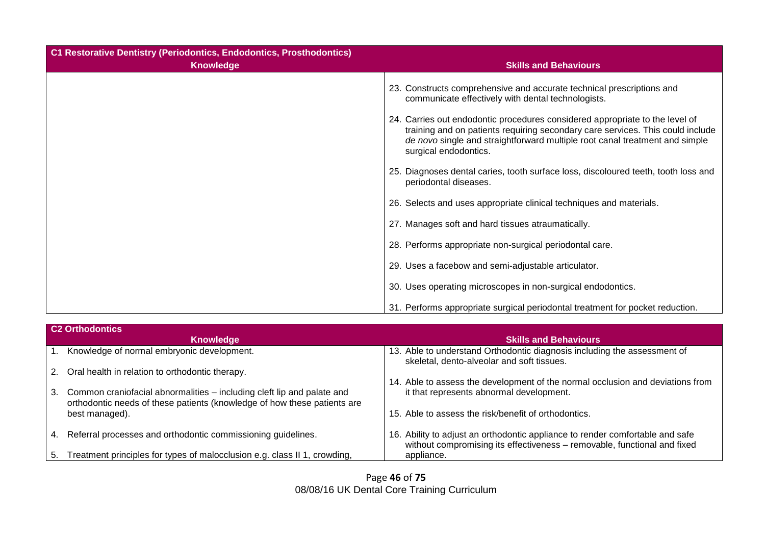| C1 Restorative Dentistry (Periodontics, Endodontics, Prosthodontics) | |
|---|---|
| **Knowledge** | **Skills and Behaviours** |
| | 23. Constructs comprehensive and accurate technical prescriptions and communicate effectively with dental technologists.<br><br>24. Carries out endodontic procedures considered appropriate to the level of training and on patients requiring secondary care services. This could include *de novo* single and straightforward multiple root canal treatment and simple surgical endodontics.<br><br>25. Diagnoses dental caries, tooth surface loss, discoloured teeth, tooth loss and periodontal diseases.<br><br>26. Selects and uses appropriate clinical techniques and materials.<br><br>27. Manages soft and hard tissues atraumatically.<br><br>28. Performs appropriate non-surgical periodontal care.<br><br>29. Uses a facebow and semi-adjustable articulator.<br><br>30. Uses operating microscopes in non-surgical endodontics.<br><br>31. Performs appropriate surgical periodontal treatment for pocket reduction. |

| C2 Orthodontics | |
|---|---|
| **Knowledge** | **Skills and Behaviours** |
| 1. Knowledge of normal embryonic development.<br><br>2. Oral health in relation to orthodontic therapy.<br><br>3. Common craniofacial abnormalities – including cleft lip and palate and orthodontic needs of these patients (knowledge of how these patients are best managed).<br><br>4. Referral processes and orthodontic commissioning guidelines.<br><br>5. Treatment principles for types of malocclusion e.g. class II 1, crowding, | 13. Able to understand Orthodontic diagnosis including the assessment of skeletal, dento-alveolar and soft tissues.<br><br>14. Able to assess the development of the normal occlusion and deviations from it that represents abnormal development.<br><br>15. Able to assess the risk/benefit of orthodontics.<br><br>16. Ability to adjust an orthodontic appliance to render comfortable and safe without compromising its effectiveness – removable, functional and fixed appliance. |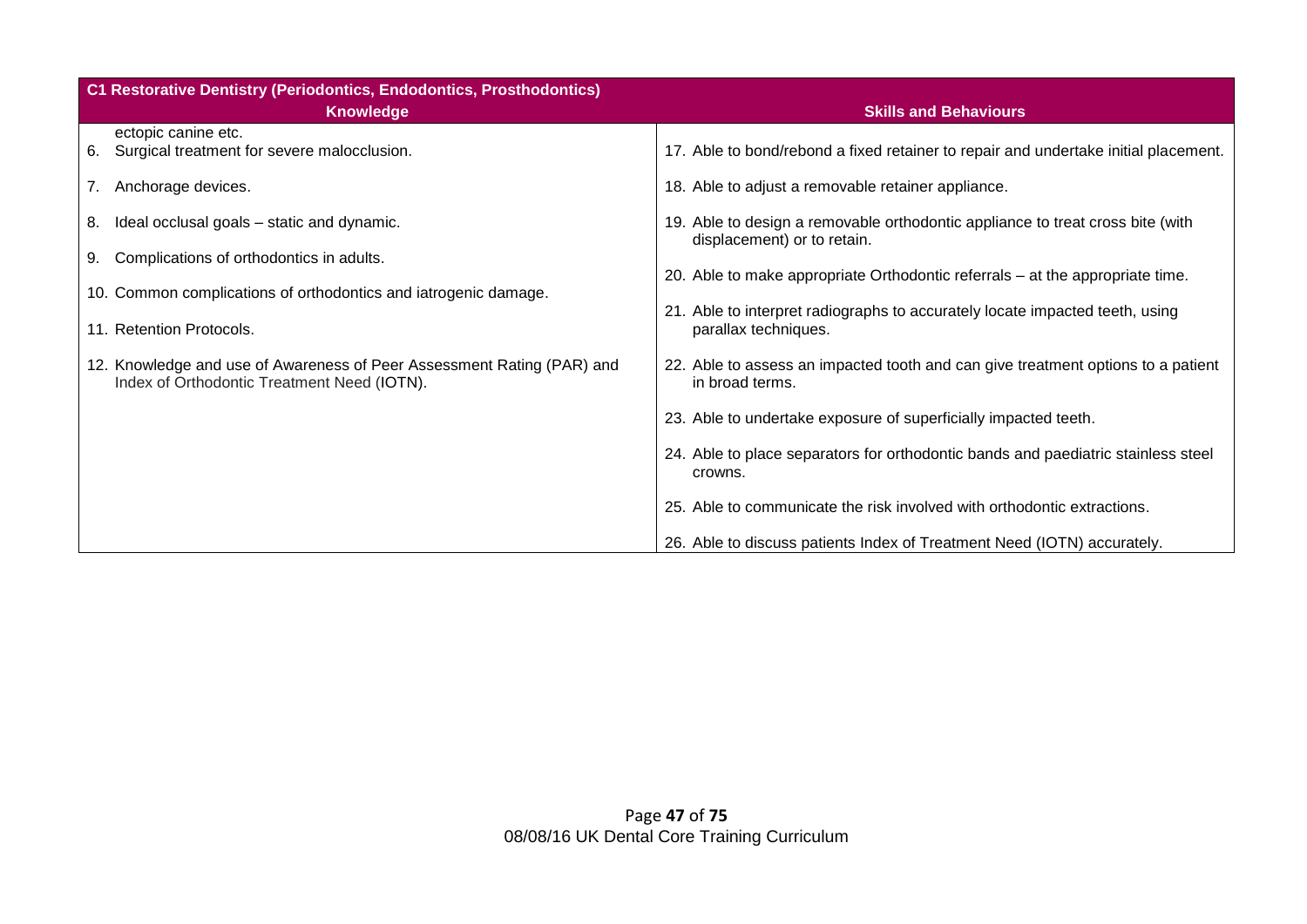| C1 Restorative Dentistry (Periodontics, Endodontics, Prosthodontics) | |
|---|---|
| **Knowledge** | **Skills and Behaviours** |
| ectopic canine etc.<br>6. Surgical treatment for severe malocclusion.<br><br>7. Anchorage devices.<br><br>8. Ideal occlusal goals – static and dynamic.<br><br>9. Complications of orthodontics in adults.<br><br>10. Common complications of orthodontics and iatrogenic damage.<br><br>11. Retention Protocols.<br><br>12. Knowledge and use of Awareness of Peer Assessment Rating (PAR) and Index of Orthodontic Treatment Need (IOTN). | 17. Able to bond/rebond a fixed retainer to repair and undertake initial placement.<br><br>18. Able to adjust a removable retainer appliance.<br><br>19. Able to design a removable orthodontic appliance to treat cross bite (with displacement) or to retain.<br><br>20. Able to make appropriate Orthodontic referrals – at the appropriate time.<br><br>21. Able to interpret radiographs to accurately locate impacted teeth, using parallax techniques.<br><br>22. Able to assess an impacted tooth and can give treatment options to a patient in broad terms.<br><br>23. Able to undertake exposure of superficially impacted teeth.<br><br>24. Able to place separators for orthodontic bands and paediatric stainless steel crowns.<br><br>25. Able to communicate the risk involved with orthodontic extractions.<br><br>26. Able to discuss patients Index of Treatment Need (IOTN) accurately. |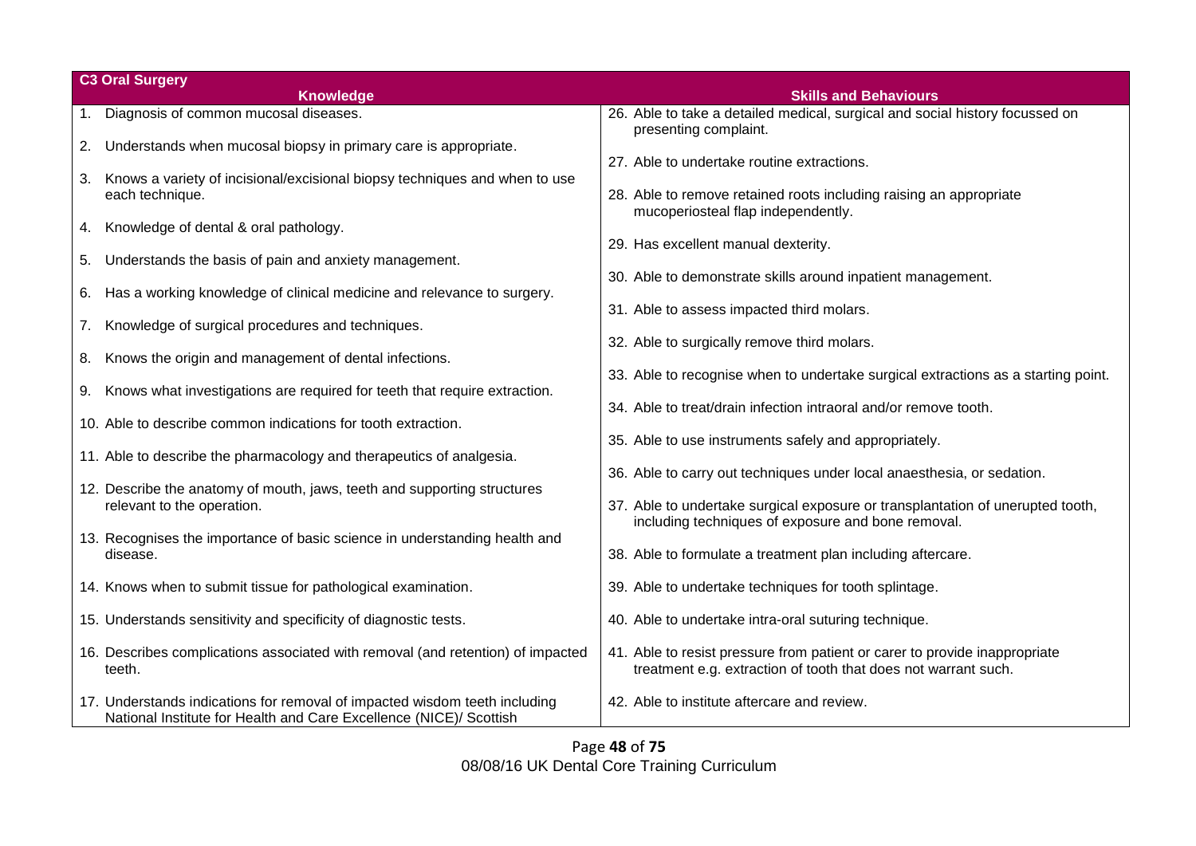| C3 Oral Surgery | |
|---|---|
| **Knowledge** | **Skills and Behaviours** |
| 1. Diagnosis of common mucosal diseases.<br><br>2. Understands when mucosal biopsy in primary care is appropriate.<br><br>3. Knows a variety of incisional/excisional biopsy techniques and when to use each technique.<br><br>4. Knowledge of dental & oral pathology.<br><br>5. Understands the basis of pain and anxiety management.<br><br>6. Has a working knowledge of clinical medicine and relevance to surgery.<br><br>7. Knowledge of surgical procedures and techniques.<br><br>8. Knows the origin and management of dental infections.<br><br>9. Knows what investigations are required for teeth that require extraction.<br><br>10. Able to describe common indications for tooth extraction.<br><br>11. Able to describe the pharmacology and therapeutics of analgesia.<br><br>12. Describe the anatomy of mouth, jaws, teeth and supporting structures relevant to the operation.<br><br>13. Recognises the importance of basic science in understanding health and disease.<br><br>14. Knows when to submit tissue for pathological examination.<br><br>15. Understands sensitivity and specificity of diagnostic tests.<br><br>16. Describes complications associated with removal (and retention) of impacted teeth.<br><br>17. Understands indications for removal of impacted wisdom teeth including National Institute for Health and Care Excellence (NICE)/ Scottish | 26. Able to take a detailed medical, surgical and social history focussed on presenting complaint.<br><br>27. Able to undertake routine extractions.<br><br>28. Able to remove retained roots including raising an appropriate mucoperiosteal flap independently.<br><br>29. Has excellent manual dexterity.<br><br>30. Able to demonstrate skills around inpatient management.<br><br>31. Able to assess impacted third molars.<br><br>32. Able to surgically remove third molars.<br><br>33. Able to recognise when to undertake surgical extractions as a starting point.<br><br>34. Able to treat/drain infection intraoral and/or remove tooth.<br><br>35. Able to use instruments safely and appropriately.<br><br>36. Able to carry out techniques under local anaesthesia, or sedation.<br><br>37. Able to undertake surgical exposure or transplantation of unerupted tooth, including techniques of exposure and bone removal.<br><br>38. Able to formulate a treatment plan including aftercare.<br><br>39. Able to undertake techniques for tooth splintage.<br><br>40. Able to undertake intra-oral suturing technique.<br><br>41. Able to resist pressure from patient or carer to provide inappropriate treatment e.g. extraction of tooth that does not warrant such.<br><br>42. Able to institute aftercare and review. |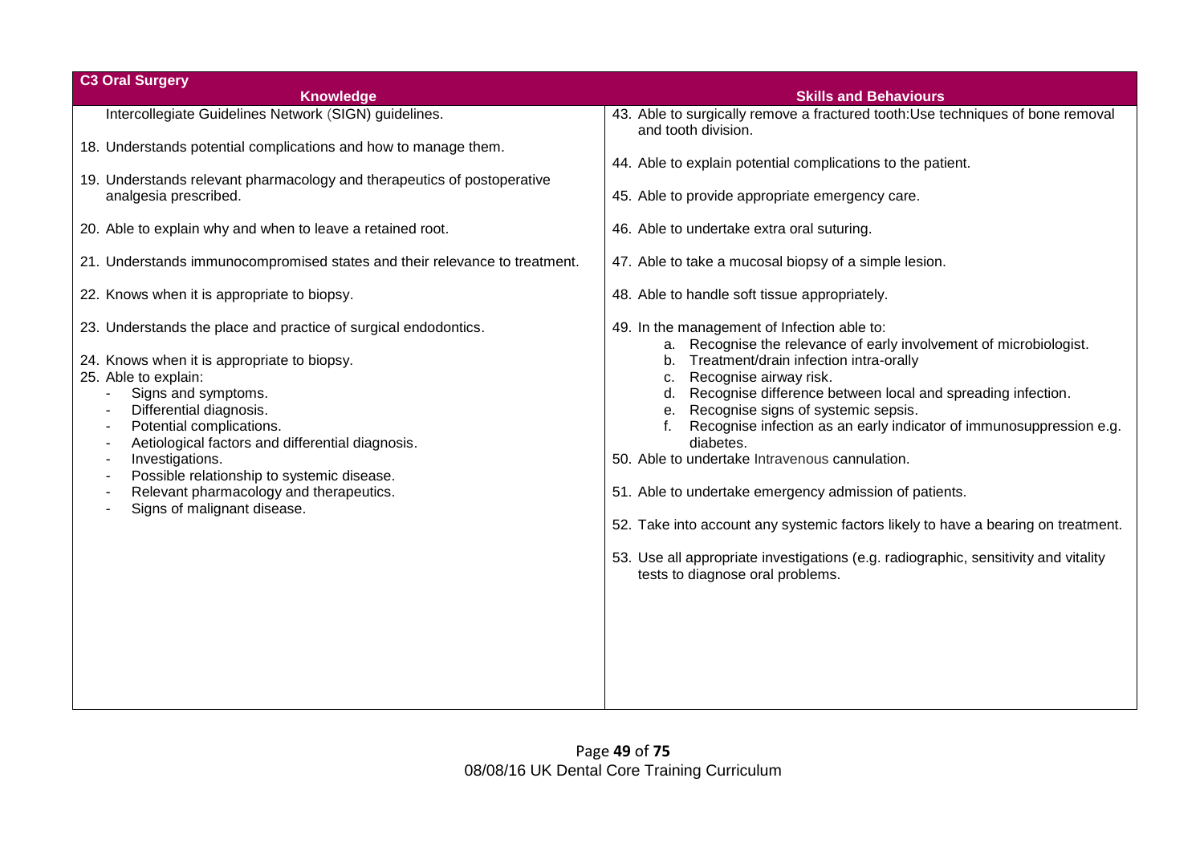| C3 Oral Surgery | |
| --- | --- |
| **Knowledge** | **Skills and Behaviours** |
| Intercollegiate Guidelines Network (SIGN) guidelines.<br><br>18. Understands potential complications and how to manage them.<br><br>19. Understands relevant pharmacology and therapeutics of postoperative analgesia prescribed.<br><br>20. Able to explain why and when to leave a retained root.<br><br>21. Understands immunocompromised states and their relevance to treatment.<br><br>22. Knows when it is appropriate to biopsy.<br><br>23. Understands the place and practice of surgical endodontics.<br><br>24. Knows when it is appropriate to biopsy.<br>25. Able to explain:<br>- Signs and symptoms.<br>- Differential diagnosis.<br>- Potential complications.<br>- Aetiological factors and differential diagnosis.<br>- Investigations.<br>- Possible relationship to systemic disease.<br>- Relevant pharmacology and therapeutics.<br>- Signs of malignant disease. | 43. Able to surgically remove a fractured tooth:Use techniques of bone removal and tooth division.<br><br>44. Able to explain potential complications to the patient.<br><br>45. Able to provide appropriate emergency care.<br><br>46. Able to undertake extra oral suturing.<br><br>47. Able to take a mucosal biopsy of a simple lesion.<br><br>48. Able to handle soft tissue appropriately.<br><br>49. In the management of Infection able to:<br>a. Recognise the relevance of early involvement of microbiologist.<br>b. Treatment/drain infection intra-orally<br>c. Recognise airway risk.<br>d. Recognise difference between local and spreading infection.<br>e. Recognise signs of systemic sepsis.<br>f. Recognise infection as an early indicator of immunosuppression e.g. diabetes.<br>50. Able to undertake Intravenous cannulation.<br><br>51. Able to undertake emergency admission of patients.<br><br>52. Take into account any systemic factors likely to have a bearing on treatment.<br><br>53. Use all appropriate investigations (e.g. radiographic, sensitivity and vitality tests to diagnose oral problems. |

08/08/16 UK Dental Core Training Curriculum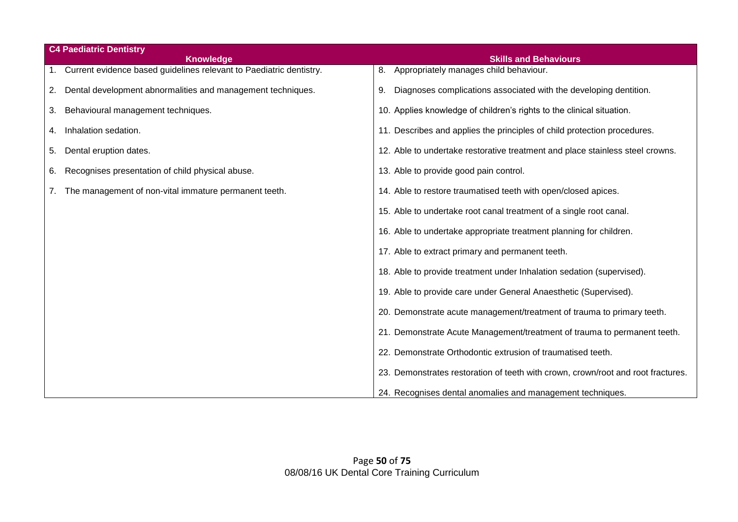| C4 Paediatric Dentistry | |
|---|---|
| **Knowledge** | **Skills and Behaviours** |
| 1. Current evidence based guidelines relevant to Paediatric dentistry. | 8. Appropriately manages child behaviour. |
| 2. Dental development abnormalities and management techniques. | 9. Diagnoses complications associated with the developing dentition. |
| 3. Behavioural management techniques. | 10. Applies knowledge of children's rights to the clinical situation. |
| 4. Inhalation sedation. | 11. Describes and applies the principles of child protection procedures. |
| 5. Dental eruption dates. | 12. Able to undertake restorative treatment and place stainless steel crowns. |
| 6. Recognises presentation of child physical abuse. | 13. Able to provide good pain control. |
| 7. The management of non-vital immature permanent teeth. | 14. Able to restore traumatised teeth with open/closed apices. |
| | 15. Able to undertake root canal treatment of a single root canal. |
| | 16. Able to undertake appropriate treatment planning for children. |
| | 17. Able to extract primary and permanent teeth. |
| | 18. Able to provide treatment under Inhalation sedation (supervised). |
| | 19. Able to provide care under General Anaesthetic (Supervised). |
| | 20. Demonstrate acute management/treatment of trauma to primary teeth. |
| | 21. Demonstrate Acute Management/treatment of trauma to permanent teeth. |
| | 22. Demonstrate Orthodontic extrusion of traumatised teeth. |
| | 23. Demonstrates restoration of teeth with crown, crown/root and root fractures. |
| | 24. Recognises dental anomalies and management techniques. |

08/08/16 UK Dental Core Training Curriculum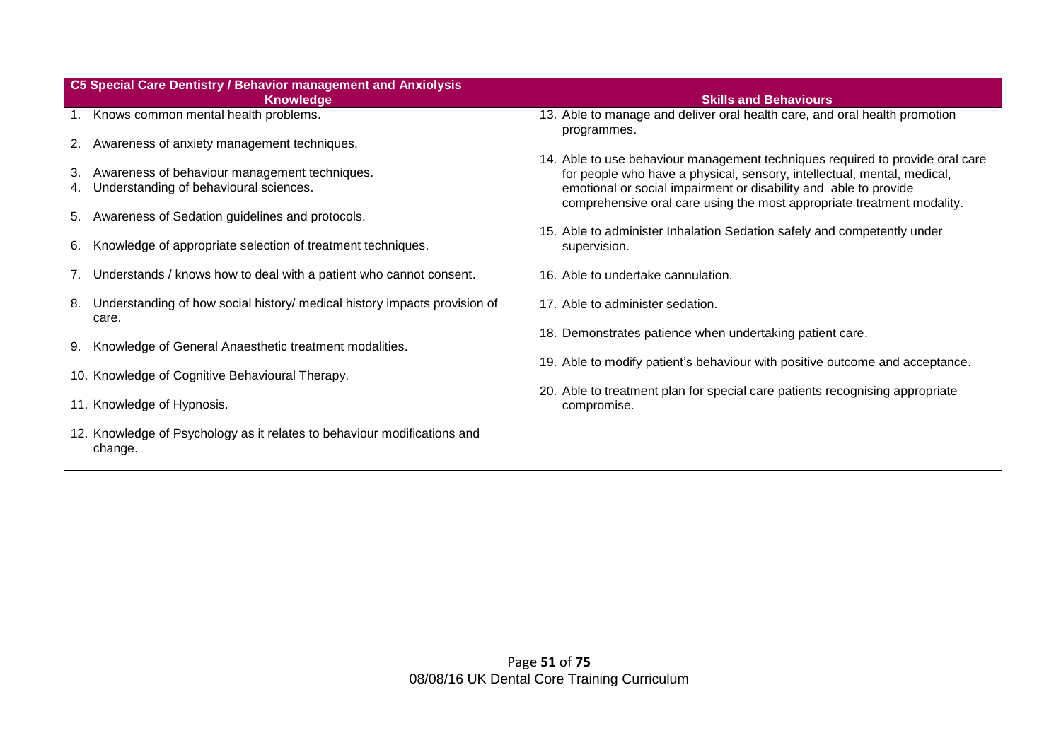| C5 Special Care Dentistry / Behavior management and Anxiolysis | |
|---|---|
| **Knowledge** | **Skills and Behaviours** |
| 1. Knows common mental health problems.<br><br>2. Awareness of anxiety management techniques.<br><br>3. Awareness of behaviour management techniques.<br>4. Understanding of behavioural sciences.<br><br>5. Awareness of Sedation guidelines and protocols.<br><br>6. Knowledge of appropriate selection of treatment techniques.<br><br>7. Understands / knows how to deal with a patient who cannot consent.<br><br>8. Understanding of how social history/ medical history impacts provision of care.<br><br>9. Knowledge of General Anaesthetic treatment modalities.<br><br>10. Knowledge of Cognitive Behavioural Therapy.<br><br>11. Knowledge of Hypnosis.<br><br>12. Knowledge of Psychology as it relates to behaviour modifications and change. | 13. Able to manage and deliver oral health care, and oral health promotion programmes.<br><br>14. Able to use behaviour management techniques required to provide oral care for people who have a physical, sensory, intellectual, mental, medical, emotional or social impairment or disability and able to provide comprehensive oral care using the most appropriate treatment modality.<br><br>15. Able to administer Inhalation Sedation safely and competently under supervision.<br><br>16. Able to undertake cannulation.<br><br>17. Able to administer sedation.<br><br>18. Demonstrates patience when undertaking patient care.<br><br>19. Able to modify patient's behaviour with positive outcome and acceptance.<br><br>20. Able to treatment plan for special care patients recognising appropriate compromise. |

08/08/16 UK Dental Core Training Curriculum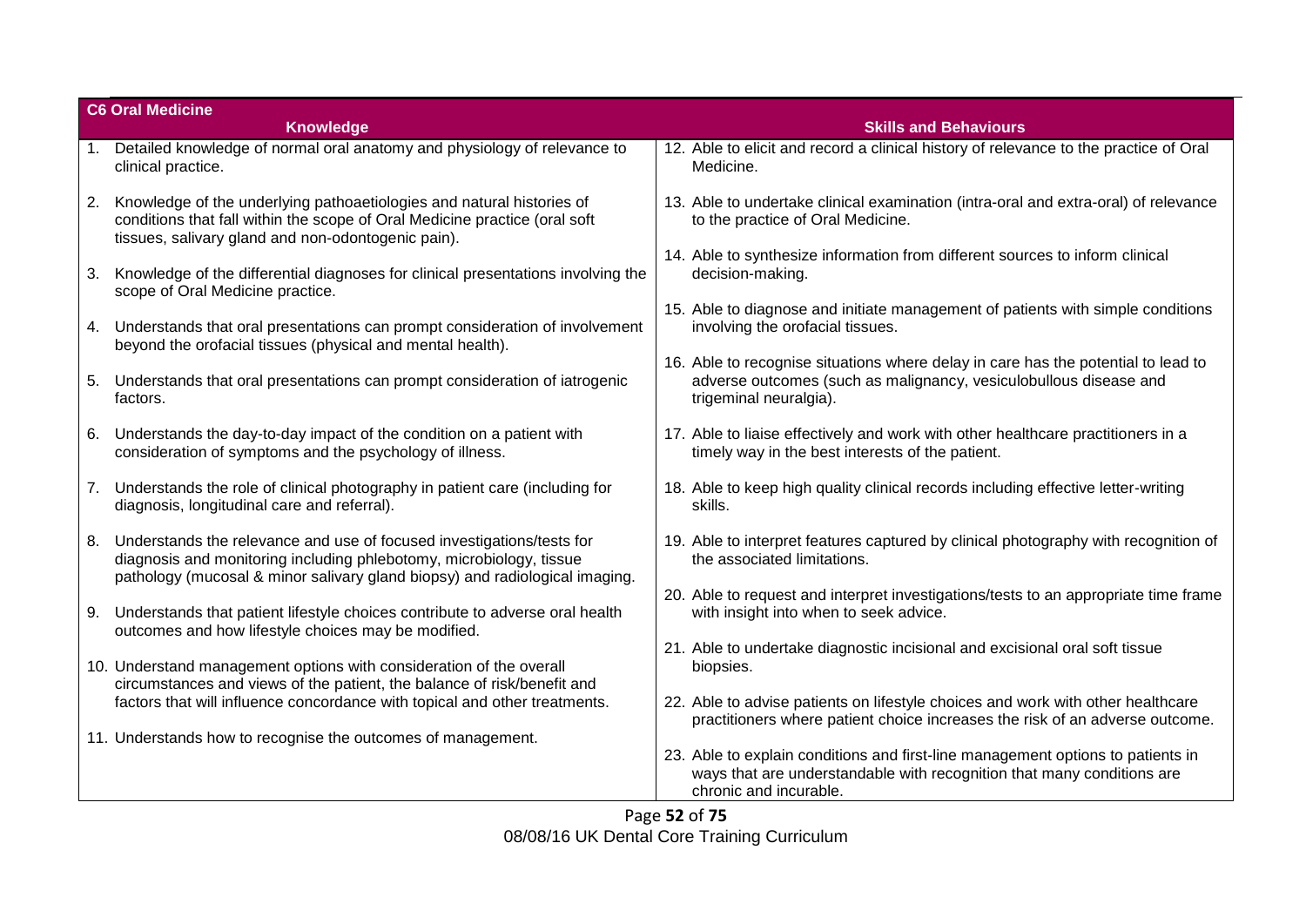| C6 Oral Medicine | |
|---|---|
| **Knowledge** | **Skills and Behaviours** |
| 1. Detailed knowledge of normal oral anatomy and physiology of relevance to clinical practice.<br><br>2. Knowledge of the underlying pathoaetiologies and natural histories of conditions that fall within the scope of Oral Medicine practice (oral soft tissues, salivary gland and non-odontogenic pain).<br><br>3. Knowledge of the differential diagnoses for clinical presentations involving the scope of Oral Medicine practice.<br><br>4. Understands that oral presentations can prompt consideration of involvement beyond the orofacial tissues (physical and mental health).<br><br>5. Understands that oral presentations can prompt consideration of iatrogenic factors.<br><br>6. Understands the day-to-day impact of the condition on a patient with consideration of symptoms and the psychology of illness.<br><br>7. Understands the role of clinical photography in patient care (including for diagnosis, longitudinal care and referral).<br><br>8. Understands the relevance and use of focused investigations/tests for diagnosis and monitoring including phlebotomy, microbiology, tissue pathology (mucosal & minor salivary gland biopsy) and radiological imaging.<br><br>9. Understands that patient lifestyle choices contribute to adverse oral health outcomes and how lifestyle choices may be modified.<br><br>10. Understand management options with consideration of the overall circumstances and views of the patient, the balance of risk/benefit and factors that will influence concordance with topical and other treatments.<br><br>11. Understands how to recognise the outcomes of management. | 12. Able to elicit and record a clinical history of relevance to the practice of Oral Medicine.<br><br>13. Able to undertake clinical examination (intra-oral and extra-oral) of relevance to the practice of Oral Medicine.<br><br>14. Able to synthesize information from different sources to inform clinical decision-making.<br><br>15. Able to diagnose and initiate management of patients with simple conditions involving the orofacial tissues.<br><br>16. Able to recognise situations where delay in care has the potential to lead to adverse outcomes (such as malignancy, vesiculobullous disease and trigeminal neuralgia).<br><br>17. Able to liaise effectively and work with other healthcare practitioners in a timely way in the best interests of the patient.<br><br>18. Able to keep high quality clinical records including effective letter-writing skills.<br><br>19. Able to interpret features captured by clinical photography with recognition of the associated limitations.<br><br>20. Able to request and interpret investigations/tests to an appropriate time frame with insight into when to seek advice.<br><br>21. Able to undertake diagnostic incisional and excisional oral soft tissue biopsies.<br><br>22. Able to advise patients on lifestyle choices and work with other healthcare practitioners where patient choice increases the risk of an adverse outcome.<br><br>23. Able to explain conditions and first-line management options to patients in ways that are understandable with recognition that many conditions are chronic and incurable. |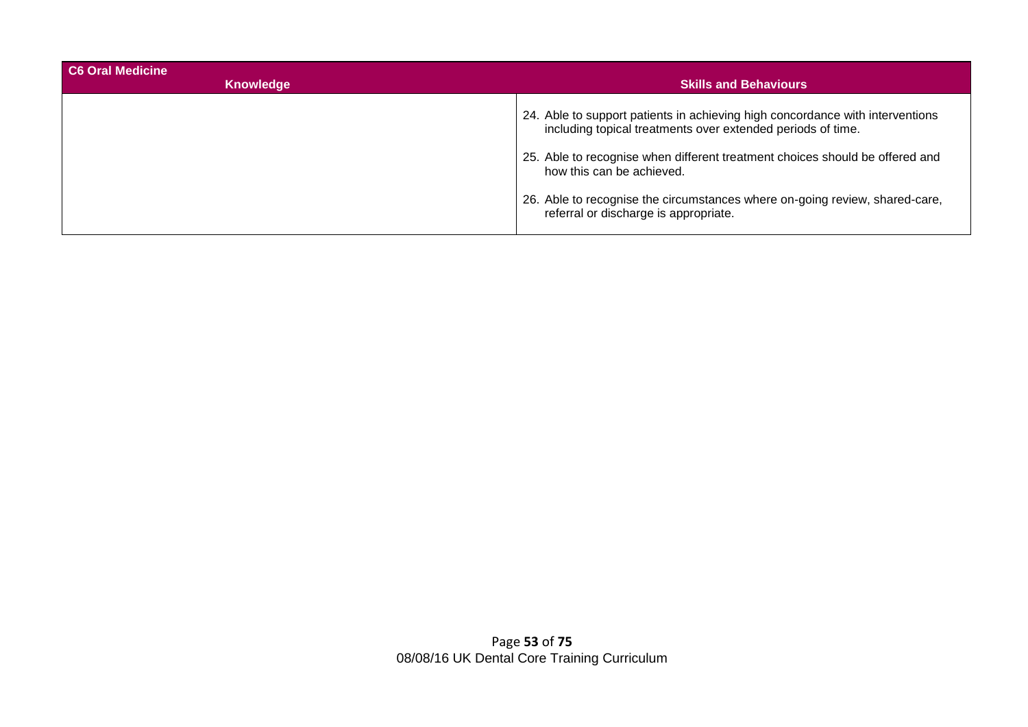| C6 Oral Medicine | |
| --- | --- |
| **Knowledge** | **Skills and Behaviours** |
| | 24. Able to support patients in achieving high concordance with interventions including topical treatments over extended periods of time.<br><br>25. Able to recognise when different treatment choices should be offered and how this can be achieved.<br><br>26. Able to recognise the circumstances where on-going review, shared-care, referral or discharge is appropriate. |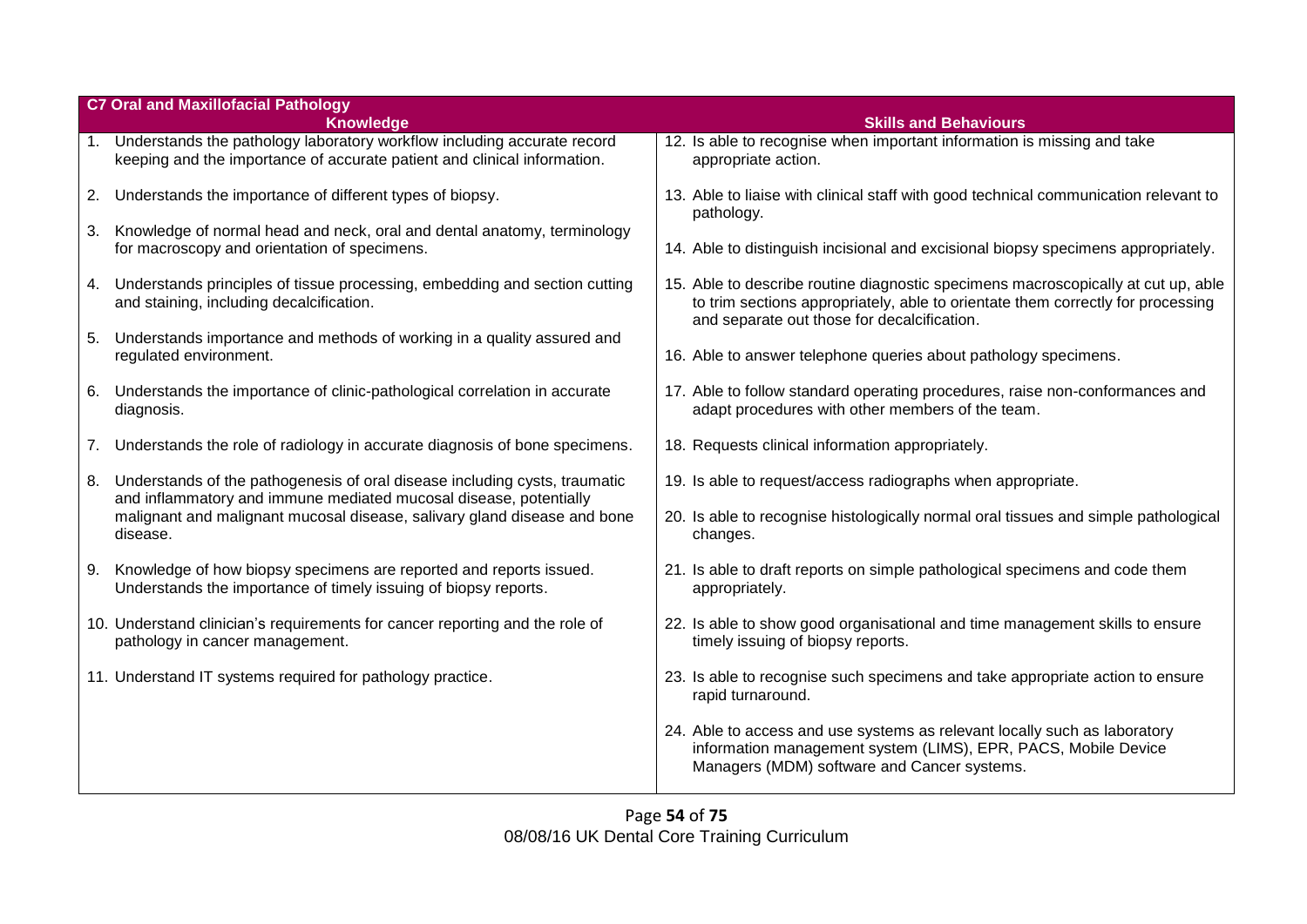| C7 Oral and Maxillofacial Pathology | |
|---|---|
| **Knowledge** | **Skills and Behaviours** |
| 1. Understands the pathology laboratory workflow including accurate record keeping and the importance of accurate patient and clinical information.<br><br>2. Understands the importance of different types of biopsy.<br><br>3. Knowledge of normal head and neck, oral and dental anatomy, terminology for macroscopy and orientation of specimens.<br><br>4. Understands principles of tissue processing, embedding and section cutting and staining, including decalcification.<br><br>5. Understands importance and methods of working in a quality assured and regulated environment.<br><br>6. Understands the importance of clinic-pathological correlation in accurate diagnosis.<br><br>7. Understands the role of radiology in accurate diagnosis of bone specimens.<br><br>8. Understands of the pathogenesis of oral disease including cysts, traumatic and inflammatory and immune mediated mucosal disease, potentially malignant and malignant mucosal disease, salivary gland disease and bone disease.<br><br>9. Knowledge of how biopsy specimens are reported and reports issued. Understands the importance of timely issuing of biopsy reports.<br><br>10. Understand clinician's requirements for cancer reporting and the role of pathology in cancer management.<br><br>11. Understand IT systems required for pathology practice. | 12. Is able to recognise when important information is missing and take appropriate action.<br><br>13. Able to liaise with clinical staff with good technical communication relevant to pathology.<br><br>14. Able to distinguish incisional and excisional biopsy specimens appropriately.<br><br>15. Able to describe routine diagnostic specimens macroscopically at cut up, able to trim sections appropriately, able to orientate them correctly for processing and separate out those for decalcification.<br><br>16. Able to answer telephone queries about pathology specimens.<br><br>17. Able to follow standard operating procedures, raise non-conformances and adapt procedures with other members of the team.<br><br>18. Requests clinical information appropriately.<br><br>19. Is able to request/access radiographs when appropriate.<br><br>20. Is able to recognise histologically normal oral tissues and simple pathological changes.<br><br>21. Is able to draft reports on simple pathological specimens and code them appropriately.<br><br>22. Is able to show good organisational and time management skills to ensure timely issuing of biopsy reports.<br><br>23. Is able to recognise such specimens and take appropriate action to ensure rapid turnaround.<br><br>24. Able to access and use systems as relevant locally such as laboratory information management system (LIMS), EPR, PACS, Mobile Device Managers (MDM) software and Cancer systems. |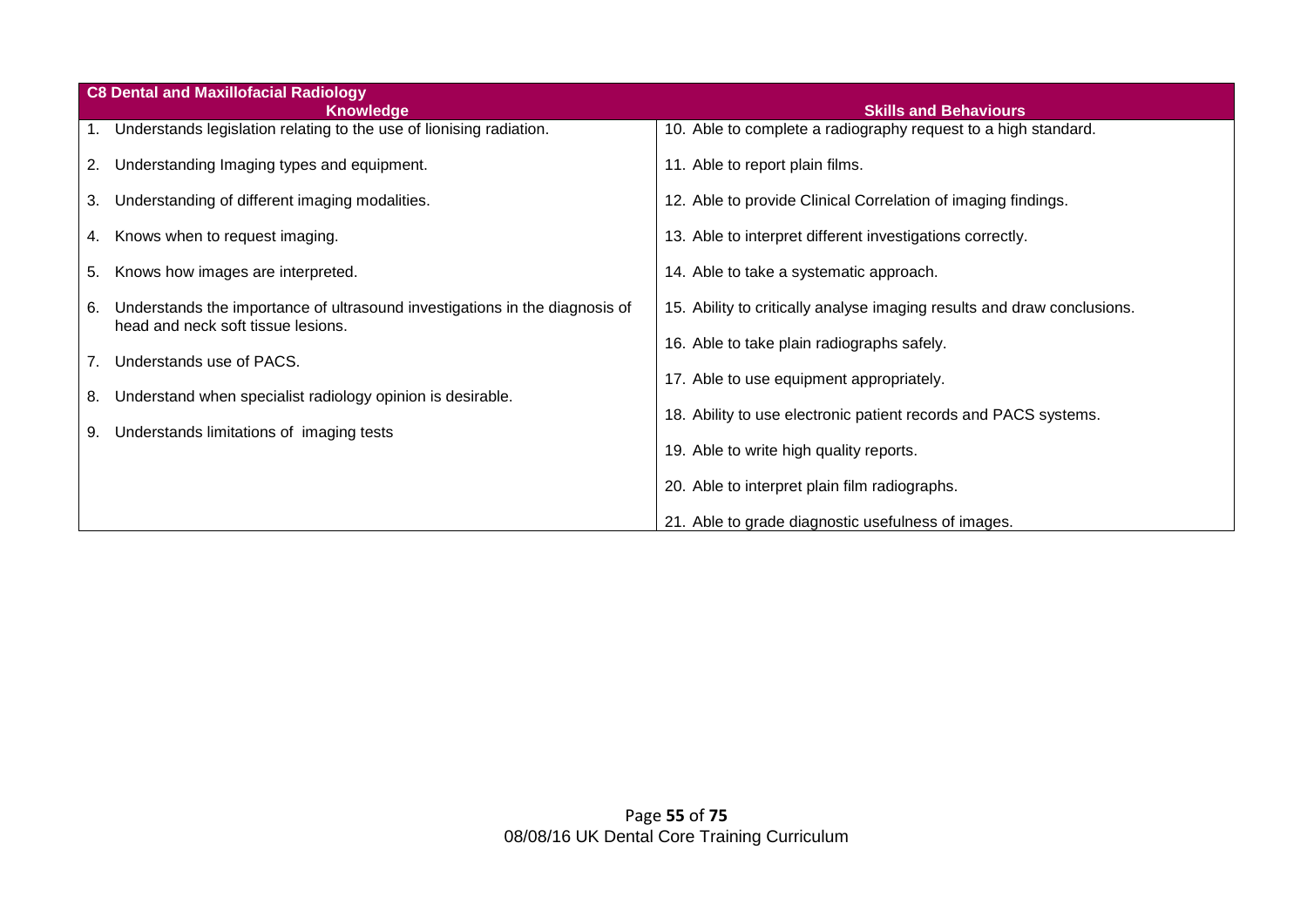| C8 Dental and Maxillofacial Radiology | |
|---|---|
| **Knowledge** | **Skills and Behaviours** |
| 1. Understands legislation relating to the use of Iionising radiation. | 10. Able to complete a radiography request to a high standard. |
| 2. Understanding Imaging types and equipment. | 11. Able to report plain films. |
| 3. Understanding of different imaging modalities. | 12. Able to provide Clinical Correlation of imaging findings. |
| 4. Knows when to request imaging. | 13. Able to interpret different investigations correctly. |
| 5. Knows how images are interpreted. | 14. Able to take a systematic approach. |
| 6. Understands the importance of ultrasound investigations in the diagnosis of head and neck soft tissue lesions. | 15. Ability to critically analyse imaging results and draw conclusions. |
| 7. Understands use of PACS. | 16. Able to take plain radiographs safely. |
| 8. Understand when specialist radiology opinion is desirable. | 17. Able to use equipment appropriately. |
| 9. Understands limitations of imaging tests | 18. Ability to use electronic patient records and PACS systems. |
| | 19. Able to write high quality reports. |
| | 20. Able to interpret plain film radiographs. |
| | 21. Able to grade diagnostic usefulness of images. |

08/08/16 UK Dental Core Training Curriculum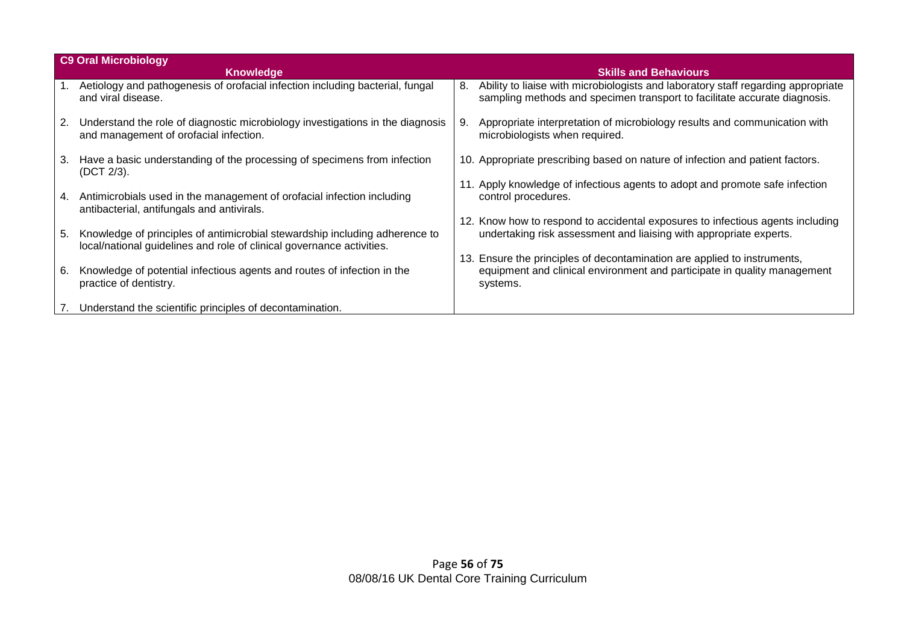| C9 Oral Microbiology | |
|---|---|
| **Knowledge** | **Skills and Behaviours** |
| 1. Aetiology and pathogenesis of orofacial infection including bacterial, fungal and viral disease.<br><br>2. Understand the role of diagnostic microbiology investigations in the diagnosis and management of orofacial infection.<br><br>3. Have a basic understanding of the processing of specimens from infection (DCT 2/3).<br><br>4. Antimicrobials used in the management of orofacial infection including antibacterial, antifungals and antivirals.<br><br>5. Knowledge of principles of antimicrobial stewardship including adherence to local/national guidelines and role of clinical governance activities.<br><br>6. Knowledge of potential infectious agents and routes of infection in the practice of dentistry.<br><br>7. Understand the scientific principles of decontamination. | 8. Ability to liaise with microbiologists and laboratory staff regarding appropriate sampling methods and specimen transport to facilitate accurate diagnosis.<br><br>9. Appropriate interpretation of microbiology results and communication with microbiologists when required.<br><br>10. Appropriate prescribing based on nature of infection and patient factors.<br><br>11. Apply knowledge of infectious agents to adopt and promote safe infection control procedures.<br><br>12. Know how to respond to accidental exposures to infectious agents including undertaking risk assessment and liaising with appropriate experts.<br><br>13. Ensure the principles of decontamination are applied to instruments, equipment and clinical environment and participate in quality management systems. |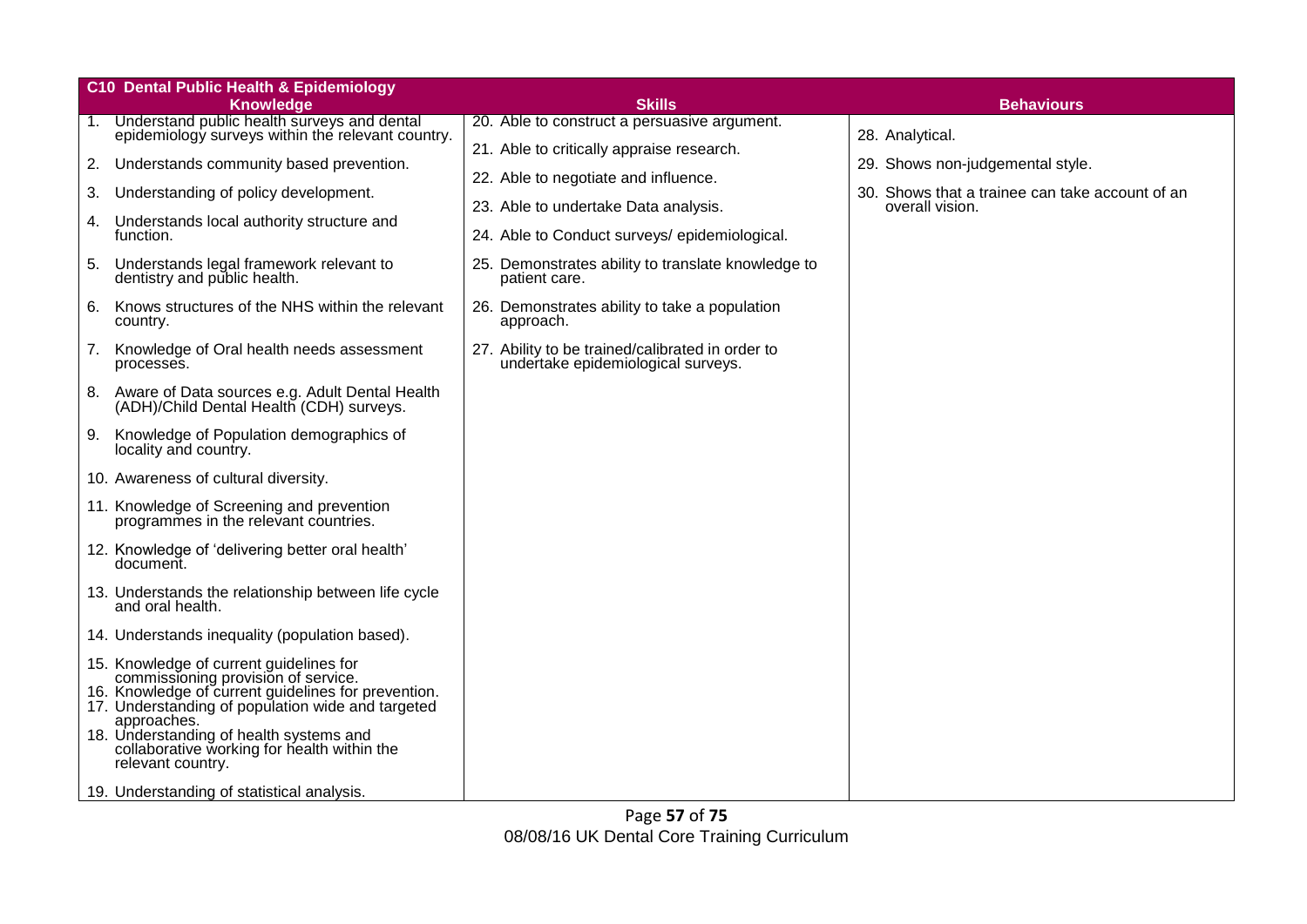| C10 Dental Public Health & Epidemiology | | |
|---|---|---|
| **Knowledge** | **Skills** | **Behaviours** |
| 1. Understand public health surveys and dental epidemiology surveys within the relevant country.<br>2. Understands community based prevention.<br>3. Understanding of policy development.<br>4. Understands local authority structure and function.<br>5. Understands legal framework relevant to dentistry and public health.<br>6. Knows structures of the NHS within the relevant country.<br>7. Knowledge of Oral health needs assessment processes.<br>8. Aware of Data sources e.g. Adult Dental Health (ADH)/Child Dental Health (CDH) surveys.<br>9. Knowledge of Population demographics of locality and country.<br>10. Awareness of cultural diversity.<br>11. Knowledge of Screening and prevention programmes in the relevant countries.<br>12. Knowledge of 'delivering better oral health' document.<br>13. Understands the relationship between life cycle and oral health.<br>14. Understands inequality (population based).<br>15. Knowledge of current guidelines for commissioning provision of service.<br>16. Knowledge of current guidelines for prevention.<br>17. Understanding of population wide and targeted approaches.<br>18. Understanding of health systems and collaborative working for health within the relevant country.<br>19. Understanding of statistical analysis. | 20. Able to construct a persuasive argument.<br>21. Able to critically appraise research.<br>22. Able to negotiate and influence.<br>23. Able to undertake Data analysis.<br>24. Able to Conduct surveys/ epidemiological.<br>25. Demonstrates ability to translate knowledge to patient care.<br>26. Demonstrates ability to take a population approach.<br>27. Ability to be trained/calibrated in order to undertake epidemiological surveys. | 28. Analytical.<br>29. Shows non-judgemental style.<br>30. Shows that a trainee can take account of an overall vision. |

08/08/16 UK Dental Core Training Curriculum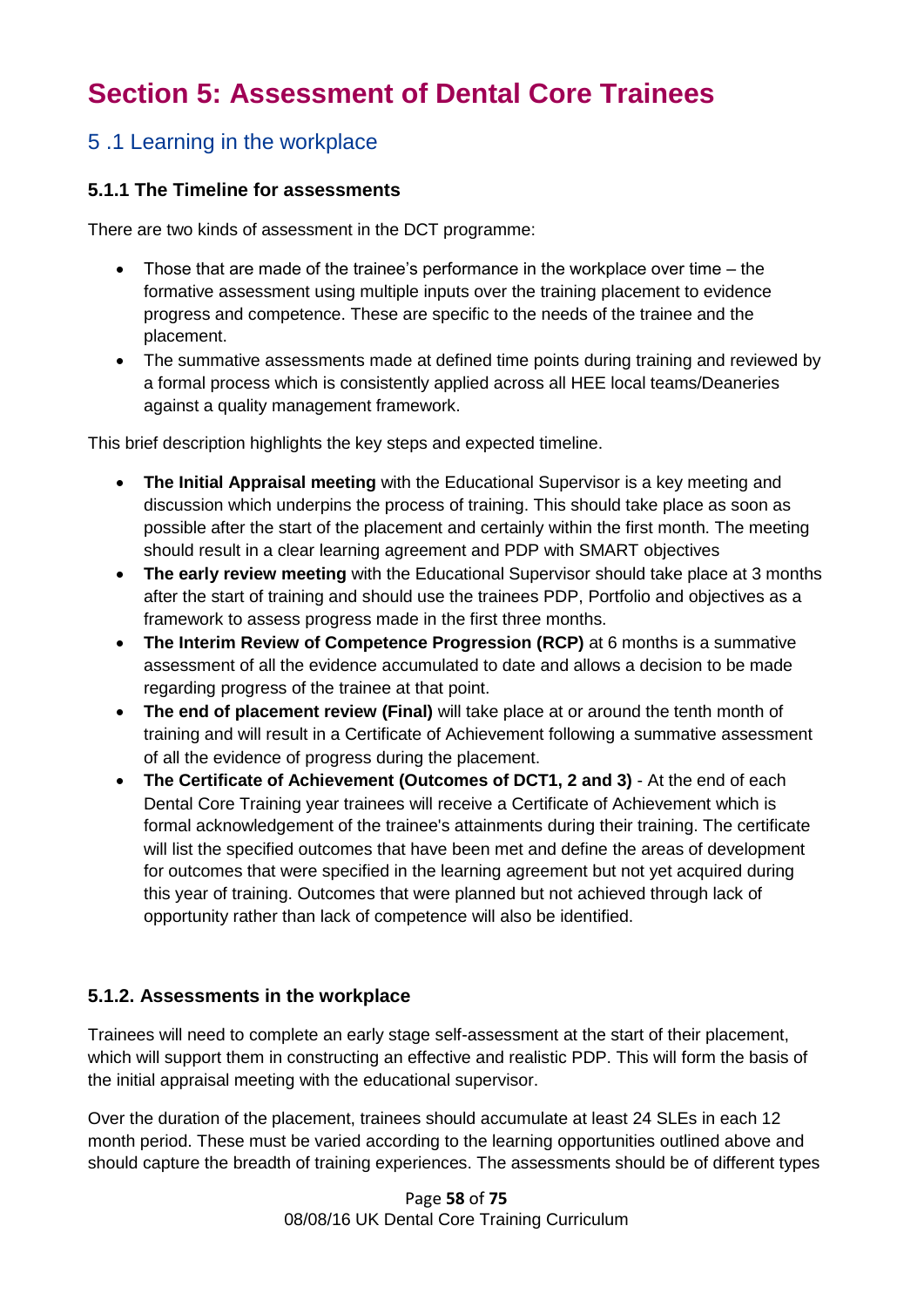# Section 5: Assessment of Dental Core Trainees

## 5 .1 Learning in the workplace

### 5.1.1 The Timeline for assessments

There are two kinds of assessment in the DCT programme:

- Those that are made of the trainee's performance in the workplace over time – the formative assessment using multiple inputs over the training placement to evidence progress and competence. These are specific to the needs of the trainee and the placement.
- The summative assessments made at defined time points during training and reviewed by a formal process which is consistently applied across all HEE local teams/Deaneries against a quality management framework.

This brief description highlights the key steps and expected timeline.

- **The Initial Appraisal meeting** with the Educational Supervisor is a key meeting and discussion which underpins the process of training. This should take place as soon as possible after the start of the placement and certainly within the first month. The meeting should result in a clear learning agreement and PDP with SMART objectives
- **The early review meeting** with the Educational Supervisor should take place at 3 months after the start of training and should use the trainees PDP, Portfolio and objectives as a framework to assess progress made in the first three months.
- **The Interim Review of Competence Progression (RCP)** at 6 months is a summative assessment of all the evidence accumulated to date and allows a decision to be made regarding progress of the trainee at that point.
- **The end of placement review (Final)** will take place at or around the tenth month of training and will result in a Certificate of Achievement following a summative assessment of all the evidence of progress during the placement.
- **The Certificate of Achievement (Outcomes of DCT1, 2 and 3)** - At the end of each Dental Core Training year trainees will receive a Certificate of Achievement which is formal acknowledgement of the trainee's attainments during their training. The certificate will list the specified outcomes that have been met and define the areas of development for outcomes that were specified in the learning agreement but not yet acquired during this year of training. Outcomes that were planned but not achieved through lack of opportunity rather than lack of competence will also be identified.

### 5.1.2. Assessments in the workplace

Trainees will need to complete an early stage self-assessment at the start of their placement, which will support them in constructing an effective and realistic PDP. This will form the basis of the initial appraisal meeting with the educational supervisor.

Over the duration of the placement, trainees should accumulate at least 24 SLEs in each 12 month period. These must be varied according to the learning opportunities outlined above and should capture the breadth of training experiences. The assessments should be of different types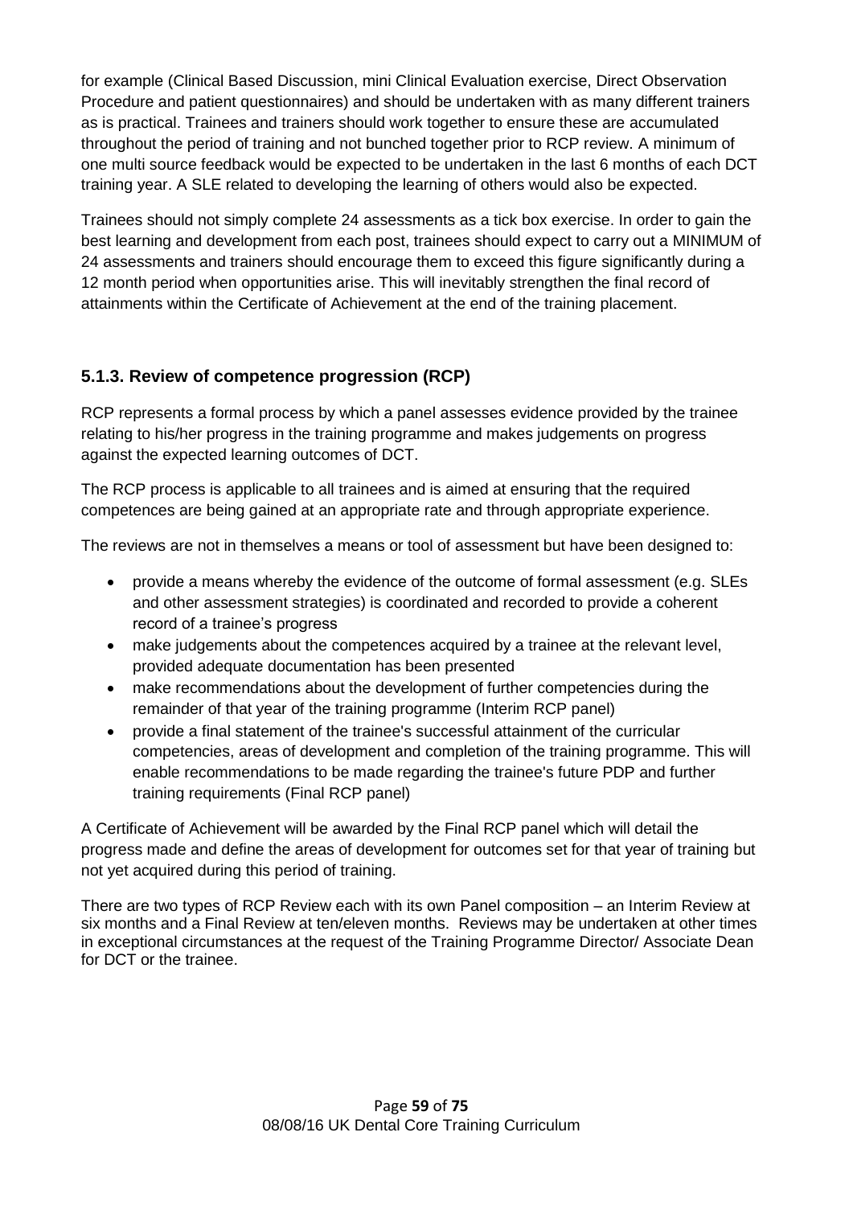for example (Clinical Based Discussion, mini Clinical Evaluation exercise, Direct Observation Procedure and patient questionnaires) and should be undertaken with as many different trainers as is practical. Trainees and trainers should work together to ensure these are accumulated throughout the period of training and not bunched together prior to RCP review. A minimum of one multi source feedback would be expected to be undertaken in the last 6 months of each DCT training year. A SLE related to developing the learning of others would also be expected.

Trainees should not simply complete 24 assessments as a tick box exercise. In order to gain the best learning and development from each post, trainees should expect to carry out a MINIMUM of 24 assessments and trainers should encourage them to exceed this figure significantly during a 12 month period when opportunities arise. This will inevitably strengthen the final record of attainments within the Certificate of Achievement at the end of the training placement.

### 5.1.3. Review of competence progression (RCP)

RCP represents a formal process by which a panel assesses evidence provided by the trainee relating to his/her progress in the training programme and makes judgements on progress against the expected learning outcomes of DCT.

The RCP process is applicable to all trainees and is aimed at ensuring that the required competences are being gained at an appropriate rate and through appropriate experience.

The reviews are not in themselves a means or tool of assessment but have been designed to:

- provide a means whereby the evidence of the outcome of formal assessment (e.g. SLEs and other assessment strategies) is coordinated and recorded to provide a coherent record of a trainee's progress
- make judgements about the competences acquired by a trainee at the relevant level, provided adequate documentation has been presented
- make recommendations about the development of further competencies during the remainder of that year of the training programme (Interim RCP panel)
- provide a final statement of the trainee's successful attainment of the curricular competencies, areas of development and completion of the training programme. This will enable recommendations to be made regarding the trainee's future PDP and further training requirements (Final RCP panel)

A Certificate of Achievement will be awarded by the Final RCP panel which will detail the progress made and define the areas of development for outcomes set for that year of training but not yet acquired during this period of training.

There are two types of RCP Review each with its own Panel composition – an Interim Review at six months and a Final Review at ten/eleven months. Reviews may be undertaken at other times in exceptional circumstances at the request of the Training Programme Director/ Associate Dean for DCT or the trainee.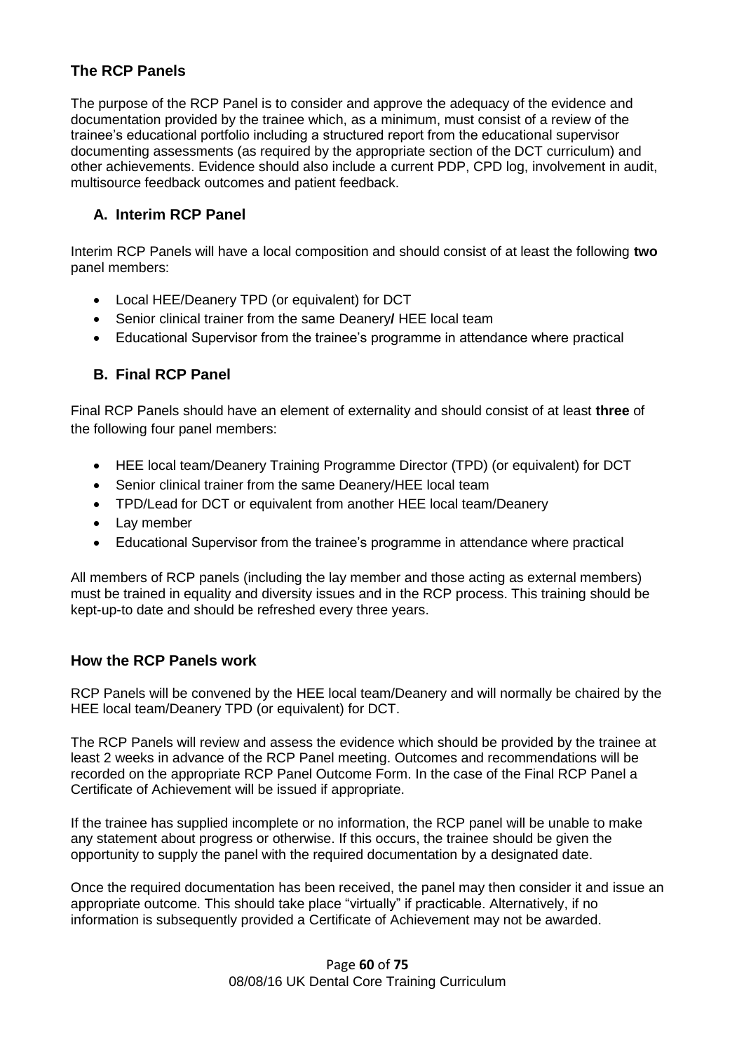## The RCP Panels

The purpose of the RCP Panel is to consider and approve the adequacy of the evidence and documentation provided by the trainee which, as a minimum, must consist of a review of the trainee's educational portfolio including a structured report from the educational supervisor documenting assessments (as required by the appropriate section of the DCT curriculum) and other achievements. Evidence should also include a current PDP, CPD log, involvement in audit, multisource feedback outcomes and patient feedback.

### A. Interim RCP Panel

Interim RCP Panels will have a local composition and should consist of at least the following **two** panel members:

- Local HEE/Deanery TPD (or equivalent) for DCT
- Senior clinical trainer from the same Deanery**/** HEE local team
- Educational Supervisor from the trainee's programme in attendance where practical

### B. Final RCP Panel

Final RCP Panels should have an element of externality and should consist of at least **three** of the following four panel members:

- HEE local team/Deanery Training Programme Director (TPD) (or equivalent) for DCT
- Senior clinical trainer from the same Deanery/HEE local team
- TPD/Lead for DCT or equivalent from another HEE local team/Deanery
- Lay member
- Educational Supervisor from the trainee's programme in attendance where practical

All members of RCP panels (including the lay member and those acting as external members) must be trained in equality and diversity issues and in the RCP process. This training should be kept-up-to date and should be refreshed every three years.

## How the RCP Panels work

RCP Panels will be convened by the HEE local team/Deanery and will normally be chaired by the HEE local team/Deanery TPD (or equivalent) for DCT.

The RCP Panels will review and assess the evidence which should be provided by the trainee at least 2 weeks in advance of the RCP Panel meeting. Outcomes and recommendations will be recorded on the appropriate RCP Panel Outcome Form. In the case of the Final RCP Panel a Certificate of Achievement will be issued if appropriate.

If the trainee has supplied incomplete or no information, the RCP panel will be unable to make any statement about progress or otherwise. If this occurs, the trainee should be given the opportunity to supply the panel with the required documentation by a designated date.

Once the required documentation has been received, the panel may then consider it and issue an appropriate outcome. This should take place "virtually" if practicable. Alternatively, if no information is subsequently provided a Certificate of Achievement may not be awarded.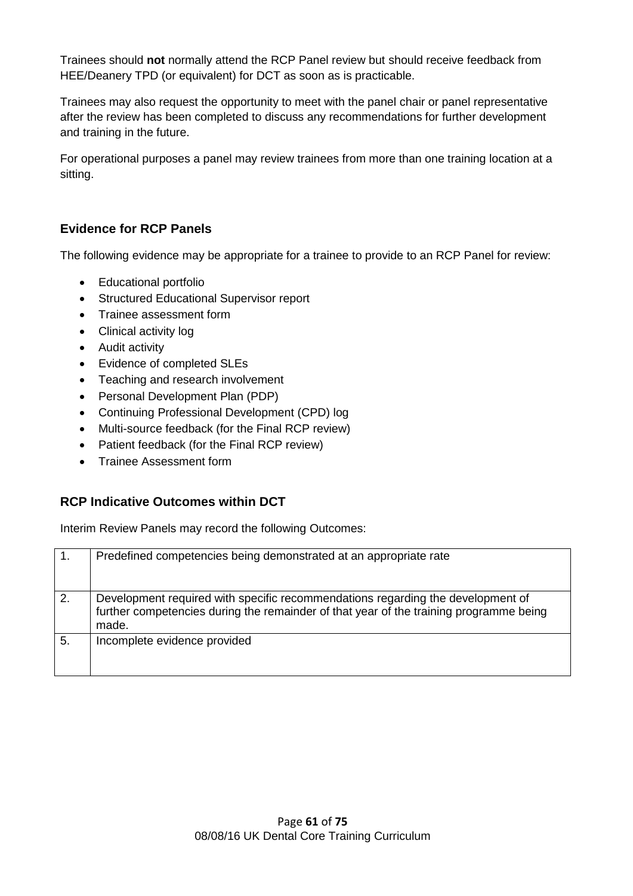Trainees should **not** normally attend the RCP Panel review but should receive feedback from HEE/Deanery TPD (or equivalent) for DCT as soon as is practicable.

Trainees may also request the opportunity to meet with the panel chair or panel representative after the review has been completed to discuss any recommendations for further development and training in the future.

For operational purposes a panel may review trainees from more than one training location at a sitting.

### Evidence for RCP Panels

The following evidence may be appropriate for a trainee to provide to an RCP Panel for review:

- Educational portfolio
- Structured Educational Supervisor report
- Trainee assessment form
- Clinical activity log
- Audit activity
- Evidence of completed SLEs
- Teaching and research involvement
- Personal Development Plan (PDP)
- Continuing Professional Development (CPD) log
- Multi-source feedback (for the Final RCP review)
- Patient feedback (for the Final RCP review)
- Trainee Assessment form

### RCP Indicative Outcomes within DCT

Interim Review Panels may record the following Outcomes:

| | |
|---|---|
| 1. | Predefined competencies being demonstrated at an appropriate rate |
| 2. | Development required with specific recommendations regarding the development of further competencies during the remainder of that year of the training programme being made. |
| 5. | Incomplete evidence provided |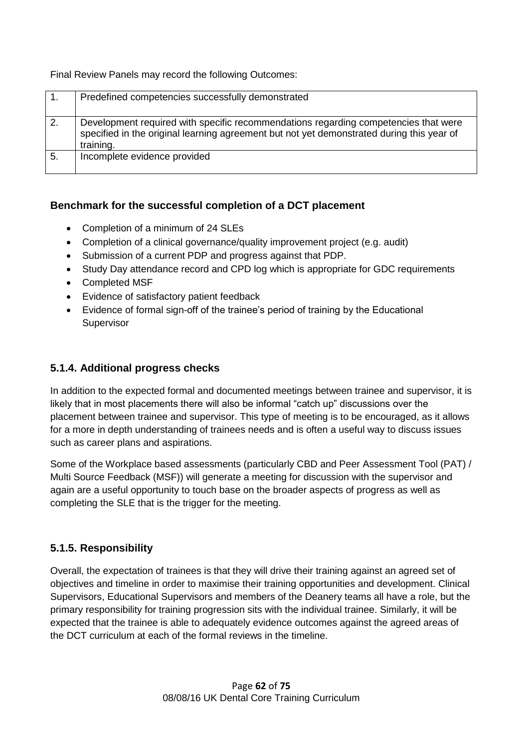Final Review Panels may record the following Outcomes:

| | |
|---|---|
| 1. | Predefined competencies successfully demonstrated |
| 2. | Development required with specific recommendations regarding competencies that were specified in the original learning agreement but not yet demonstrated during this year of training. |
| 5. | Incomplete evidence provided |

### Benchmark for the successful completion of a DCT placement

- Completion of a minimum of 24 SLEs
- Completion of a clinical governance/quality improvement project (e.g. audit)
- Submission of a current PDP and progress against that PDP.
- Study Day attendance record and CPD log which is appropriate for GDC requirements
- Completed MSF
- Evidence of satisfactory patient feedback
- Evidence of formal sign-off of the trainee's period of training by the Educational Supervisor

### 5.1.4. Additional progress checks

In addition to the expected formal and documented meetings between trainee and supervisor, it is likely that in most placements there will also be informal "catch up" discussions over the placement between trainee and supervisor. This type of meeting is to be encouraged, as it allows for a more in depth understanding of trainees needs and is often a useful way to discuss issues such as career plans and aspirations.

Some of the Workplace based assessments (particularly CBD and Peer Assessment Tool (PAT) / Multi Source Feedback (MSF)) will generate a meeting for discussion with the supervisor and again are a useful opportunity to touch base on the broader aspects of progress as well as completing the SLE that is the trigger for the meeting.

### 5.1.5. Responsibility

Overall, the expectation of trainees is that they will drive their training against an agreed set of objectives and timeline in order to maximise their training opportunities and development. Clinical Supervisors, Educational Supervisors and members of the Deanery teams all have a role, but the primary responsibility for training progression sits with the individual trainee. Similarly, it will be expected that the trainee is able to adequately evidence outcomes against the agreed areas of the DCT curriculum at each of the formal reviews in the timeline.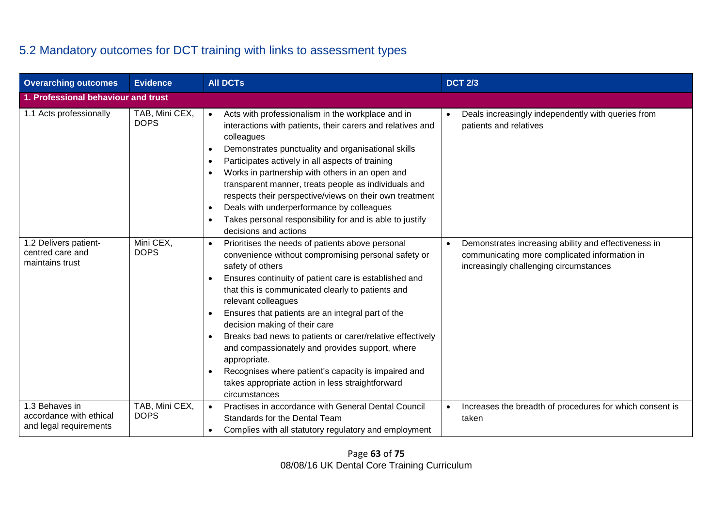## 5.2 Mandatory outcomes for DCT training with links to assessment types

| Overarching outcomes | Evidence | All DCTs | DCT 2/3 |
|---|---|---|---|
| **1. Professional behaviour and trust** | | | |
| 1.1 Acts professionally | TAB, Mini CEX, DOPS | • Acts with professionalism in the workplace and in interactions with patients, their carers and relatives and colleagues<br>• Demonstrates punctuality and organisational skills<br>• Participates actively in all aspects of training<br>• Works in partnership with others in an open and transparent manner, treats people as individuals and respects their perspective/views on their own treatment<br>• Deals with underperformance by colleagues<br>• Takes personal responsibility for and is able to justify decisions and actions | • Deals increasingly independently with queries from patients and relatives |
| 1.2 Delivers patient-centred care and maintains trust | Mini CEX, DOPS | • Prioritises the needs of patients above personal convenience without compromising personal safety or safety of others<br>• Ensures continuity of patient care is established and that this is communicated clearly to patients and relevant colleagues<br>• Ensures that patients are an integral part of the decision making of their care<br>• Breaks bad news to patients or carer/relative effectively and compassionately and provides support, where appropriate.<br>• Recognises where patient's capacity is impaired and takes appropriate action in less straightforward circumstances | • Demonstrates increasing ability and effectiveness in communicating more complicated information in increasingly challenging circumstances |
| 1.3 Behaves in accordance with ethical and legal requirements | TAB, Mini CEX, DOPS | • Practises in accordance with General Dental Council Standards for the Dental Team<br>• Complies with all statutory regulatory and employment | • Increases the breadth of procedures for which consent is taken |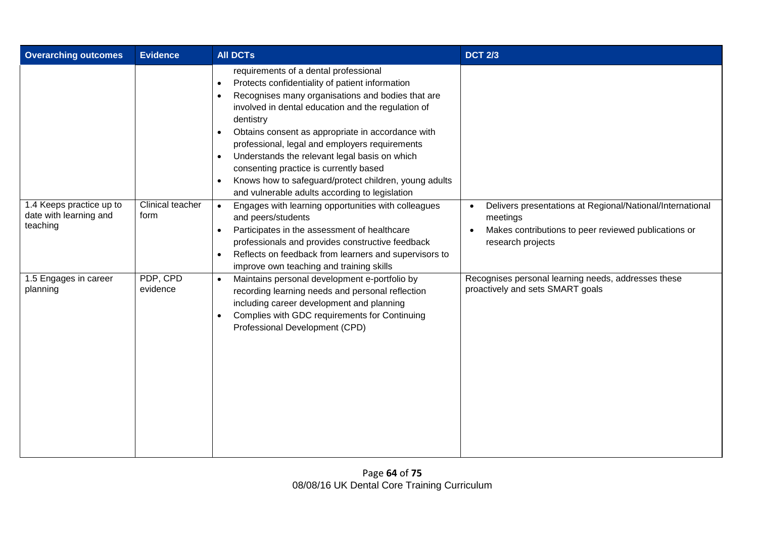| Overarching outcomes | Evidence | All DCTs | DCT 2/3 |
|---|---|---|---|
| | | requirements of a dental professional<br>• Protects confidentiality of patient information<br>• Recognises many organisations and bodies that are involved in dental education and the regulation of dentistry<br>• Obtains consent as appropriate in accordance with professional, legal and employers requirements<br>• Understands the relevant legal basis on which consenting practice is currently based<br>• Knows how to safeguard/protect children, young adults and vulnerable adults according to legislation | |
| 1.4 Keeps practice up to date with learning and teaching | Clinical teacher form | • Engages with learning opportunities with colleagues and peers/students<br>• Participates in the assessment of healthcare professionals and provides constructive feedback<br>• Reflects on feedback from learners and supervisors to improve own teaching and training skills | • Delivers presentations at Regional/National/International meetings<br>• Makes contributions to peer reviewed publications or research projects |
| 1.5 Engages in career planning | PDP, CPD evidence | • Maintains personal development e-portfolio by recording learning needs and personal reflection including career development and planning<br>• Complies with GDC requirements for Continuing Professional Development (CPD) | Recognises personal learning needs, addresses these proactively and sets SMART goals |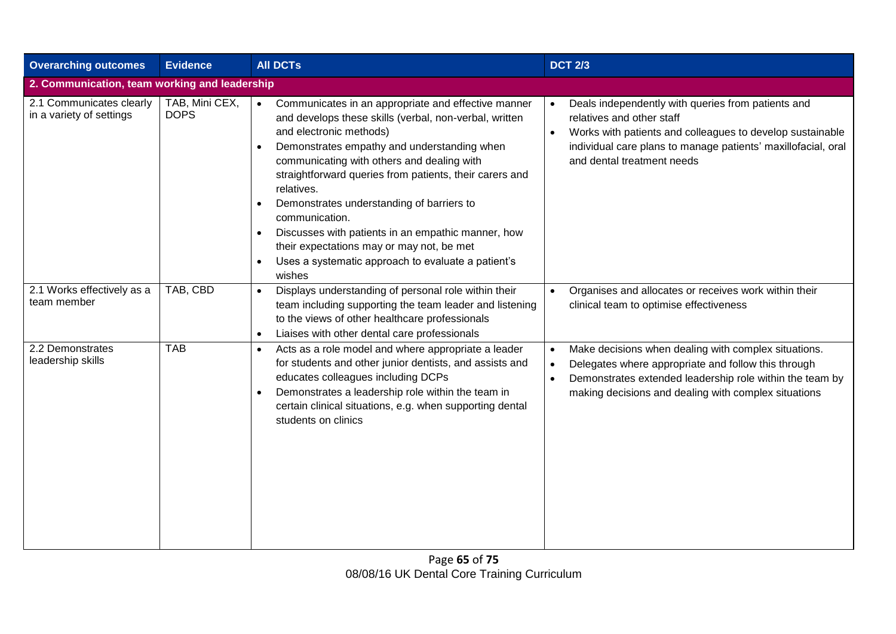| Overarching outcomes | Evidence | All DCTs | DCT 2/3 |
|---|---|---|---|
| **2. Communication, team working and leadership** | | | |
| 2.1 Communicates clearly in a variety of settings | TAB, Mini CEX, DOPS | • Communicates in an appropriate and effective manner and develops these skills (verbal, non-verbal, written and electronic methods)<br>• Demonstrates empathy and understanding when communicating with others and dealing with straightforward queries from patients, their carers and relatives.<br>• Demonstrates understanding of barriers to communication.<br>• Discusses with patients in an empathic manner, how their expectations may or may not, be met<br>• Uses a systematic approach to evaluate a patient's wishes | • Deals independently with queries from patients and relatives and other staff<br>• Works with patients and colleagues to develop sustainable individual care plans to manage patients' maxillofacial, oral and dental treatment needs |
| 2.1 Works effectively as a team member | TAB, CBD | • Displays understanding of personal role within their team including supporting the team leader and listening to the views of other healthcare professionals<br>• Liaises with other dental care professionals | • Organises and allocates or receives work within their clinical team to optimise effectiveness |
| 2.2 Demonstrates leadership skills | TAB | • Acts as a role model and where appropriate a leader for students and other junior dentists, and assists and educates colleagues including DCPs<br>• Demonstrates a leadership role within the team in certain clinical situations, e.g. when supporting dental students on clinics | • Make decisions when dealing with complex situations.<br>• Delegates where appropriate and follow this through<br>• Demonstrates extended leadership role within the team by making decisions and dealing with complex situations |

08/08/16 UK Dental Core Training Curriculum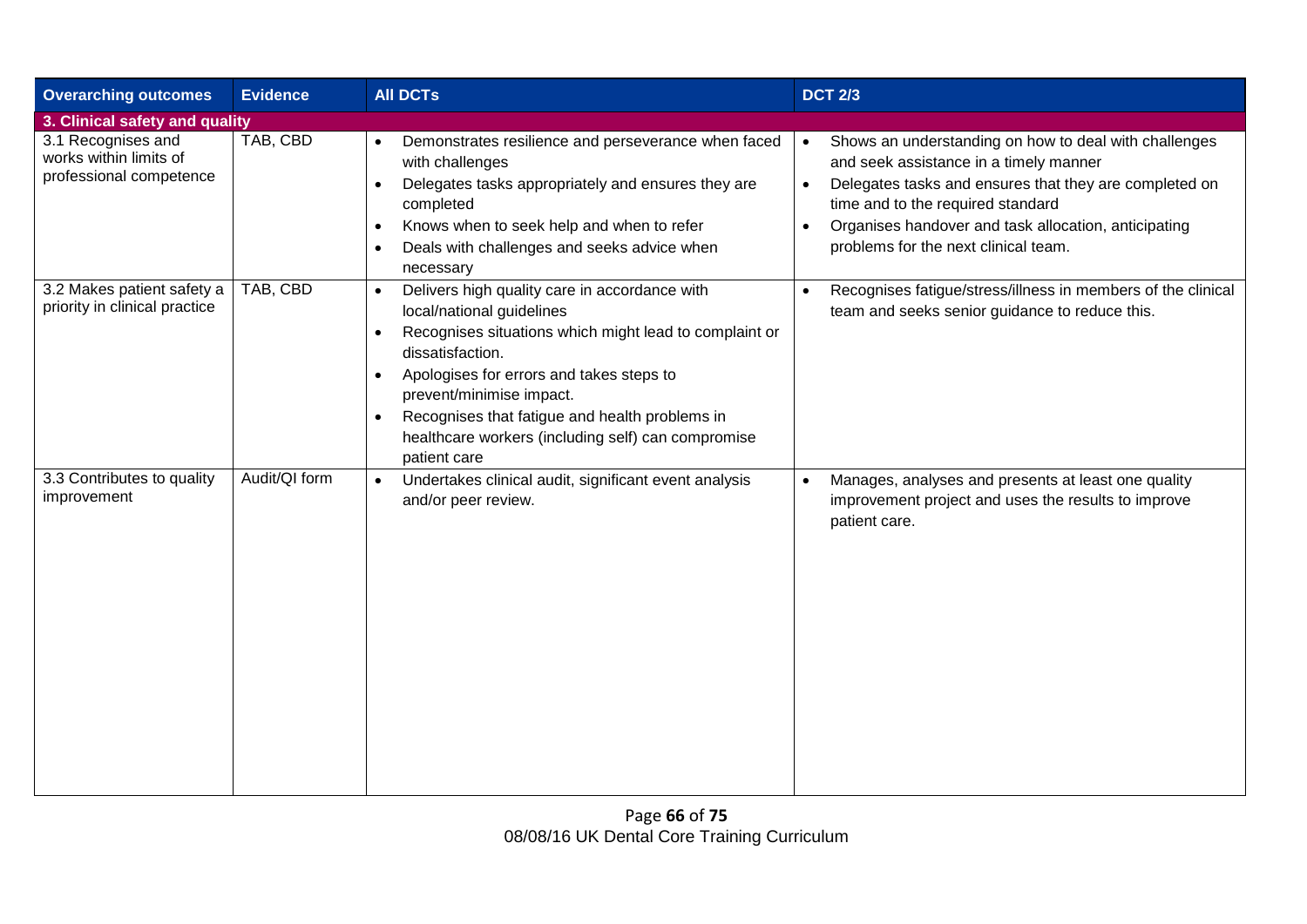| Overarching outcomes | Evidence | All DCTs | DCT 2/3 |
|---|---|---|---|
| **3. Clinical safety and quality** | | | |
| 3.1 Recognises and works within limits of professional competence | TAB, CBD | • Demonstrates resilience and perseverance when faced with challenges<br>• Delegates tasks appropriately and ensures they are completed<br>• Knows when to seek help and when to refer<br>• Deals with challenges and seeks advice when necessary | • Shows an understanding on how to deal with challenges and seek assistance in a timely manner<br>• Delegates tasks and ensures that they are completed on time and to the required standard<br>• Organises handover and task allocation, anticipating problems for the next clinical team. |
| 3.2 Makes patient safety a priority in clinical practice | TAB, CBD | • Delivers high quality care in accordance with local/national guidelines<br>• Recognises situations which might lead to complaint or dissatisfaction.<br>• Apologises for errors and takes steps to prevent/minimise impact.<br>• Recognises that fatigue and health problems in healthcare workers (including self) can compromise patient care | • Recognises fatigue/stress/illness in members of the clinical team and seeks senior guidance to reduce this. |
| 3.3 Contributes to quality improvement | Audit/QI form | • Undertakes clinical audit, significant event analysis and/or peer review. | • Manages, analyses and presents at least one quality improvement project and uses the results to improve patient care. |

08/08/16 UK Dental Core Training Curriculum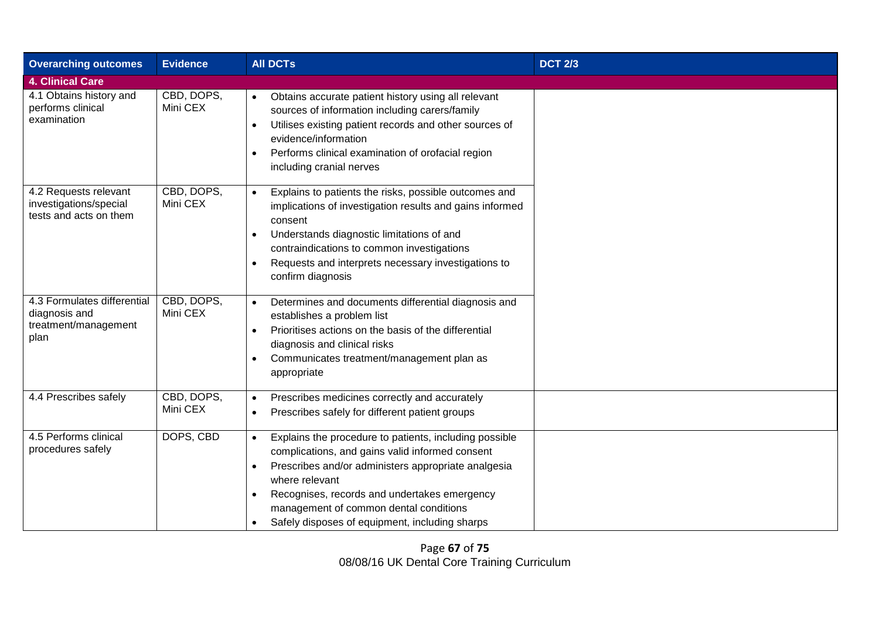| Overarching outcomes | Evidence | All DCTs | DCT 2/3 |
|---|---|---|---|
| **4. Clinical Care** | | | |
| 4.1 Obtains history and performs clinical examination | CBD, DOPS, Mini CEX | • Obtains accurate patient history using all relevant sources of information including carers/family<br>• Utilises existing patient records and other sources of evidence/information<br>• Performs clinical examination of orofacial region including cranial nerves | |
| 4.2 Requests relevant investigations/special tests and acts on them | CBD, DOPS, Mini CEX | • Explains to patients the risks, possible outcomes and implications of investigation results and gains informed consent<br>• Understands diagnostic limitations of and contraindications to common investigations<br>• Requests and interprets necessary investigations to confirm diagnosis | |
| 4.3 Formulates differential diagnosis and treatment/management plan | CBD, DOPS, Mini CEX | • Determines and documents differential diagnosis and establishes a problem list<br>• Prioritises actions on the basis of the differential diagnosis and clinical risks<br>• Communicates treatment/management plan as appropriate | |
| 4.4 Prescribes safely | CBD, DOPS, Mini CEX | • Prescribes medicines correctly and accurately<br>• Prescribes safely for different patient groups | |
| 4.5 Performs clinical procedures safely | DOPS, CBD | • Explains the procedure to patients, including possible complications, and gains valid informed consent<br>• Prescribes and/or administers appropriate analgesia where relevant<br>• Recognises, records and undertakes emergency management of common dental conditions<br>• Safely disposes of equipment, including sharps | |

08/08/16 UK Dental Core Training Curriculum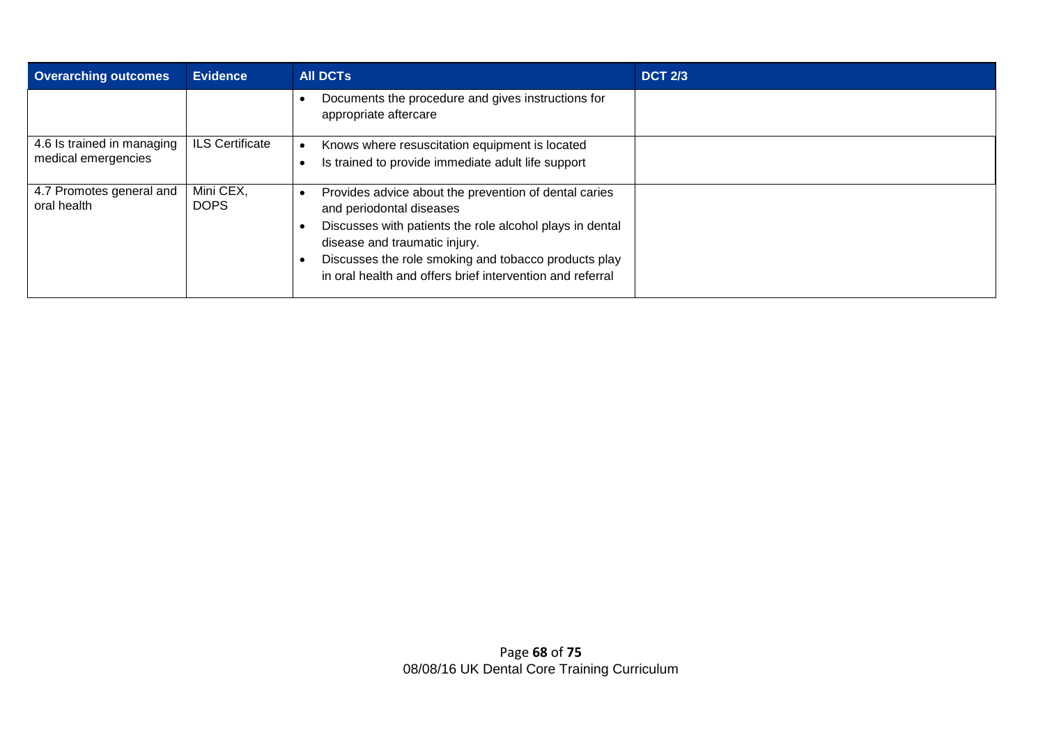| Overarching outcomes | Evidence | All DCTs | DCT 2/3 |
|---|---|---|---|
| | | • Documents the procedure and gives instructions for appropriate aftercare | |
| 4.6 Is trained in managing medical emergencies | ILS Certificate | • Knows where resuscitation equipment is located<br>• Is trained to provide immediate adult life support | |
| 4.7 Promotes general and oral health | Mini CEX, DOPS | • Provides advice about the prevention of dental caries and periodontal diseases<br>• Discusses with patients the role alcohol plays in dental disease and traumatic injury.<br>• Discusses the role smoking and tobacco products play in oral health and offers brief intervention and referral | |

08/08/16 UK Dental Core Training Curriculum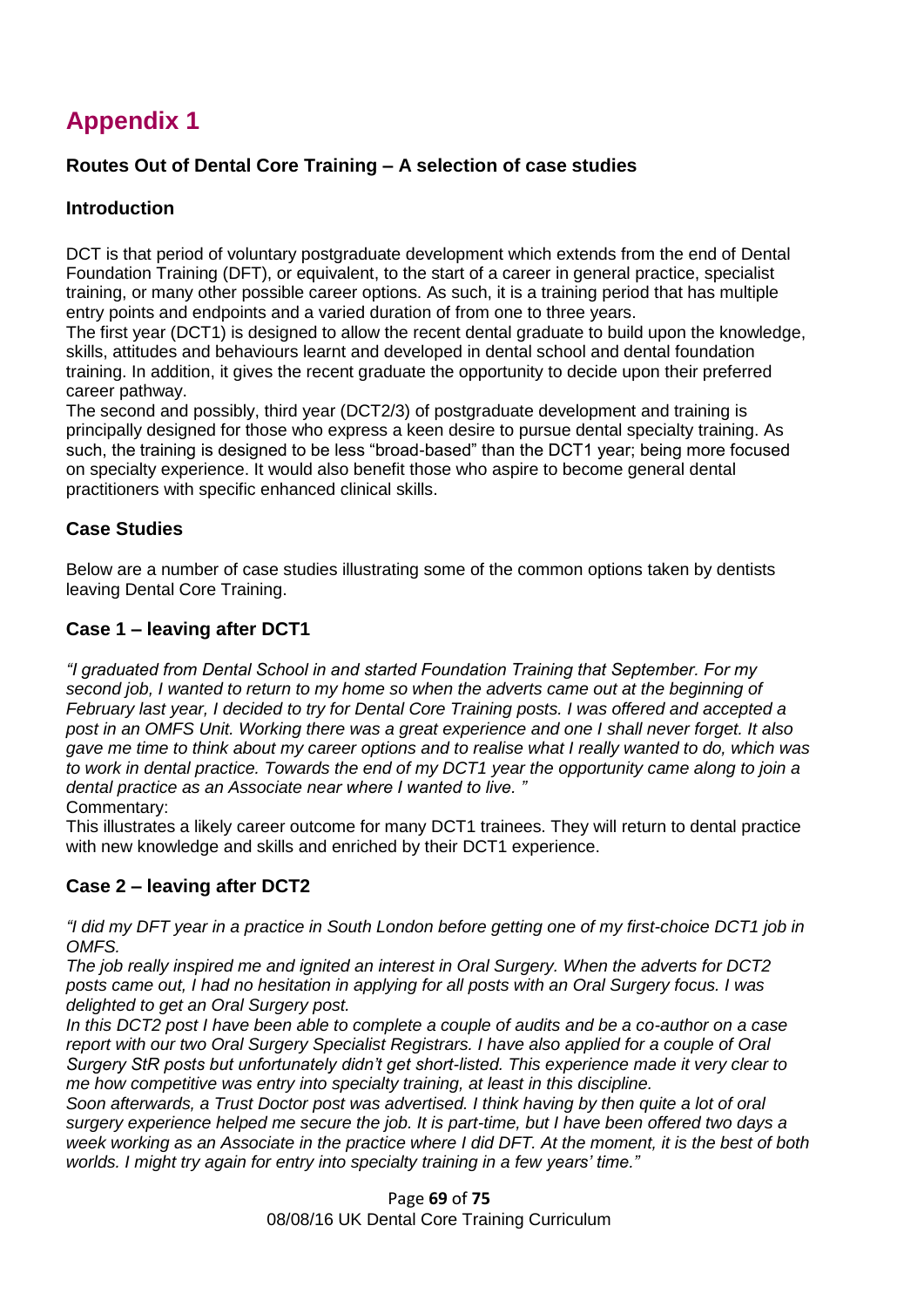# Appendix 1

### Routes Out of Dental Core Training – A selection of case studies

### Introduction

DCT is that period of voluntary postgraduate development which extends from the end of Dental Foundation Training (DFT), or equivalent, to the start of a career in general practice, specialist training, or many other possible career options. As such, it is a training period that has multiple entry points and endpoints and a varied duration of from one to three years.

The first year (DCT1) is designed to allow the recent dental graduate to build upon the knowledge, skills, attitudes and behaviours learnt and developed in dental school and dental foundation training. In addition, it gives the recent graduate the opportunity to decide upon their preferred career pathway.

The second and possibly, third year (DCT2/3) of postgraduate development and training is principally designed for those who express a keen desire to pursue dental specialty training. As such, the training is designed to be less "broad-based" than the DCT1 year; being more focused on specialty experience. It would also benefit those who aspire to become general dental practitioners with specific enhanced clinical skills.

### Case Studies

Below are a number of case studies illustrating some of the common options taken by dentists leaving Dental Core Training.

### Case 1 – leaving after DCT1

*"I graduated from Dental School in and started Foundation Training that September. For my second job, I wanted to return to my home so when the adverts came out at the beginning of February last year, I decided to try for Dental Core Training posts. I was offered and accepted a post in an OMFS Unit. Working there was a great experience and one I shall never forget. It also gave me time to think about my career options and to realise what I really wanted to do, which was to work in dental practice. Towards the end of my DCT1 year the opportunity came along to join a dental practice as an Associate near where I wanted to live. "*

Commentary:

This illustrates a likely career outcome for many DCT1 trainees. They will return to dental practice with new knowledge and skills and enriched by their DCT1 experience.

### Case 2 – leaving after DCT2

*"I did my DFT year in a practice in South London before getting one of my first-choice DCT1 job in OMFS.*

*The job really inspired me and ignited an interest in Oral Surgery. When the adverts for DCT2 posts came out, I had no hesitation in applying for all posts with an Oral Surgery focus. I was delighted to get an Oral Surgery post.*

*In this DCT2 post I have been able to complete a couple of audits and be a co-author on a case report with our two Oral Surgery Specialist Registrars. I have also applied for a couple of Oral Surgery StR posts but unfortunately didn't get short-listed. This experience made it very clear to me how competitive was entry into specialty training, at least in this discipline.*

*Soon afterwards, a Trust Doctor post was advertised. I think having by then quite a lot of oral surgery experience helped me secure the job. It is part-time, but I have been offered two days a week working as an Associate in the practice where I did DFT. At the moment, it is the best of both worlds. I might try again for entry into specialty training in a few years' time."*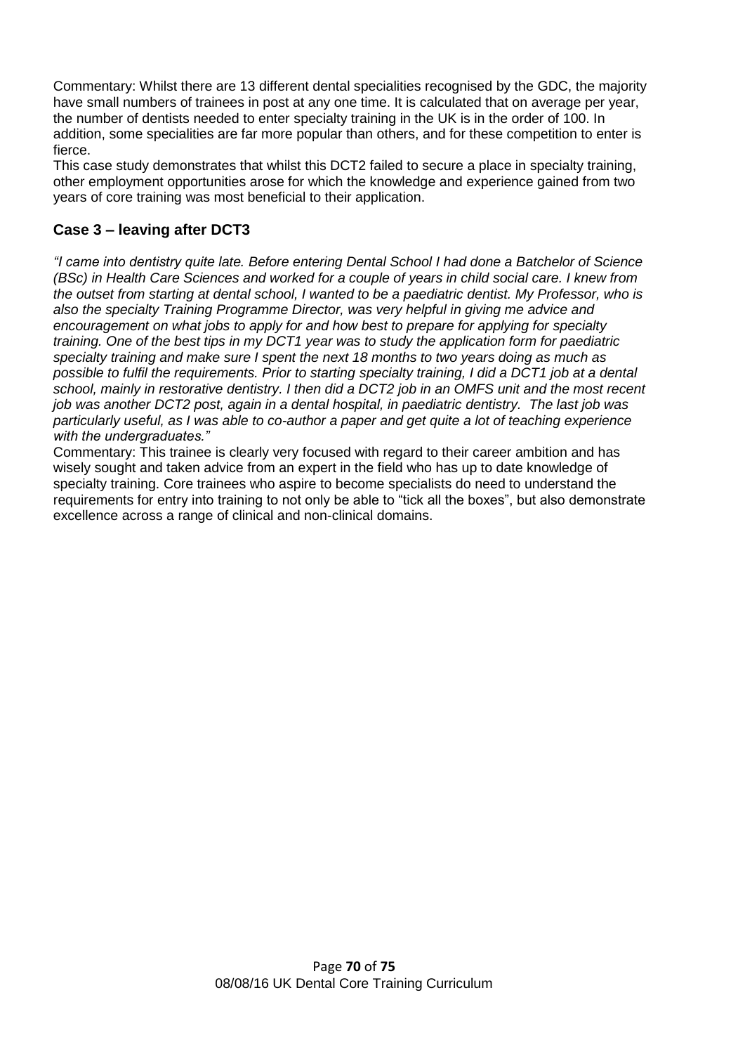Commentary: Whilst there are 13 different dental specialities recognised by the GDC, the majority have small numbers of trainees in post at any one time. It is calculated that on average per year, the number of dentists needed to enter specialty training in the UK is in the order of 100. In addition, some specialities are far more popular than others, and for these competition to enter is fierce.

This case study demonstrates that whilst this DCT2 failed to secure a place in specialty training, other employment opportunities arose for which the knowledge and experience gained from two years of core training was most beneficial to their application.

### Case 3 – leaving after DCT3

*"I came into dentistry quite late. Before entering Dental School I had done a Batchelor of Science (BSc) in Health Care Sciences and worked for a couple of years in child social care. I knew from the outset from starting at dental school, I wanted to be a paediatric dentist. My Professor, who is also the specialty Training Programme Director, was very helpful in giving me advice and encouragement on what jobs to apply for and how best to prepare for applying for specialty training. One of the best tips in my DCT1 year was to study the application form for paediatric specialty training and make sure I spent the next 18 months to two years doing as much as possible to fulfil the requirements. Prior to starting specialty training, I did a DCT1 job at a dental school, mainly in restorative dentistry. I then did a DCT2 job in an OMFS unit and the most recent job was another DCT2 post, again in a dental hospital, in paediatric dentistry. The last job was particularly useful, as I was able to co-author a paper and get quite a lot of teaching experience with the undergraduates."*

Commentary: This trainee is clearly very focused with regard to their career ambition and has wisely sought and taken advice from an expert in the field who has up to date knowledge of specialty training. Core trainees who aspire to become specialists do need to understand the requirements for entry into training to not only be able to "tick all the boxes", but also demonstrate excellence across a range of clinical and non-clinical domains.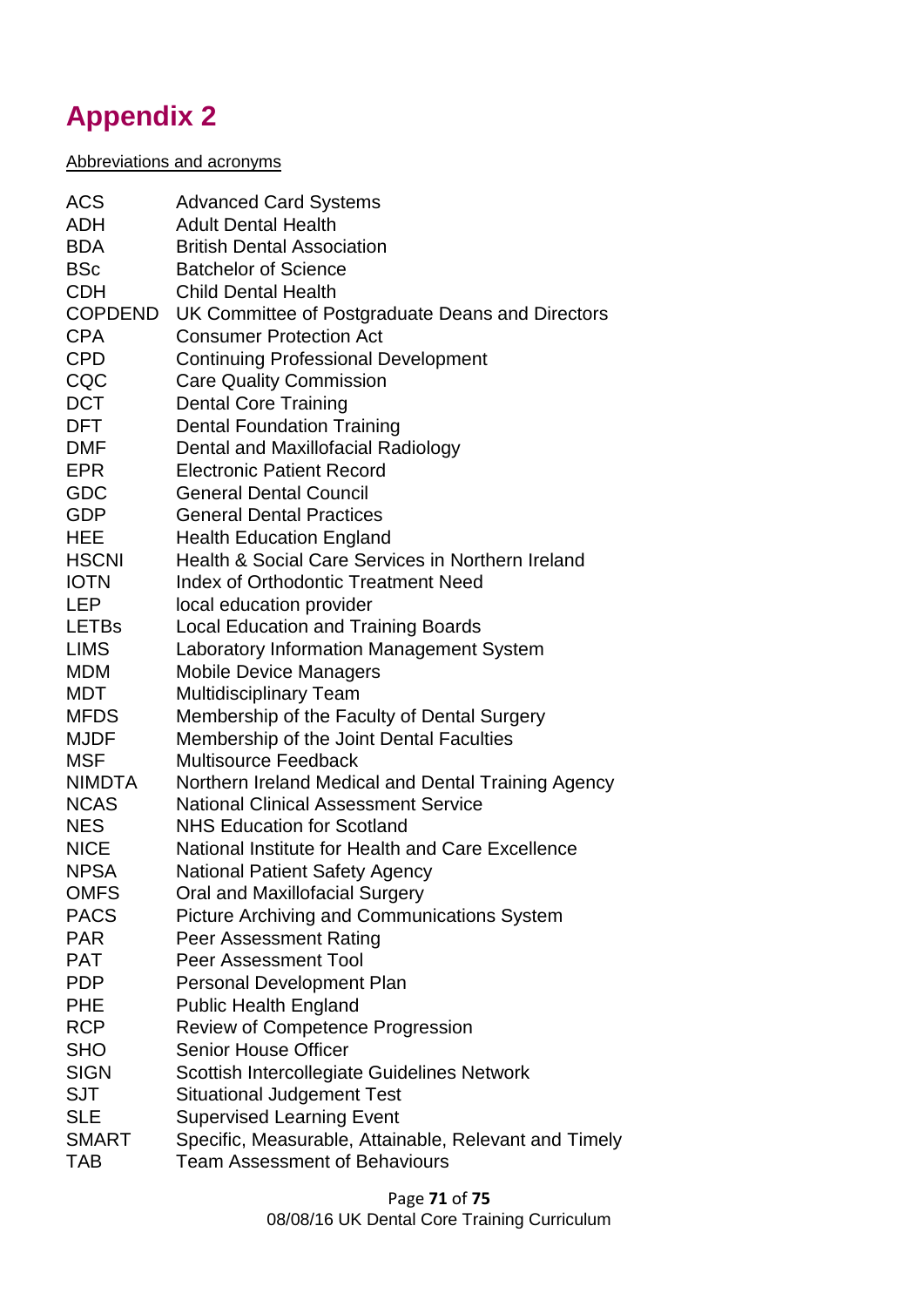# Appendix 2

Abbreviations and acronyms

| | |
|---|---|
| ACS | Advanced Card Systems |
| ADH | Adult Dental Health |
| BDA | British Dental Association |
| BSc | Batchelor of Science |
| CDH | Child Dental Health |
| COPDEND | UK Committee of Postgraduate Deans and Directors |
| CPA | Consumer Protection Act |
| CPD | Continuing Professional Development |
| CQC | Care Quality Commission |
| DCT | Dental Core Training |
| DFT | Dental Foundation Training |
| DMF | Dental and Maxillofacial Radiology |
| EPR | Electronic Patient Record |
| GDC | General Dental Council |
| GDP | General Dental Practices |
| HEE | Health Education England |
| HSCNI | Health & Social Care Services in Northern Ireland |
| IOTN | Index of Orthodontic Treatment Need |
| LEP | local education provider |
| LETBs | Local Education and Training Boards |
| LIMS | Laboratory Information Management System |
| MDM | Mobile Device Managers |
| MDT | Multidisciplinary Team |
| MFDS | Membership of the Faculty of Dental Surgery |
| MJDF | Membership of the Joint Dental Faculties |
| MSF | Multisource Feedback |
| NIMDTA | Northern Ireland Medical and Dental Training Agency |
| NCAS | National Clinical Assessment Service |
| NES | NHS Education for Scotland |
| NICE | National Institute for Health and Care Excellence |
| NPSA | National Patient Safety Agency |
| OMFS | Oral and Maxillofacial Surgery |
| PACS | Picture Archiving and Communications System |
| PAR | Peer Assessment Rating |
| PAT | Peer Assessment Tool |
| PDP | Personal Development Plan |
| PHE | Public Health England |
| RCP | Review of Competence Progression |
| SHO | Senior House Officer |
| SIGN | Scottish Intercollegiate Guidelines Network |
| SJT | Situational Judgement Test |
| SLE | Supervised Learning Event |
| SMART | Specific, Measurable, Attainable, Relevant and Timely |
| TAB | Team Assessment of Behaviours |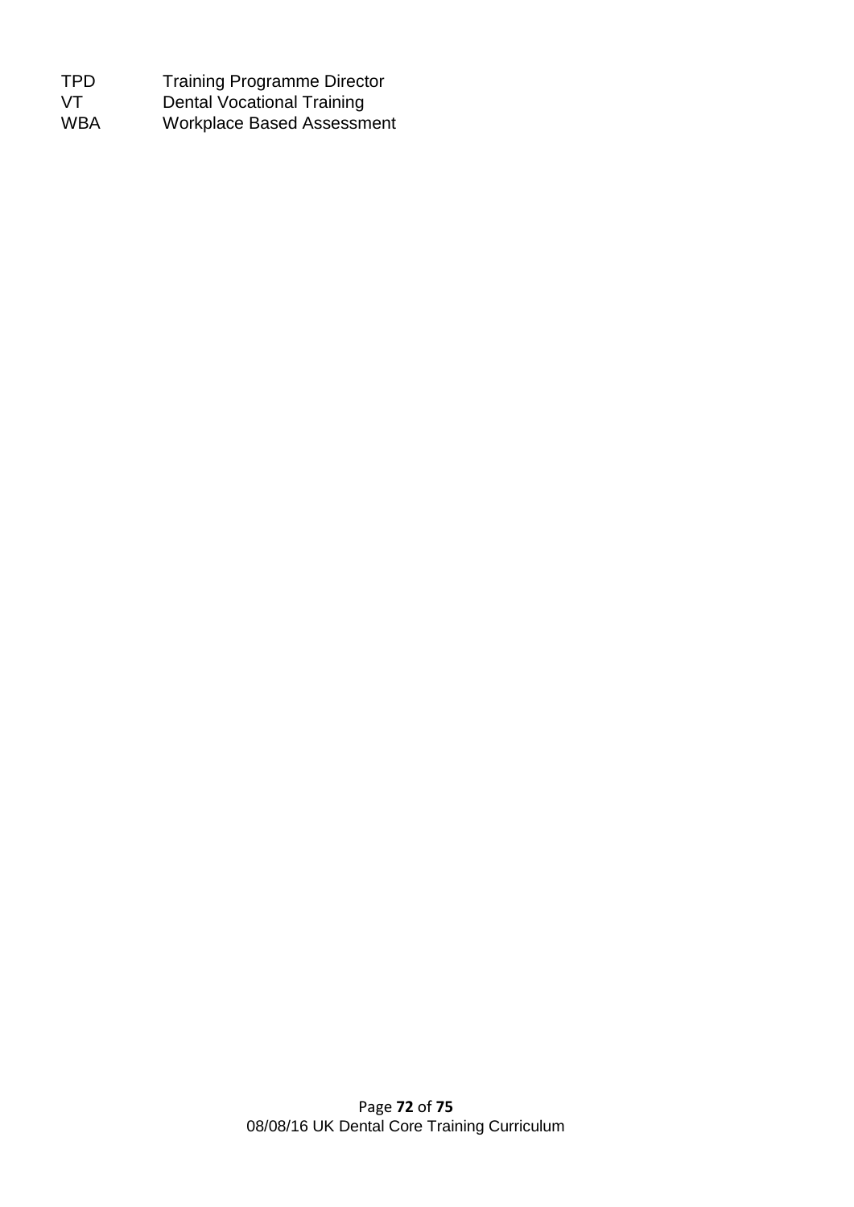| | |
|---|---|
| TPD | Training Programme Director |
| VT | Dental Vocational Training |
| WBA | Workplace Based Assessment |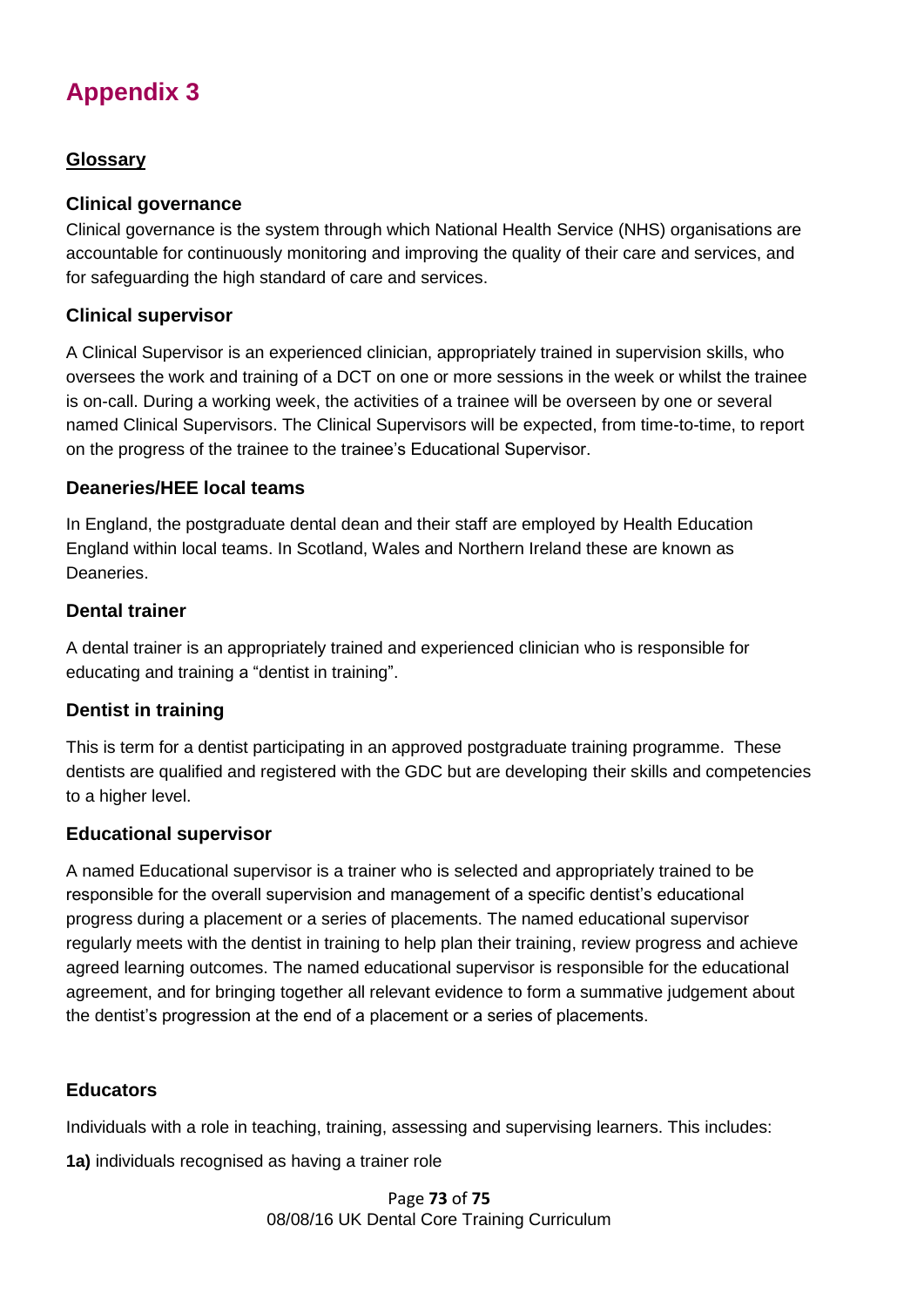# Appendix 3

## Glossary

### Clinical governance

Clinical governance is the system through which National Health Service (NHS) organisations are accountable for continuously monitoring and improving the quality of their care and services, and for safeguarding the high standard of care and services.

### Clinical supervisor

A Clinical Supervisor is an experienced clinician, appropriately trained in supervision skills, who oversees the work and training of a DCT on one or more sessions in the week or whilst the trainee is on-call. During a working week, the activities of a trainee will be overseen by one or several named Clinical Supervisors. The Clinical Supervisors will be expected, from time-to-time, to report on the progress of the trainee to the trainee's Educational Supervisor.

### Deaneries/HEE local teams

In England, the postgraduate dental dean and their staff are employed by Health Education England within local teams. In Scotland, Wales and Northern Ireland these are known as Deaneries.

### Dental trainer

A dental trainer is an appropriately trained and experienced clinician who is responsible for educating and training a "dentist in training".

### Dentist in training

This is term for a dentist participating in an approved postgraduate training programme. These dentists are qualified and registered with the GDC but are developing their skills and competencies to a higher level.

### Educational supervisor

A named Educational supervisor is a trainer who is selected and appropriately trained to be responsible for the overall supervision and management of a specific dentist's educational progress during a placement or a series of placements. The named educational supervisor regularly meets with the dentist in training to help plan their training, review progress and achieve agreed learning outcomes. The named educational supervisor is responsible for the educational agreement, and for bringing together all relevant evidence to form a summative judgement about the dentist's progression at the end of a placement or a series of placements.

### Educators

Individuals with a role in teaching, training, assessing and supervising learners. This includes:

**1a)** individuals recognised as having a trainer role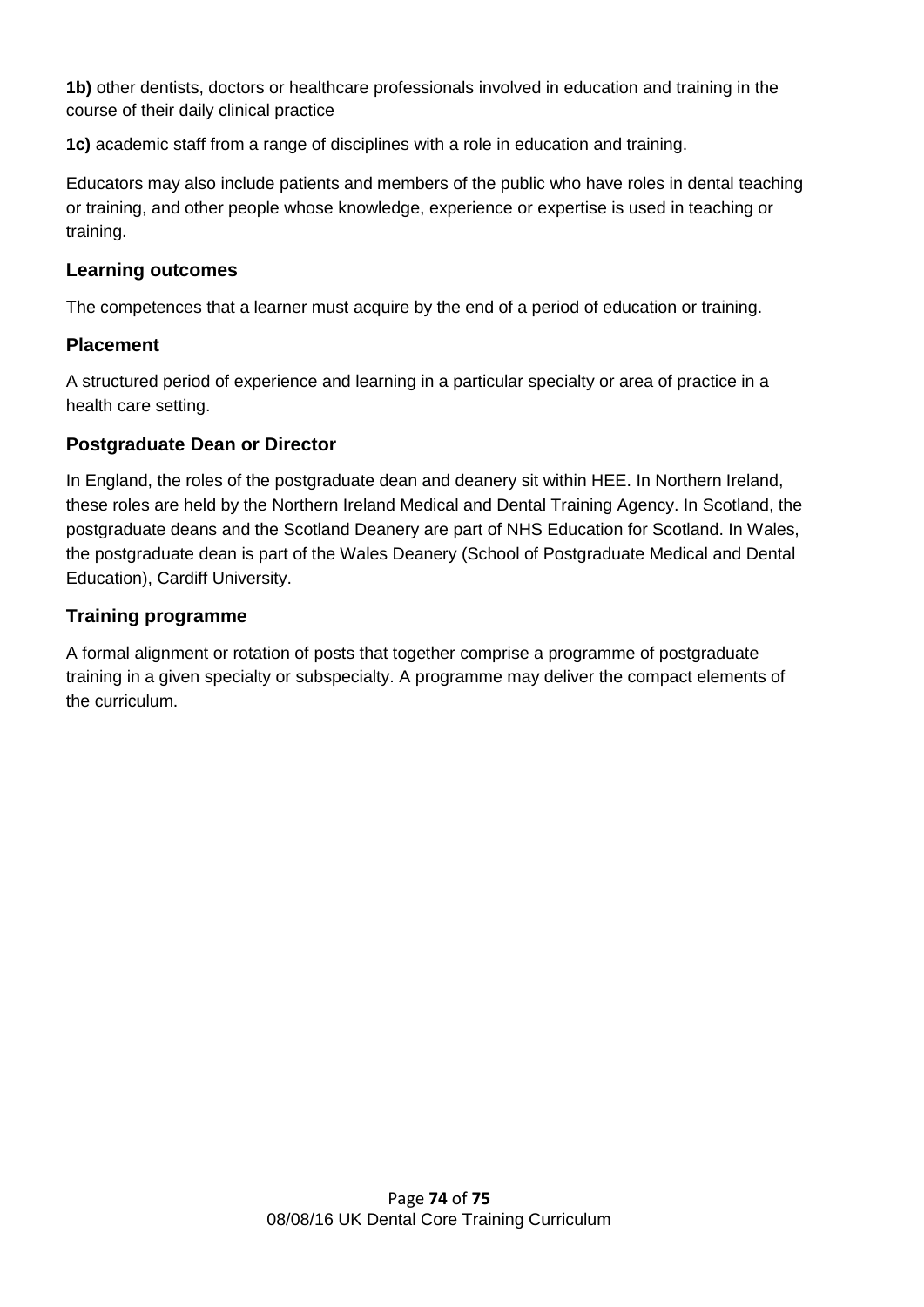**1b)** other dentists, doctors or healthcare professionals involved in education and training in the course of their daily clinical practice

**1c)** academic staff from a range of disciplines with a role in education and training.

Educators may also include patients and members of the public who have roles in dental teaching or training, and other people whose knowledge, experience or expertise is used in teaching or training.

### Learning outcomes

The competences that a learner must acquire by the end of a period of education or training.

### Placement

A structured period of experience and learning in a particular specialty or area of practice in a health care setting.

### Postgraduate Dean or Director

In England, the roles of the postgraduate dean and deanery sit within HEE. In Northern Ireland, these roles are held by the Northern Ireland Medical and Dental Training Agency. In Scotland, the postgraduate deans and the Scotland Deanery are part of NHS Education for Scotland. In Wales, the postgraduate dean is part of the Wales Deanery (School of Postgraduate Medical and Dental Education), Cardiff University.

### Training programme

A formal alignment or rotation of posts that together comprise a programme of postgraduate training in a given specialty or subspecialty. A programme may deliver the compact elements of the curriculum.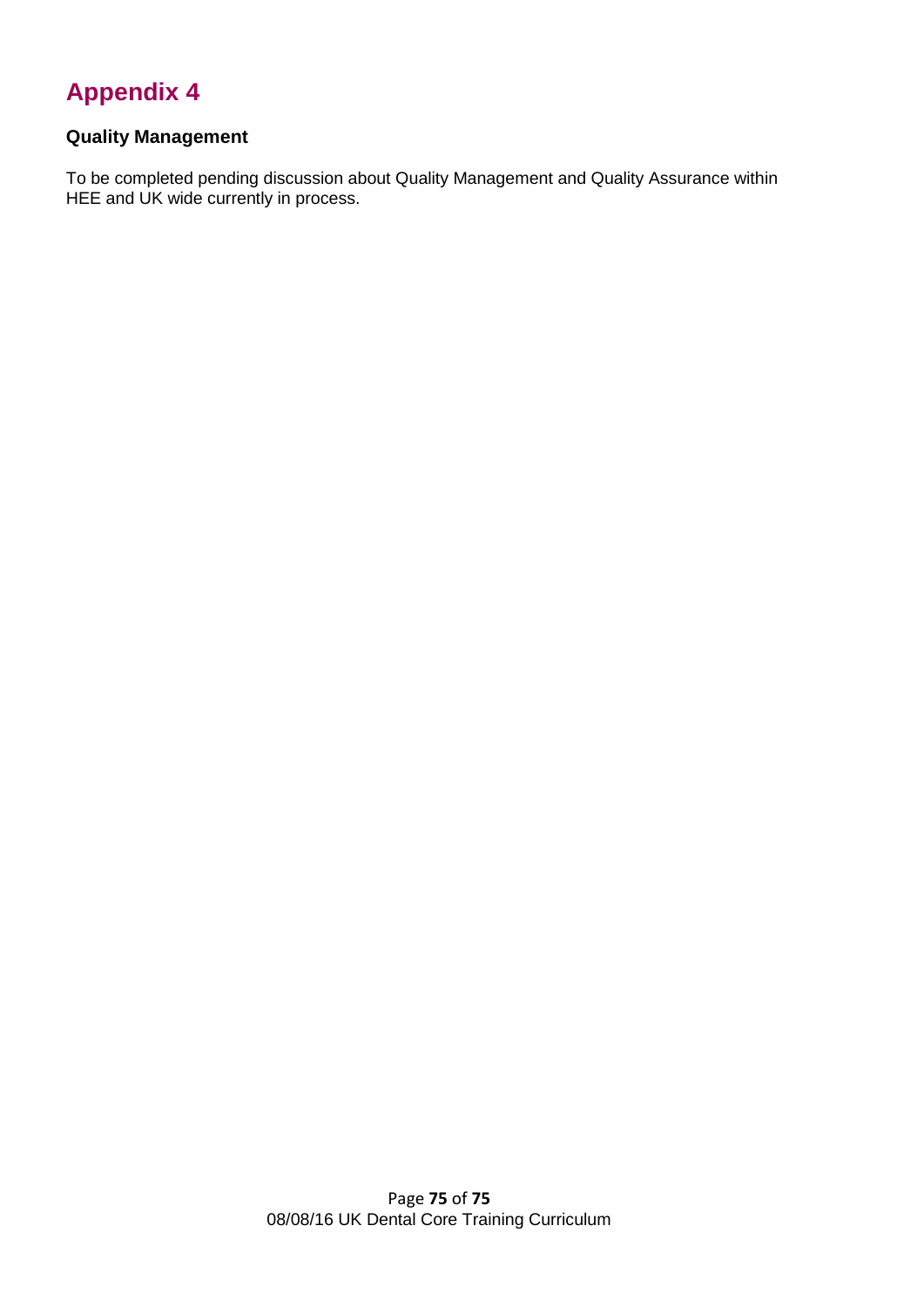# Appendix 4

### Quality Management

To be completed pending discussion about Quality Management and Quality Assurance within HEE and UK wide currently in process.